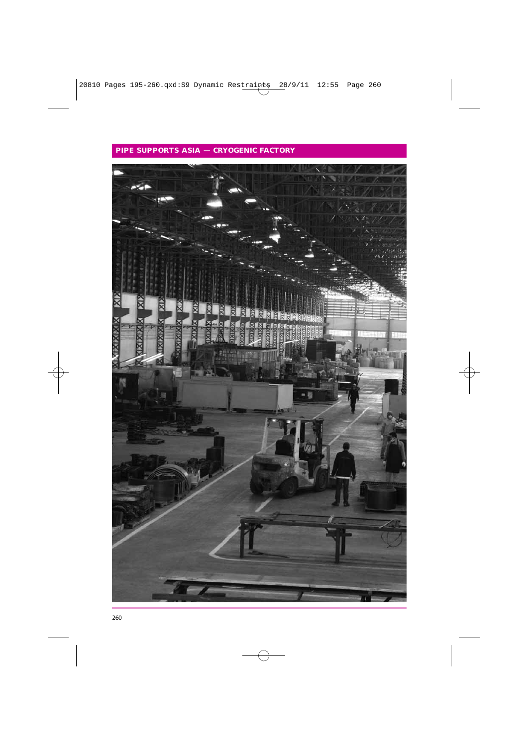## PIPE SUPPORTS ASIA — CRYOGENIC FACTORY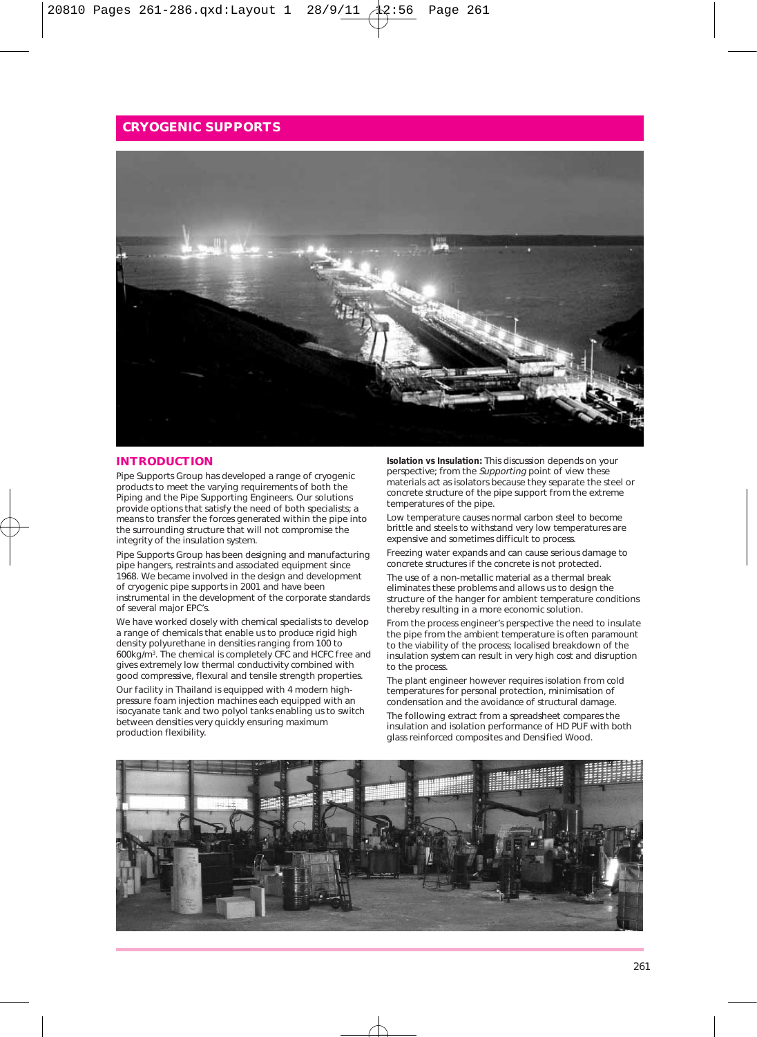# CRYOGENIC SUPPORTS

## INTRODUCTION

Pipe Supports Group has developed a range of cryogenic products to meet the varying requirements of both the Piping and the Pipe Supporting Engineers. Our solutions provide options that satisfy the need of both specialists; a means to transfer the forces generated within the pipe into the surrounding structure that will not compromise the integrity of the insulation system.

Pipe Supports Group has been designing and manufacturing pipe hangers, restraints and associated equipment since 1968. We became involved in the design and development of cryogenic pipe supports in 2001 and have been instrumental in the development of the corporate standards of several major EPC's.

We have worked closely with chemical specialists to develop a range of chemicals that enable us to produce rigid high density polyurethane in densities ranging from 100 to 600kg/m$^3$. The chemical is completely CFC and HCFC free and gives extremely low thermal conductivity combined with good compressive, flexural and tensile strength properties.

Our facility in Thailand is equipped with 4 modern high-pressure foam injection machines each equipped with an isocyanate tank and two polyol tanks enabling us to switch between densities very quickly ensuring maximum production flexibility.

**Isolation vs Insulation:** This discussion depends on your perspective; from the *Supporting* point of view these materials act as isolators because they separate the steel or concrete structure of the pipe support from the extreme temperatures of the pipe.

Low temperature causes normal carbon steel to become brittle and steels to withstand very low temperatures are expensive and sometimes difficult to process.

Freezing water expands and can cause serious damage to concrete structures if the concrete is not protected.

The use of a non-metallic material as a thermal break eliminates these problems and allows us to design the structure of the hanger for ambient temperature conditions thereby resulting in a more economic solution.

From the process engineer's perspective the need to insulate the pipe from the ambient temperature is often paramount to the viability of the process; localised breakdown of the insulation system can result in very high cost and disruption to the process.

The plant engineer however requires isolation from cold temperatures for personal protection, minimisation of condensation and the avoidance of structural damage.

The following extract from a spreadsheet compares the insulation and isolation performance of HD PUF with both glass reinforced composites and Densified Wood.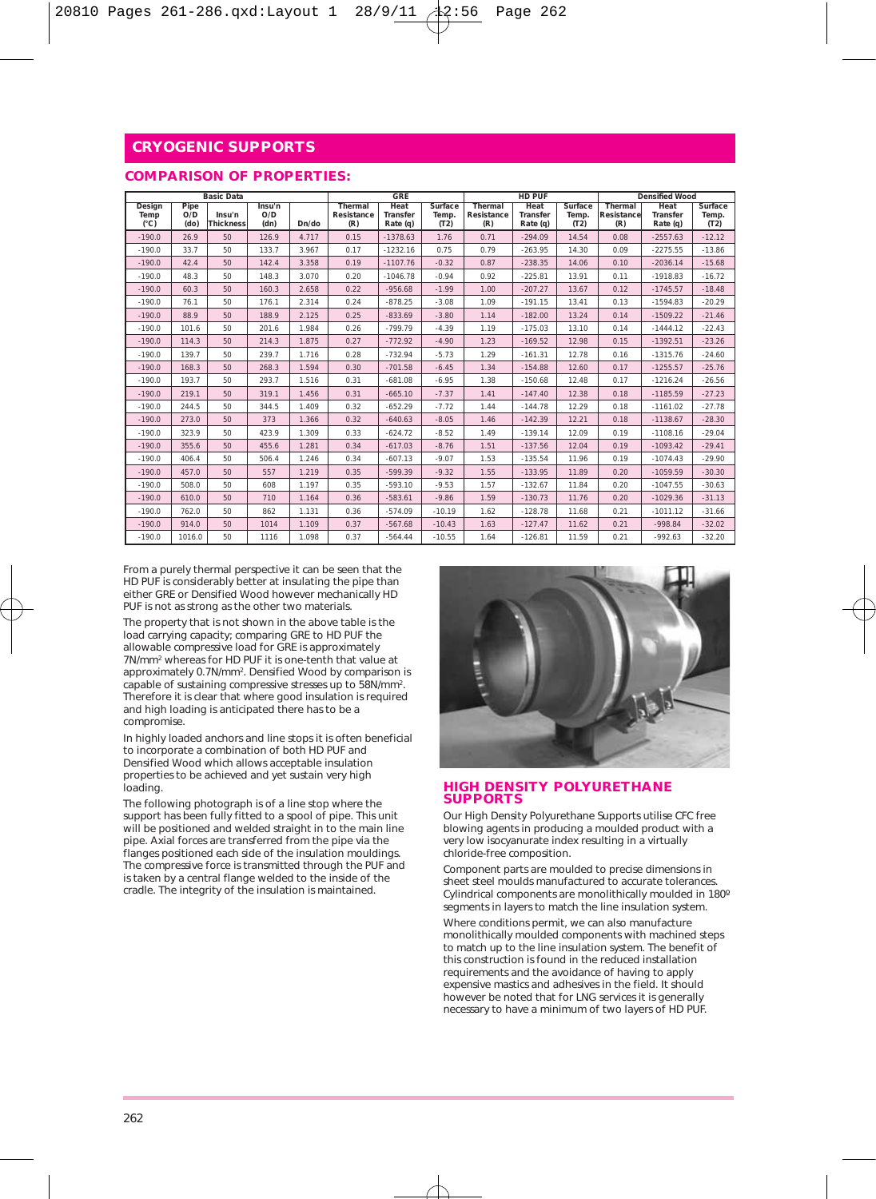## CRYOGENIC SUPPORTS

### COMPARISON OF PROPERTIES:

| Basic Data | | | | | GRE | | | HD PUF | | | Densified Wood | | |
|---|---|---|---|---|---|---|---|---|---|---|---|---|---|
| Design Temp (°C) | Pipe O/D (do) | Insu'n Thickness | Insu'n O/D (dn) | Dn/do | Thermal Resistance (R) | Heat Transfer Rate (q) | Surface Temp. (T2) | Thermal Resistance (R) | Heat Transfer Rate (q) | Surface Temp. (T2) | Thermal Resistance (R) | Heat Transfer Rate (q) | Surface Temp. (T2) |
| -190.0 | 26.9 | 50 | 126.9 | 4.717 | 0.15 | -1378.63 | 1.76 | 0.71 | -294.09 | 14.54 | 0.08 | -2557.63 | -12.12 |
| -190.0 | 33.7 | 50 | 133.7 | 3.967 | 0.17 | -1232.16 | 0.75 | 0.79 | -263.95 | 14.30 | 0.09 | -2275.55 | -13.86 |
| -190.0 | 42.4 | 50 | 142.4 | 3.358 | 0.19 | -1107.76 | -0.32 | 0.87 | -238.35 | 14.06 | 0.10 | -2036.14 | -15.68 |
| -190.0 | 48.3 | 50 | 148.3 | 3.070 | 0.20 | -1046.78 | -0.94 | 0.92 | -225.81 | 13.91 | 0.11 | -1918.83 | -16.72 |
| -190.0 | 60.3 | 50 | 160.3 | 2.658 | 0.22 | -956.68 | -1.99 | 1.00 | -207.27 | 13.67 | 0.12 | -1745.57 | -18.48 |
| -190.0 | 76.1 | 50 | 176.1 | 2.314 | 0.24 | -878.25 | -3.08 | 1.09 | -191.15 | 13.41 | 0.13 | -1594.83 | -20.29 |
| -190.0 | 88.9 | 50 | 188.9 | 2.125 | 0.25 | -833.69 | -3.80 | 1.14 | -182.00 | 13.24 | 0.14 | -1509.22 | -21.46 |
| -190.0 | 101.6 | 50 | 201.6 | 1.984 | 0.26 | -799.79 | -4.39 | 1.19 | -175.03 | 13.10 | 0.14 | -1444.12 | -22.43 |
| -190.0 | 114.3 | 50 | 214.3 | 1.875 | 0.27 | -772.92 | -4.90 | 1.23 | -169.52 | 12.98 | 0.15 | -1392.51 | -23.26 |
| -190.0 | 139.7 | 50 | 239.7 | 1.716 | 0.28 | -732.94 | -5.73 | 1.29 | -161.31 | 12.78 | 0.16 | -1315.76 | -24.60 |
| -190.0 | 168.3 | 50 | 268.3 | 1.594 | 0.30 | -701.58 | -6.45 | 1.34 | -154.88 | 12.60 | 0.17 | -1255.57 | -25.76 |
| -190.0 | 193.7 | 50 | 293.7 | 1.516 | 0.31 | -681.08 | -6.95 | 1.38 | -150.68 | 12.48 | 0.17 | -1216.24 | -26.56 |
| -190.0 | 219.1 | 50 | 319.1 | 1.456 | 0.31 | -665.10 | -7.37 | 1.41 | -147.40 | 12.38 | 0.18 | -1185.59 | -27.23 |
| -190.0 | 244.5 | 50 | 344.5 | 1.409 | 0.32 | -652.29 | -7.72 | 1.44 | -144.78 | 12.29 | 0.18 | -1161.02 | -27.78 |
| -190.0 | 273.0 | 50 | 373 | 1.366 | 0.32 | -640.63 | -8.05 | 1.46 | -142.39 | 12.21 | 0.18 | -1138.67 | -28.30 |
| -190.0 | 323.9 | 50 | 423.9 | 1.309 | 0.33 | -624.72 | -8.52 | 1.49 | -139.14 | 12.09 | 0.19 | -1108.16 | -29.04 |
| -190.0 | 355.6 | 50 | 455.6 | 1.281 | 0.34 | -617.03 | -8.76 | 1.51 | -137.56 | 12.04 | 0.19 | -1093.42 | -29.41 |
| -190.0 | 406.4 | 50 | 506.4 | 1.246 | 0.34 | -607.13 | -9.07 | 1.53 | -135.54 | 11.96 | 0.19 | -1074.43 | -29.90 |
| -190.0 | 457.0 | 50 | 557 | 1.219 | 0.35 | -599.39 | -9.32 | 1.55 | -133.95 | 11.89 | 0.20 | -1059.59 | -30.30 |
| -190.0 | 508.0 | 50 | 608 | 1.197 | 0.35 | -593.10 | -9.53 | 1.57 | -132.67 | 11.84 | 0.20 | -1047.55 | -30.63 |
| -190.0 | 610.0 | 50 | 710 | 1.164 | 0.36 | -583.61 | -9.86 | 1.59 | -130.73 | 11.76 | 0.20 | -1029.36 | -31.13 |
| -190.0 | 762.0 | 50 | 862 | 1.131 | 0.36 | -574.09 | -10.19 | 1.62 | -128.78 | 11.68 | 0.21 | -1011.12 | -31.66 |
| -190.0 | 914.0 | 50 | 1014 | 1.109 | 0.37 | -567.68 | -10.43 | 1.63 | -127.47 | 11.62 | 0.21 | -998.84 | -32.02 |
| -190.0 | 1016.0 | 50 | 1116 | 1.098 | 0.37 | -564.44 | -10.55 | 1.64 | -126.81 | 11.59 | 0.21 | -992.63 | -32.20 |

From a purely thermal perspective it can be seen that the HD PUF is considerably better at insulating the pipe than either GRE or Densified Wood however mechanically HD PUF is not as strong as the other two materials.

The property that is not shown in the above table is the load carrying capacity; comparing GRE to HD PUF the allowable compressive load for GRE is approximately 7N/mm$^2$ whereas for HD PUF it is one-tenth that value at approximately 0.7N/mm$^2$. Densified Wood by comparison is capable of sustaining compressive stresses up to 58N/mm$^2$. Therefore it is clear that where good insulation is required and high loading is anticipated there has to be a compromise.

In highly loaded anchors and line stops it is often beneficial to incorporate a combination of both HD PUF and Densified Wood which allows acceptable insulation properties to be achieved and yet sustain very high loading.

The following photograph is of a line stop where the support has been fully fitted to a spool of pipe. This unit will be positioned and welded straight in to the main line pipe. Axial forces are transferred from the pipe via the flanges positioned each side of the insulation mouldings. The compressive force is transmitted through the PUF and is taken by a central flange welded to the inside of the cradle. The integrity of the insulation is maintained.

### HIGH DENSITY POLYURETHANE SUPPORTS

Our High Density Polyurethane Supports utilise CFC free blowing agents in producing a moulded product with a very low isocyanurate index resulting in a virtually chloride-free composition.

Component parts are moulded to precise dimensions in sheet steel moulds manufactured to accurate tolerances. Cylindrical components are monolithically moulded in 180º segments in layers to match the line insulation system.

Where conditions permit, we can also manufacture monolithically moulded components with machined steps to match up to the line insulation system. The benefit of this construction is found in the reduced installation requirements and the avoidance of having to apply expensive mastics and adhesives in the field. It should however be noted that for LNG services it is generally necessary to have a minimum of two layers of HD PUF.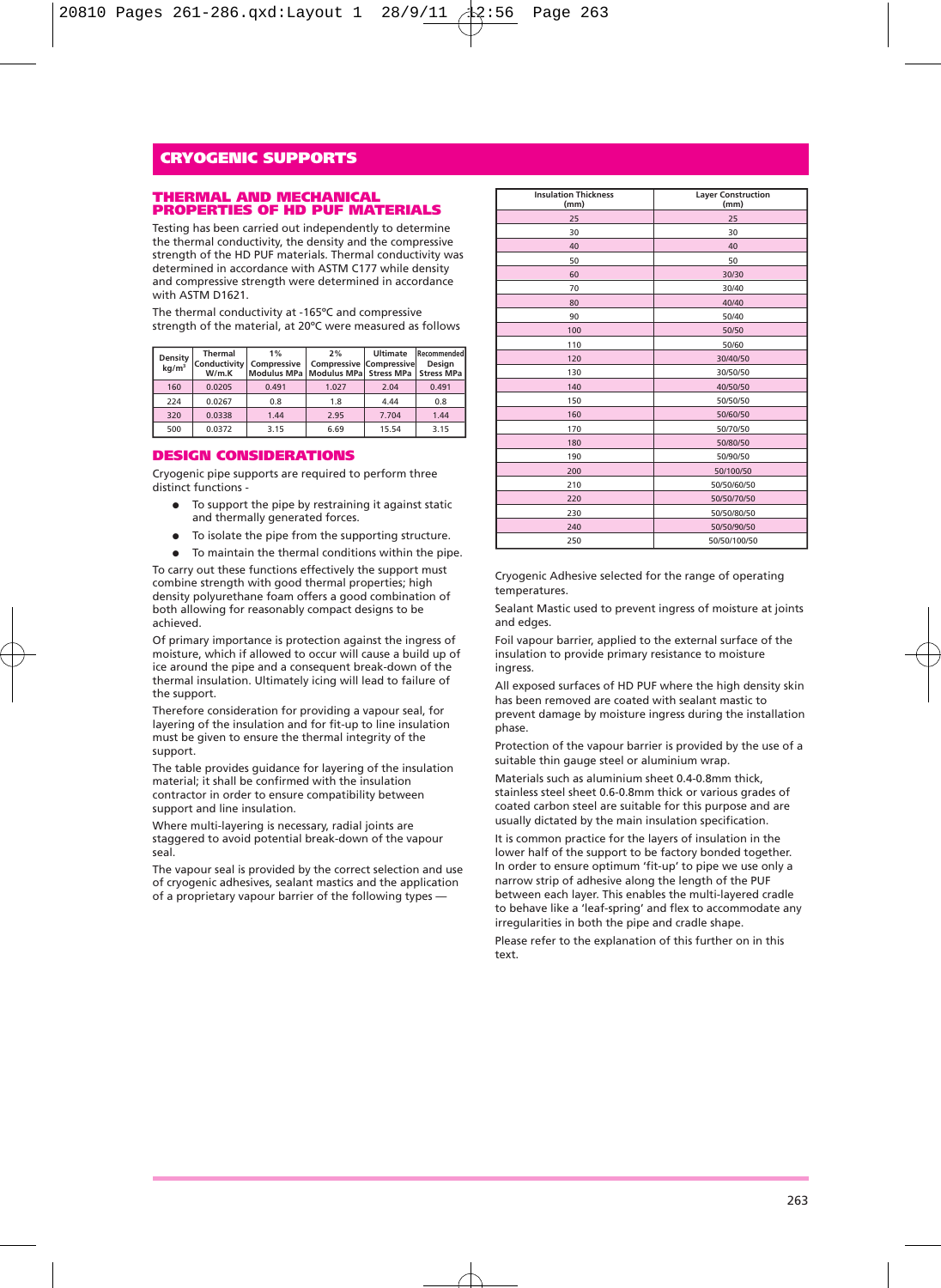# CRYOGENIC SUPPORTS

## THERMAL AND MECHANICAL PROPERTIES OF HD PUF MATERIALS

Testing has been carried out independently to determine the thermal conductivity, the density and the compressive strength of the HD PUF materials. Thermal conductivity was determined in accordance with ASTM C177 while density and compressive strength were determined in accordance with ASTM D1621.

The thermal conductivity at -165°C and compressive strength of the material, at 20°C were measured as follows

| Density kg/m³ | Thermal Conductivity W/m.K | 1% Compressive Modulus MPa | 2% Compressive Modulus MPa | Ultimate Compressive Stress MPa | Recommended Design Stress MPa |
|---|---|---|---|---|---|
| 160 | 0.0205 | 0.491 | 1.027 | 2.04 | 0.491 |
| 224 | 0.0267 | 0.8 | 1.8 | 4.44 | 0.8 |
| 320 | 0.0338 | 1.44 | 2.95 | 7.704 | 1.44 |
| 500 | 0.0372 | 3.15 | 6.69 | 15.54 | 3.15 |

## DESIGN CONSIDERATIONS

Cryogenic pipe supports are required to perform three distinct functions -

- To support the pipe by restraining it against static and thermally generated forces.
- To isolate the pipe from the supporting structure.
- To maintain the thermal conditions within the pipe.

To carry out these functions effectively the support must combine strength with good thermal properties; high density polyurethane foam offers a good combination of both allowing for reasonably compact designs to be achieved.

Of primary importance is protection against the ingress of moisture, which if allowed to occur will cause a build up of ice around the pipe and a consequent break-down of the thermal insulation. Ultimately icing will lead to failure of the support.

Therefore consideration for providing a vapour seal, for layering of the insulation and for fit-up to line insulation must be given to ensure the thermal integrity of the support.

The table provides guidance for layering of the insulation material; it shall be confirmed with the insulation contractor in order to ensure compatibility between support and line insulation.

Where multi-layering is necessary, radial joints are staggered to avoid potential break-down of the vapour seal.

The vapour seal is provided by the correct selection and use of cryogenic adhesives, sealant mastics and the application of a proprietary vapour barrier of the following types —

| Insulation Thickness (mm) | Layer Construction (mm) |
|---|---|
| 25 | 25 |
| 30 | 30 |
| 40 | 40 |
| 50 | 50 |
| 60 | 30/30 |
| 70 | 30/40 |
| 80 | 40/40 |
| 90 | 50/40 |
| 100 | 50/50 |
| 110 | 50/60 |
| 120 | 30/40/50 |
| 130 | 30/50/50 |
| 140 | 40/50/50 |
| 150 | 50/50/50 |
| 160 | 50/60/50 |
| 170 | 50/70/50 |
| 180 | 50/80/50 |
| 190 | 50/90/50 |
| 200 | 50/100/50 |
| 210 | 50/50/60/50 |
| 220 | 50/50/70/50 |
| 230 | 50/50/80/50 |
| 240 | 50/50/90/50 |
| 250 | 50/50/100/50 |

Cryogenic Adhesive selected for the range of operating temperatures.

Sealant Mastic used to prevent ingress of moisture at joints and edges.

Foil vapour barrier, applied to the external surface of the insulation to provide primary resistance to moisture ingress.

All exposed surfaces of HD PUF where the high density skin has been removed are coated with sealant mastic to prevent damage by moisture ingress during the installation phase.

Protection of the vapour barrier is provided by the use of a suitable thin gauge steel or aluminium wrap.

Materials such as aluminium sheet 0.4-0.8mm thick, stainless steel sheet 0.6-0.8mm thick or various grades of coated carbon steel are suitable for this purpose and are usually dictated by the main insulation specification.

It is common practice for the layers of insulation in the lower half of the support to be factory bonded together. In order to ensure optimum 'fit-up' to pipe we use only a narrow strip of adhesive along the length of the PUF between each layer. This enables the multi-layered cradle to behave like a 'leaf-spring' and flex to accommodate any irregularities in both the pipe and cradle shape.

Please refer to the explanation of this further on in this text.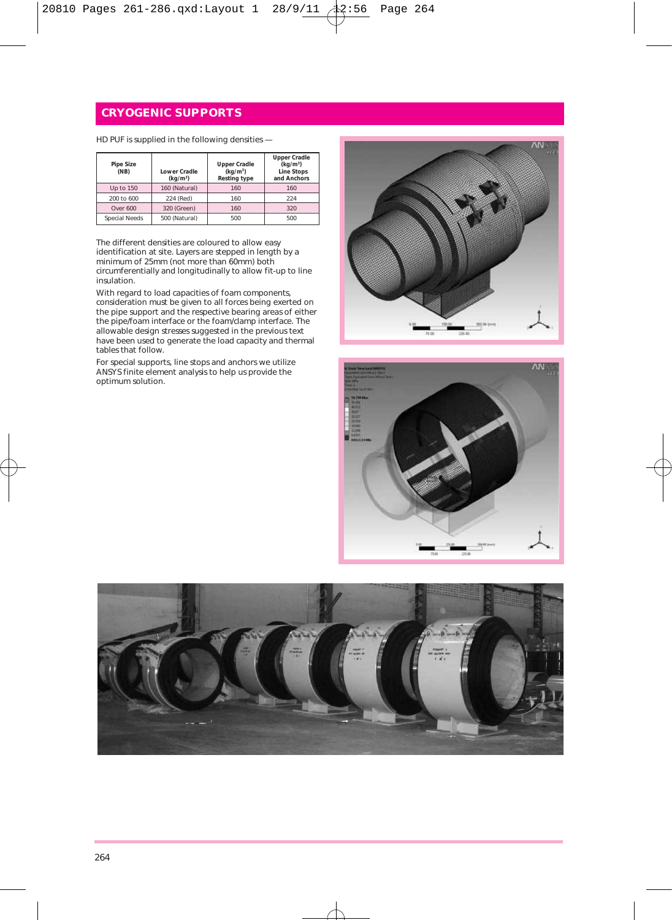# CRYOGENIC SUPPORTS

HD PUF is supplied in the following densities —

| Pipe Size (NB) | Lower Cradle (kg/m³) | Upper Cradle (kg/m³) Resting type | Upper Cradle (kg/m³) Line Stops and Anchors |
|---|---|---|---|
| Up to 150 | 160 (Natural) | 160 | 160 |
| 200 to 600 | 224 (Red) | 160 | 224 |
| Over 600 | 320 (Green) | 160 | 320 |
| Special Needs | 500 (Natural) | 500 | 500 |

The different densities are coloured to allow easy identification at site. Layers are stepped in length by a minimum of 25mm (not more than 60mm) both circumferentially and longitudinally to allow fit-up to line insulation.

With regard to load capacities of foam components, consideration must be given to all forces being exerted on the pipe support and the respective bearing areas of either the pipe/foam interface or the foam/clamp interface. The allowable design stresses suggested in the previous text have been used to generate the load capacity and thermal tables that follow.

For special supports, line stops and anchors we utilize ANSYS finite element analysis to help us provide the optimum solution.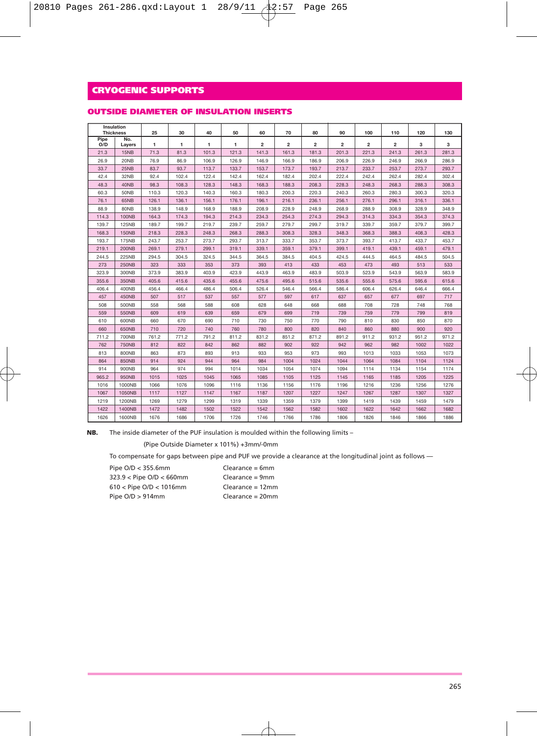# CRYOGENIC SUPPORTS

## OUTSIDE DIAMETER OF INSULATION INSERTS

| Insulation Thickness | | 25 | 30 | 40 | 50 | 60 | 70 | 80 | 90 | 100 | 110 | 120 | 130 |
|---|---|---|---|---|---|---|---|---|---|---|---|---|---|
| Pipe O/D | No. Layers | 1 | 1 | 1 | 1 | 2 | 2 | 2 | 2 | 2 | 2 | 3 | 3 |
| 21.3 | 15NB | 71.3 | 81.3 | 101.3 | 121.3 | 141.3 | 161.3 | 181.3 | 201.3 | 221.3 | 241.3 | 261.3 | 281.3 |
| 26.9 | 20NB | 76.9 | 86.9 | 106.9 | 126.9 | 146.9 | 166.9 | 186.9 | 206.9 | 226.9 | 246.9 | 266.9 | 286.9 |
| 33.7 | 25NB | 83.7 | 93.7 | 113.7 | 133.7 | 153.7 | 173.7 | 193.7 | 213.7 | 233.7 | 253.7 | 273.7 | 293.7 |
| 42.4 | 32NB | 92.4 | 102.4 | 122.4 | 142.4 | 162.4 | 182.4 | 202.4 | 222.4 | 242.4 | 262.4 | 282.4 | 302.4 |
| 48.3 | 40NB | 98.3 | 108.3 | 128.3 | 148.3 | 168.3 | 188.3 | 208.3 | 228.3 | 248.3 | 268.3 | 288.3 | 308.3 |
| 60.3 | 50NB | 110.3 | 120.3 | 140.3 | 160.3 | 180.3 | 200.3 | 220.3 | 240.3 | 260.3 | 280.3 | 300.3 | 320.3 |
| 76.1 | 65NB | 126.1 | 136.1 | 156.1 | 176.1 | 196.1 | 216.1 | 236.1 | 256.1 | 276.1 | 296.1 | 316.1 | 336.1 |
| 88.9 | 80NB | 138.9 | 148.9 | 168.9 | 188.9 | 208.9 | 228.9 | 248.9 | 268.9 | 288.9 | 308.9 | 328.9 | 348.9 |
| 114.3 | 100NB | 164.3 | 174.3 | 194.3 | 214.3 | 234.3 | 254.3 | 274.3 | 294.3 | 314.3 | 334.3 | 354.3 | 374.3 |
| 139.7 | 125NB | 189.7 | 199.7 | 219.7 | 239.7 | 259.7 | 279.7 | 299.7 | 319.7 | 339.7 | 359.7 | 379.7 | 399.7 |
| 168.3 | 150NB | 218.3 | 228.3 | 248.3 | 268.3 | 288.3 | 308.3 | 328.3 | 348.3 | 368.3 | 388.3 | 408.3 | 428.3 |
| 193.7 | 175NB | 243.7 | 253.7 | 273.7 | 293.7 | 313.7 | 333.7 | 353.7 | 373.7 | 393.7 | 413.7 | 433.7 | 453.7 |
| 219.1 | 200NB | 269.1 | 279.1 | 299.1 | 319.1 | 339.1 | 359.1 | 379.1 | 399.1 | 419.1 | 439.1 | 459.1 | 479.1 |
| 244.5 | 225NB | 294.5 | 304.5 | 324.5 | 344.5 | 364.5 | 384.5 | 404.5 | 424.5 | 444.5 | 464.5 | 484.5 | 504.5 |
| 273 | 250NB | 323 | 333 | 353 | 373 | 393 | 413 | 433 | 453 | 473 | 493 | 513 | 533 |
| 323.9 | 300NB | 373.9 | 383.9 | 403.9 | 423.9 | 443.9 | 463.9 | 483.9 | 503.9 | 523.9 | 543.9 | 563.9 | 583.9 |
| 355.6 | 350NB | 405.6 | 415.6 | 435.6 | 455.6 | 475.6 | 495.6 | 515.6 | 535.6 | 555.6 | 575.6 | 595.6 | 615.6 |
| 406.4 | 400NB | 456.4 | 466.4 | 486.4 | 506.4 | 526.4 | 546.4 | 566.4 | 586.4 | 606.4 | 626.4 | 646.4 | 666.4 |
| 457 | 450NB | 507 | 517 | 537 | 557 | 577 | 597 | 617 | 637 | 657 | 677 | 697 | 717 |
| 508 | 500NB | 558 | 568 | 588 | 608 | 628 | 648 | 668 | 688 | 708 | 728 | 748 | 768 |
| 559 | 550NB | 609 | 619 | 639 | 659 | 679 | 699 | 719 | 739 | 759 | 779 | 799 | 819 |
| 610 | 600NB | 660 | 670 | 690 | 710 | 730 | 750 | 770 | 790 | 810 | 830 | 850 | 870 |
| 660 | 650NB | 710 | 720 | 740 | 760 | 780 | 800 | 820 | 840 | 860 | 880 | 900 | 920 |
| 711.2 | 700NB | 761.2 | 771.2 | 791.2 | 811.2 | 831.2 | 851.2 | 871.2 | 891.2 | 911.2 | 931.2 | 951.2 | 971.2 |
| 762 | 750NB | 812 | 822 | 842 | 862 | 882 | 902 | 922 | 942 | 962 | 982 | 1002 | 1022 |
| 813 | 800NB | 863 | 873 | 893 | 913 | 933 | 953 | 973 | 993 | 1013 | 1033 | 1053 | 1073 |
| 864 | 850NB | 914 | 924 | 944 | 964 | 984 | 1004 | 1024 | 1044 | 1064 | 1084 | 1104 | 1124 |
| 914 | 900NB | 964 | 974 | 994 | 1014 | 1034 | 1054 | 1074 | 1094 | 1114 | 1134 | 1154 | 1174 |
| 965.2 | 950NB | 1015 | 1025 | 1045 | 1065 | 1085 | 1105 | 1125 | 1145 | 1165 | 1185 | 1205 | 1225 |
| 1016 | 1000NB | 1066 | 1076 | 1096 | 1116 | 1136 | 1156 | 1176 | 1196 | 1216 | 1236 | 1256 | 1276 |
| 1067 | 1050NB | 1117 | 1127 | 1147 | 1167 | 1187 | 1207 | 1227 | 1247 | 1267 | 1287 | 1307 | 1327 |
| 1219 | 1200NB | 1269 | 1279 | 1299 | 1319 | 1339 | 1359 | 1379 | 1399 | 1419 | 1439 | 1459 | 1479 |
| 1422 | 1400NB | 1472 | 1482 | 1502 | 1522 | 1542 | 1562 | 1582 | 1602 | 1622 | 1642 | 1662 | 1682 |
| 1626 | 1600NB | 1676 | 1686 | 1706 | 1726 | 1746 | 1766 | 1786 | 1806 | 1826 | 1846 | 1866 | 1886 |

**NB.** The inside diameter of the PUF insulation is moulded within the following limits –

(Pipe Outside Diameter x 101%) +3mm/-0mm

To compensate for gaps between pipe and PUF we provide a clearance at the longitudinal joint as follows —

| | |
|---|---|
| Pipe O/D < 355.6mm | Clearance = 6mm |
| 323.9 < Pipe O/D < 660mm | Clearance = 9mm |
| 610 < Pipe O/D < 1016mm | Clearance = 12mm |
| Pipe O/D > 914mm | Clearance = 20mm |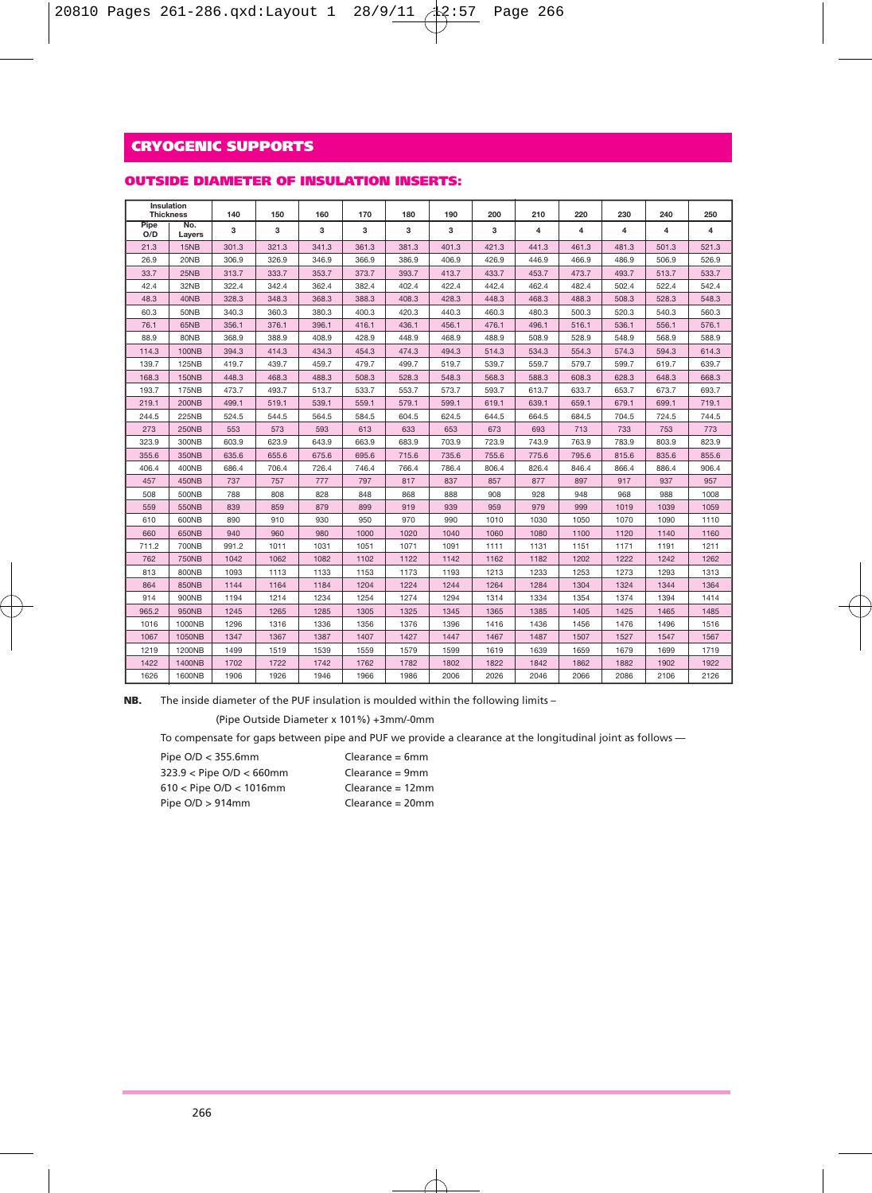## CRYOGENIC SUPPORTS

### OUTSIDE DIAMETER OF INSULATION INSERTS:

| Insulation Thickness | | 140 | 150 | 160 | 170 | 180 | 190 | 200 | 210 | 220 | 230 | 240 | 250 |
|---|---|---|---|---|---|---|---|---|---|---|---|---|---|
| Pipe O/D | No. Layers | 3 | 3 | 3 | 3 | 3 | 3 | 3 | 4 | 4 | 4 | 4 | 4 |
| 21.3 | 15NB | 301.3 | 321.3 | 341.3 | 361.3 | 381.3 | 401.3 | 421.3 | 441.3 | 461.3 | 481.3 | 501.3 | 521.3 |
| 26.9 | 20NB | 306.9 | 326.9 | 346.9 | 366.9 | 386.9 | 406.9 | 426.9 | 446.9 | 466.9 | 486.9 | 506.9 | 526.9 |
| 33.7 | 25NB | 313.7 | 333.7 | 353.7 | 373.7 | 393.7 | 413.7 | 433.7 | 453.7 | 473.7 | 493.7 | 513.7 | 533.7 |
| 42.4 | 32NB | 322.4 | 342.4 | 362.4 | 382.4 | 402.4 | 422.4 | 442.4 | 462.4 | 482.4 | 502.4 | 522.4 | 542.4 |
| 48.3 | 40NB | 328.3 | 348.3 | 368.3 | 388.3 | 408.3 | 428.3 | 448.3 | 468.3 | 488.3 | 508.3 | 528.3 | 548.3 |
| 60.3 | 50NB | 340.3 | 360.3 | 380.3 | 400.3 | 420.3 | 440.3 | 460.3 | 480.3 | 500.3 | 520.3 | 540.3 | 560.3 |
| 76.1 | 65NB | 356.1 | 376.1 | 396.1 | 416.1 | 436.1 | 456.1 | 476.1 | 496.1 | 516.1 | 536.1 | 556.1 | 576.1 |
| 88.9 | 80NB | 368.9 | 388.9 | 408.9 | 428.9 | 448.9 | 468.9 | 488.9 | 508.9 | 528.9 | 548.9 | 568.9 | 588.9 |
| 114.3 | 100NB | 394.3 | 414.3 | 434.3 | 454.3 | 474.3 | 494.3 | 514.3 | 534.3 | 554.3 | 574.3 | 594.3 | 614.3 |
| 139.7 | 125NB | 419.7 | 439.7 | 459.7 | 479.7 | 499.7 | 519.7 | 539.7 | 559.7 | 579.7 | 599.7 | 619.7 | 639.7 |
| 168.3 | 150NB | 448.3 | 468.3 | 488.3 | 508.3 | 528.3 | 548.3 | 568.3 | 588.3 | 608.3 | 628.3 | 648.3 | 668.3 |
| 193.7 | 175NB | 473.7 | 493.7 | 513.7 | 533.7 | 553.7 | 573.7 | 593.7 | 613.7 | 633.7 | 653.7 | 673.7 | 693.7 |
| 219.1 | 200NB | 499.1 | 519.1 | 539.1 | 559.1 | 579.1 | 599.1 | 619.1 | 639.1 | 659.1 | 679.1 | 699.1 | 719.1 |
| 244.5 | 225NB | 524.5 | 544.5 | 564.5 | 584.5 | 604.5 | 624.5 | 644.5 | 664.5 | 684.5 | 704.5 | 724.5 | 744.5 |
| 273 | 250NB | 553 | 573 | 593 | 613 | 633 | 653 | 673 | 693 | 713 | 733 | 753 | 773 |
| 323.9 | 300NB | 603.9 | 623.9 | 643.9 | 663.9 | 683.9 | 703.9 | 723.9 | 743.9 | 763.9 | 783.9 | 803.9 | 823.9 |
| 355.6 | 350NB | 635.6 | 655.6 | 675.6 | 695.6 | 715.6 | 735.6 | 755.6 | 775.6 | 795.6 | 815.6 | 835.6 | 855.6 |
| 406.4 | 400NB | 686.4 | 706.4 | 726.4 | 746.4 | 766.4 | 786.4 | 806.4 | 826.4 | 846.4 | 866.4 | 886.4 | 906.4 |
| 457 | 450NB | 737 | 757 | 777 | 797 | 817 | 837 | 857 | 877 | 897 | 917 | 937 | 957 |
| 508 | 500NB | 788 | 808 | 828 | 848 | 868 | 888 | 908 | 928 | 948 | 968 | 988 | 1008 |
| 559 | 550NB | 839 | 859 | 879 | 899 | 919 | 939 | 959 | 979 | 999 | 1019 | 1039 | 1059 |
| 610 | 600NB | 890 | 910 | 930 | 950 | 970 | 990 | 1010 | 1030 | 1050 | 1070 | 1090 | 1110 |
| 660 | 650NB | 940 | 960 | 980 | 1000 | 1020 | 1040 | 1060 | 1080 | 1100 | 1120 | 1140 | 1160 |
| 711.2 | 700NB | 991.2 | 1011 | 1031 | 1051 | 1071 | 1091 | 1111 | 1131 | 1151 | 1171 | 1191 | 1211 |
| 762 | 750NB | 1042 | 1062 | 1082 | 1102 | 1122 | 1142 | 1162 | 1182 | 1202 | 1222 | 1242 | 1262 |
| 813 | 800NB | 1093 | 1113 | 1133 | 1153 | 1173 | 1193 | 1213 | 1233 | 1253 | 1273 | 1293 | 1313 |
| 864 | 850NB | 1144 | 1164 | 1184 | 1204 | 1224 | 1244 | 1264 | 1284 | 1304 | 1324 | 1344 | 1364 |
| 914 | 900NB | 1194 | 1214 | 1234 | 1254 | 1274 | 1294 | 1314 | 1334 | 1354 | 1374 | 1394 | 1414 |
| 965.2 | 950NB | 1245 | 1265 | 1285 | 1305 | 1325 | 1345 | 1365 | 1385 | 1405 | 1425 | 1465 | 1485 |
| 1016 | 1000NB | 1296 | 1316 | 1336 | 1356 | 1376 | 1396 | 1416 | 1436 | 1456 | 1476 | 1496 | 1516 |
| 1067 | 1050NB | 1347 | 1367 | 1387 | 1407 | 1427 | 1447 | 1467 | 1487 | 1507 | 1527 | 1547 | 1567 |
| 1219 | 1200NB | 1499 | 1519 | 1539 | 1559 | 1579 | 1599 | 1619 | 1639 | 1659 | 1679 | 1699 | 1719 |
| 1422 | 1400NB | 1702 | 1722 | 1742 | 1762 | 1782 | 1802 | 1822 | 1842 | 1862 | 1882 | 1902 | 1922 |
| 1626 | 1600NB | 1906 | 1926 | 1946 | 1966 | 1986 | 2006 | 2026 | 2046 | 2066 | 2086 | 2106 | 2126 |

**NB.** The inside diameter of the PUF insulation is moulded within the following limits –

(Pipe Outside Diameter x 101%) +3mm/-0mm

To compensate for gaps between pipe and PUF we provide a clearance at the longitudinal joint as follows —

| | |
|---|---|
| Pipe O/D < 355.6mm | Clearance = 6mm |
| 323.9 < Pipe O/D < 660mm | Clearance = 9mm |
| 610 < Pipe O/D < 1016mm | Clearance = 12mm |
| Pipe O/D > 914mm | Clearance = 20mm |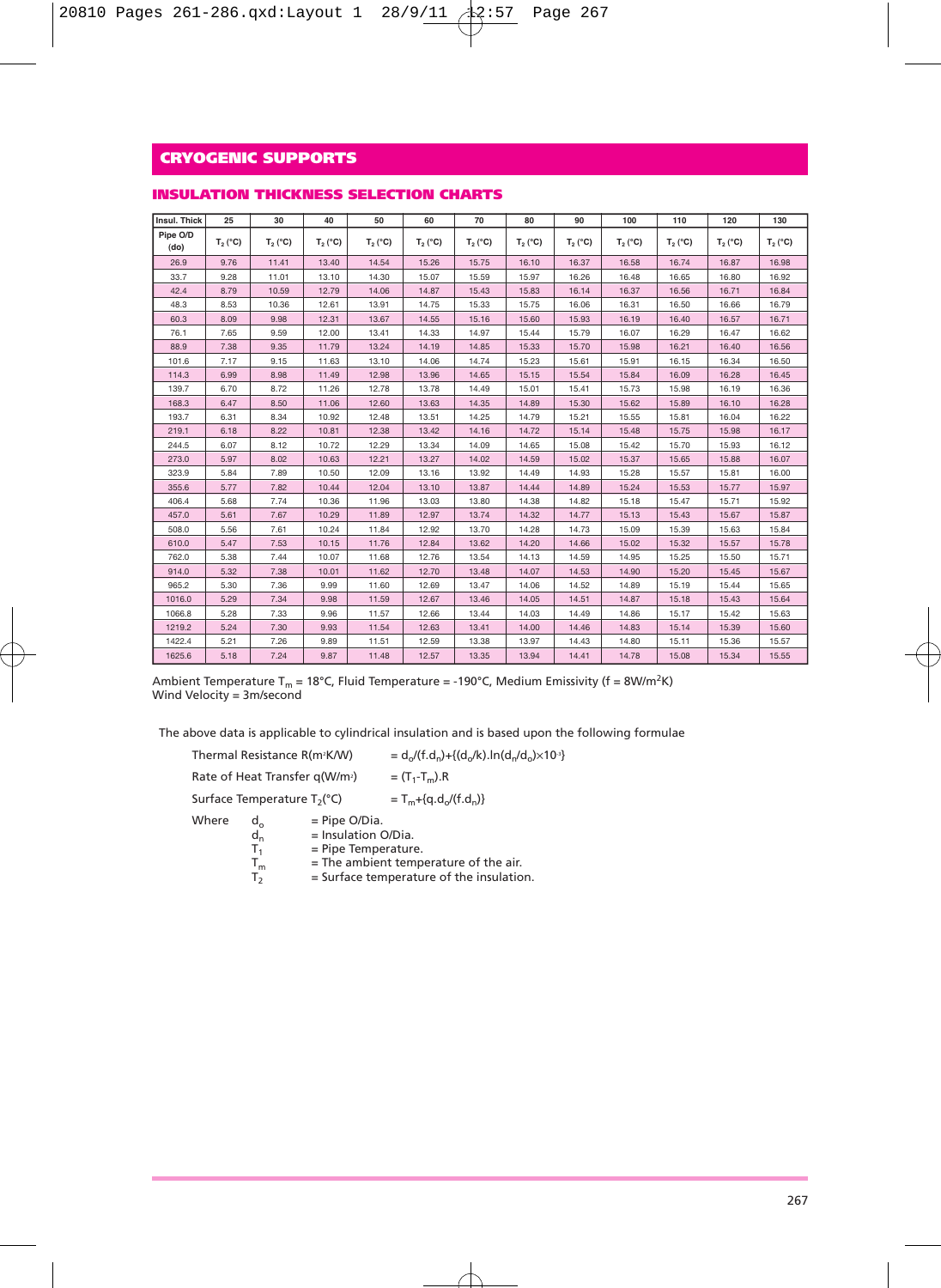# CRYOGENIC SUPPORTS

## INSULATION THICKNESS SELECTION CHARTS

| Insul. Thick | 25 | 30 | 40 | 50 | 60 | 70 | 80 | 90 | 100 | 110 | 120 | 130 |
|---|---|---|---|---|---|---|---|---|---|---|---|---|
| Pipe O/D (do) | $T_2$ (°C) | $T_2$ (°C) | $T_2$ (°C) | $T_2$ (°C) | $T_2$ (°C) | $T_2$ (°C) | $T_2$ (°C) | $T_2$ (°C) | $T_2$ (°C) | $T_2$ (°C) | $T_2$ (°C) | $T_2$ (°C) |
| 26.9 | 9.76 | 11.41 | 13.40 | 14.54 | 15.26 | 15.75 | 16.10 | 16.37 | 16.58 | 16.74 | 16.87 | 16.98 |
| 33.7 | 9.28 | 11.01 | 13.10 | 14.30 | 15.07 | 15.59 | 15.97 | 16.26 | 16.48 | 16.65 | 16.80 | 16.92 |
| 42.4 | 8.79 | 10.59 | 12.79 | 14.06 | 14.87 | 15.43 | 15.83 | 16.14 | 16.37 | 16.56 | 16.71 | 16.84 |
| 48.3 | 8.53 | 10.36 | 12.61 | 13.91 | 14.75 | 15.33 | 15.75 | 16.06 | 16.31 | 16.50 | 16.66 | 16.79 |
| 60.3 | 8.09 | 9.98 | 12.31 | 13.67 | 14.55 | 15.16 | 15.60 | 15.93 | 16.19 | 16.40 | 16.57 | 16.71 |
| 76.1 | 7.65 | 9.59 | 12.00 | 13.41 | 14.33 | 14.97 | 15.44 | 15.79 | 16.07 | 16.29 | 16.47 | 16.62 |
| 88.9 | 7.38 | 9.35 | 11.79 | 13.24 | 14.19 | 14.85 | 15.33 | 15.70 | 15.98 | 16.21 | 16.40 | 16.56 |
| 101.6 | 7.17 | 9.15 | 11.63 | 13.10 | 14.06 | 14.74 | 15.23 | 15.61 | 15.91 | 16.15 | 16.34 | 16.50 |
| 114.3 | 6.99 | 8.98 | 11.49 | 12.98 | 13.96 | 14.65 | 15.15 | 15.54 | 15.84 | 16.09 | 16.28 | 16.45 |
| 139.7 | 6.70 | 8.72 | 11.26 | 12.78 | 13.78 | 14.49 | 15.01 | 15.41 | 15.73 | 15.98 | 16.19 | 16.36 |
| 168.3 | 6.47 | 8.50 | 11.06 | 12.60 | 13.63 | 14.35 | 14.89 | 15.30 | 15.62 | 15.89 | 16.10 | 16.28 |
| 193.7 | 6.31 | 8.34 | 10.92 | 12.48 | 13.51 | 14.25 | 14.79 | 15.21 | 15.55 | 15.81 | 16.04 | 16.22 |
| 219.1 | 6.18 | 8.22 | 10.81 | 12.38 | 13.42 | 14.16 | 14.72 | 15.14 | 15.48 | 15.75 | 15.98 | 16.17 |
| 244.5 | 6.07 | 8.12 | 10.72 | 12.29 | 13.34 | 14.09 | 14.65 | 15.08 | 15.42 | 15.70 | 15.93 | 16.12 |
| 273.0 | 5.97 | 8.02 | 10.63 | 12.21 | 13.27 | 14.02 | 14.59 | 15.02 | 15.37 | 15.65 | 15.88 | 16.07 |
| 323.9 | 5.84 | 7.89 | 10.50 | 12.09 | 13.16 | 13.92 | 14.49 | 14.93 | 15.28 | 15.57 | 15.81 | 16.00 |
| 355.6 | 5.77 | 7.82 | 10.44 | 12.04 | 13.10 | 13.87 | 14.44 | 14.89 | 15.24 | 15.53 | 15.77 | 15.97 |
| 406.4 | 5.68 | 7.74 | 10.36 | 11.96 | 13.03 | 13.80 | 14.38 | 14.82 | 15.18 | 15.47 | 15.71 | 15.92 |
| 457.0 | 5.61 | 7.67 | 10.29 | 11.89 | 12.97 | 13.74 | 14.32 | 14.77 | 15.13 | 15.43 | 15.67 | 15.87 |
| 508.0 | 5.56 | 7.61 | 10.24 | 11.84 | 12.92 | 13.70 | 14.28 | 14.73 | 15.09 | 15.39 | 15.63 | 15.84 |
| 610.0 | 5.47 | 7.53 | 10.15 | 11.76 | 12.84 | 13.62 | 14.20 | 14.66 | 15.02 | 15.32 | 15.57 | 15.78 |
| 762.0 | 5.38 | 7.44 | 10.07 | 11.68 | 12.76 | 13.54 | 14.13 | 14.59 | 14.95 | 15.25 | 15.50 | 15.71 |
| 914.0 | 5.32 | 7.38 | 10.01 | 11.62 | 12.70 | 13.48 | 14.07 | 14.53 | 14.90 | 15.20 | 15.45 | 15.67 |
| 965.2 | 5.30 | 7.36 | 9.99 | 11.60 | 12.69 | 13.47 | 14.06 | 14.52 | 14.89 | 15.19 | 15.44 | 15.65 |
| 1016.0 | 5.29 | 7.34 | 9.98 | 11.59 | 12.67 | 13.46 | 14.05 | 14.51 | 14.87 | 15.18 | 15.43 | 15.64 |
| 1066.8 | 5.28 | 7.33 | 9.96 | 11.57 | 12.66 | 13.44 | 14.03 | 14.49 | 14.86 | 15.17 | 15.42 | 15.63 |
| 1219.2 | 5.24 | 7.30 | 9.93 | 11.54 | 12.63 | 13.41 | 14.00 | 14.46 | 14.83 | 15.14 | 15.39 | 15.60 |
| 1422.4 | 5.21 | 7.26 | 9.89 | 11.51 | 12.59 | 13.38 | 13.97 | 14.43 | 14.80 | 15.11 | 15.36 | 15.57 |
| 1625.6 | 5.18 | 7.24 | 9.87 | 11.48 | 12.57 | 13.35 | 13.94 | 14.41 | 14.78 | 15.08 | 15.34 | 15.55 |

Ambient Temperature $T_m$ = 18°C, Fluid Temperature = -190°C, Medium Emissivity (f = 8W/$m^2$K)
Wind Velocity = 3m/second

The above data is applicable to cylindrical insulation and is based upon the following formulae

Thermal Resistance R($m^2$K/W) $= d_o/(f.d_n)+\{(d_o/k).\ln(d_n/d_o)\times10^{-3}\}$

Rate of Heat Transfer q(W/$m^2$) $= (T_1-T_m).R$

Surface Temperature $T_2$(°C) $= T_m+\{q.d_o/(f.d_n)\}$

Where
- $d_o$ = Pipe O/Dia.
- $d_n$ = Insulation O/Dia.
- $T_1$ = Pipe Temperature.
- $T_m$ = The ambient temperature of the air.
- $T_2$ = Surface temperature of the insulation.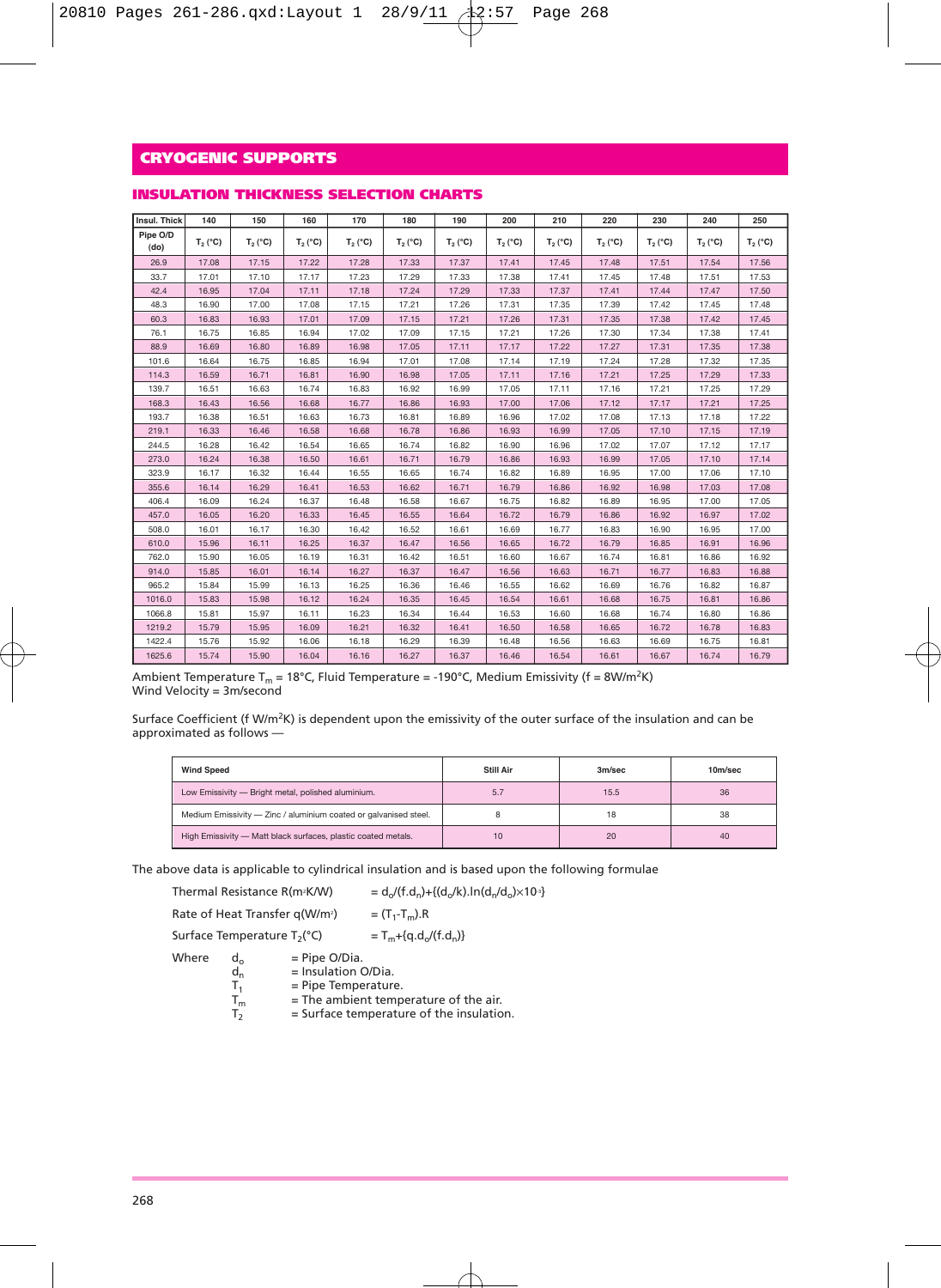## CRYOGENIC SUPPORTS

### INSULATION THICKNESS SELECTION CHARTS

| Insul. Thick | 140 | 150 | 160 | 170 | 180 | 190 | 200 | 210 | 220 | 230 | 240 | 250 |
|---|---|---|---|---|---|---|---|---|---|---|---|---|
| Pipe O/D (do) | $T_2$ (°C) | $T_2$ (°C) | $T_2$ (°C) | $T_2$ (°C) | $T_2$ (°C) | $T_2$ (°C) | $T_2$ (°C) | $T_2$ (°C) | $T_2$ (°C) | $T_2$ (°C) | $T_2$ (°C) | $T_2$ (°C) |
| 26.9 | 17.08 | 17.15 | 17.22 | 17.28 | 17.33 | 17.37 | 17.41 | 17.45 | 17.48 | 17.51 | 17.54 | 17.56 |
| 33.7 | 17.01 | 17.10 | 17.17 | 17.23 | 17.29 | 17.33 | 17.38 | 17.41 | 17.45 | 17.48 | 17.51 | 17.53 |
| 42.4 | 16.95 | 17.04 | 17.11 | 17.18 | 17.24 | 17.29 | 17.33 | 17.37 | 17.41 | 17.44 | 17.47 | 17.50 |
| 48.3 | 16.90 | 17.00 | 17.08 | 17.15 | 17.21 | 17.26 | 17.31 | 17.35 | 17.39 | 17.42 | 17.45 | 17.48 |
| 60.3 | 16.83 | 16.93 | 17.01 | 17.09 | 17.15 | 17.21 | 17.26 | 17.31 | 17.35 | 17.38 | 17.42 | 17.45 |
| 76.1 | 16.75 | 16.85 | 16.94 | 17.02 | 17.09 | 17.15 | 17.21 | 17.26 | 17.30 | 17.34 | 17.38 | 17.41 |
| 88.9 | 16.69 | 16.80 | 16.89 | 16.98 | 17.05 | 17.11 | 17.17 | 17.22 | 17.27 | 17.31 | 17.35 | 17.38 |
| 101.6 | 16.64 | 16.75 | 16.85 | 16.94 | 17.01 | 17.08 | 17.14 | 17.19 | 17.24 | 17.28 | 17.32 | 17.35 |
| 114.3 | 16.59 | 16.71 | 16.81 | 16.90 | 16.98 | 17.05 | 17.11 | 17.16 | 17.21 | 17.25 | 17.29 | 17.33 |
| 139.7 | 16.51 | 16.63 | 16.74 | 16.83 | 16.92 | 16.99 | 17.05 | 17.11 | 17.16 | 17.21 | 17.25 | 17.29 |
| 168.3 | 16.43 | 16.56 | 16.68 | 16.77 | 16.86 | 16.93 | 17.00 | 17.06 | 17.12 | 17.17 | 17.21 | 17.25 |
| 193.7 | 16.38 | 16.51 | 16.63 | 16.73 | 16.81 | 16.89 | 16.96 | 17.02 | 17.08 | 17.13 | 17.18 | 17.22 |
| 219.1 | 16.33 | 16.46 | 16.58 | 16.68 | 16.78 | 16.86 | 16.93 | 16.99 | 17.05 | 17.10 | 17.15 | 17.19 |
| 244.5 | 16.28 | 16.42 | 16.54 | 16.65 | 16.74 | 16.82 | 16.90 | 16.96 | 17.02 | 17.07 | 17.12 | 17.17 |
| 273.0 | 16.24 | 16.38 | 16.50 | 16.61 | 16.71 | 16.79 | 16.86 | 16.93 | 16.99 | 17.05 | 17.10 | 17.14 |
| 323.9 | 16.17 | 16.32 | 16.44 | 16.55 | 16.65 | 16.74 | 16.82 | 16.89 | 16.95 | 17.00 | 17.06 | 17.10 |
| 355.6 | 16.14 | 16.29 | 16.41 | 16.53 | 16.62 | 16.71 | 16.79 | 16.86 | 16.92 | 16.98 | 17.03 | 17.08 |
| 406.4 | 16.09 | 16.24 | 16.37 | 16.48 | 16.58 | 16.67 | 16.75 | 16.82 | 16.89 | 16.95 | 17.00 | 17.05 |
| 457.0 | 16.05 | 16.20 | 16.33 | 16.45 | 16.55 | 16.64 | 16.72 | 16.79 | 16.86 | 16.92 | 16.97 | 17.02 |
| 508.0 | 16.01 | 16.17 | 16.30 | 16.42 | 16.52 | 16.61 | 16.69 | 16.77 | 16.83 | 16.90 | 16.95 | 17.00 |
| 610.0 | 15.96 | 16.11 | 16.25 | 16.37 | 16.47 | 16.56 | 16.65 | 16.72 | 16.79 | 16.85 | 16.91 | 16.96 |
| 762.0 | 15.90 | 16.05 | 16.19 | 16.31 | 16.42 | 16.51 | 16.60 | 16.67 | 16.74 | 16.81 | 16.86 | 16.92 |
| 914.0 | 15.85 | 16.01 | 16.14 | 16.27 | 16.37 | 16.47 | 16.56 | 16.63 | 16.71 | 16.77 | 16.83 | 16.88 |
| 965.2 | 15.84 | 15.99 | 16.13 | 16.25 | 16.36 | 16.46 | 16.55 | 16.62 | 16.69 | 16.76 | 16.82 | 16.87 |
| 1016.0 | 15.83 | 15.98 | 16.12 | 16.24 | 16.35 | 16.45 | 16.54 | 16.61 | 16.68 | 16.75 | 16.81 | 16.86 |
| 1066.8 | 15.81 | 15.97 | 16.11 | 16.23 | 16.34 | 16.44 | 16.53 | 16.60 | 16.68 | 16.74 | 16.80 | 16.86 |
| 1219.2 | 15.79 | 15.95 | 16.09 | 16.21 | 16.32 | 16.41 | 16.50 | 16.58 | 16.65 | 16.72 | 16.78 | 16.83 |
| 1422.4 | 15.76 | 15.92 | 16.06 | 16.18 | 16.29 | 16.39 | 16.48 | 16.56 | 16.63 | 16.69 | 16.75 | 16.81 |
| 1625.6 | 15.74 | 15.90 | 16.04 | 16.16 | 16.27 | 16.37 | 16.46 | 16.54 | 16.61 | 16.67 | 16.74 | 16.79 |

Ambient Temperature $T_m$ = 18°C, Fluid Temperature = -190°C, Medium Emissivity (f = 8W/m$^2$K)
Wind Velocity = 3m/second

Surface Coefficient (f W/m$^2$K) is dependent upon the emissivity of the outer surface of the insulation and can be approximated as follows —

| Wind Speed | Still Air | 3m/sec | 10m/sec |
|---|---|---|---|
| Low Emissivity — Bright metal, polished aluminium. | 5.7 | 15.5 | 36 |
| Medium Emissivity — Zinc / aluminium coated or galvanised steel. | 8 | 18 | 38 |
| High Emissivity — Matt black surfaces, plastic coated metals. | 10 | 20 | 40 |

The above data is applicable to cylindrical insulation and is based upon the following formulae

Thermal Resistance R(m$^2$K/W) $= d_o/(f.d_n)+\{(d_o/k).\ln(d_n/d_o)\times 10^{-3}\}$

Rate of Heat Transfer q(W/m$^2$) $= (T_1-T_m).R$

Surface Temperature $T_2$(°C) $= T_m+\{q.d_o/(f.d_n)\}$

Where
- $d_o$ = Pipe O/Dia.
- $d_n$ = Insulation O/Dia.
- $T_1$ = Pipe Temperature.
- $T_m$ = The ambient temperature of the air.
- $T_2$ = Surface temperature of the insulation.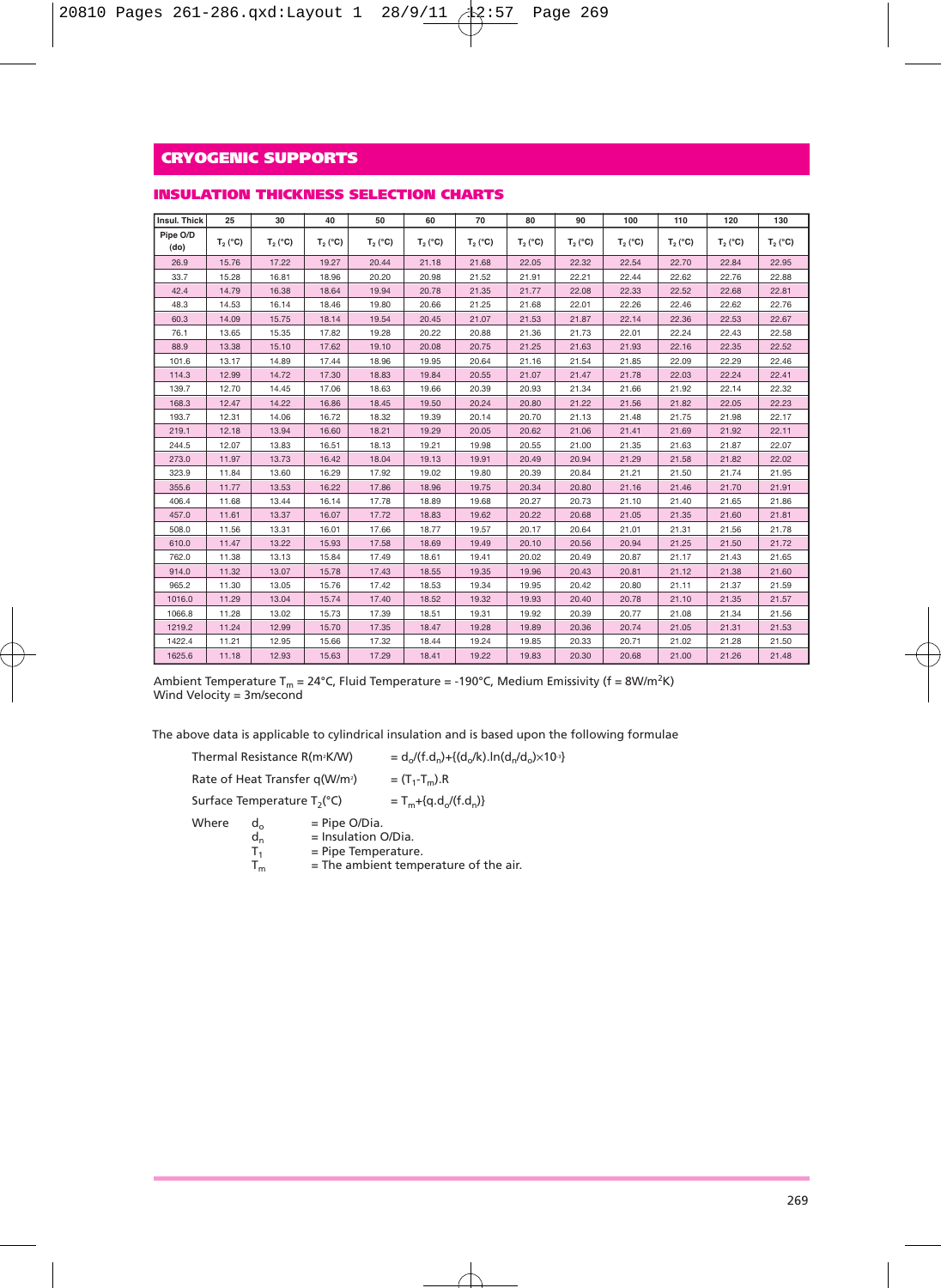## CRYOGENIC SUPPORTS

### INSULATION THICKNESS SELECTION CHARTS

| Insul. Thick | 25 | 30 | 40 | 50 | 60 | 70 | 80 | 90 | 100 | 110 | 120 | 130 |
|---|---|---|---|---|---|---|---|---|---|---|---|---|
| Pipe O/D (do) | $T_2$ (°C) | $T_2$ (°C) | $T_2$ (°C) | $T_2$ (°C) | $T_2$ (°C) | $T_2$ (°C) | $T_2$ (°C) | $T_2$ (°C) | $T_2$ (°C) | $T_2$ (°C) | $T_2$ (°C) | $T_2$ (°C) |
| 26.9 | 15.76 | 17.22 | 19.27 | 20.44 | 21.18 | 21.68 | 22.05 | 22.32 | 22.54 | 22.70 | 22.84 | 22.95 |
| 33.7 | 15.28 | 16.81 | 18.96 | 20.20 | 20.98 | 21.52 | 21.91 | 22.21 | 22.44 | 22.62 | 22.76 | 22.88 |
| 42.4 | 14.79 | 16.38 | 18.64 | 19.94 | 20.78 | 21.35 | 21.77 | 22.08 | 22.33 | 22.52 | 22.68 | 22.81 |
| 48.3 | 14.53 | 16.14 | 18.46 | 19.80 | 20.66 | 21.25 | 21.68 | 22.01 | 22.26 | 22.46 | 22.62 | 22.76 |
| 60.3 | 14.09 | 15.75 | 18.14 | 19.54 | 20.45 | 21.07 | 21.53 | 21.87 | 22.14 | 22.36 | 22.53 | 22.67 |
| 76.1 | 13.65 | 15.35 | 17.82 | 19.28 | 20.22 | 20.88 | 21.36 | 21.73 | 22.01 | 22.24 | 22.43 | 22.58 |
| 88.9 | 13.38 | 15.10 | 17.62 | 19.10 | 20.08 | 20.75 | 21.25 | 21.63 | 21.93 | 22.16 | 22.35 | 22.52 |
| 101.6 | 13.17 | 14.89 | 17.44 | 18.96 | 19.95 | 20.64 | 21.16 | 21.54 | 21.85 | 22.09 | 22.29 | 22.46 |
| 114.3 | 12.99 | 14.72 | 17.30 | 18.83 | 19.84 | 20.55 | 21.07 | 21.47 | 21.78 | 22.03 | 22.24 | 22.41 |
| 139.7 | 12.70 | 14.45 | 17.06 | 18.63 | 19.66 | 20.39 | 20.93 | 21.34 | 21.66 | 21.92 | 22.14 | 22.32 |
| 168.3 | 12.47 | 14.22 | 16.86 | 18.45 | 19.50 | 20.24 | 20.80 | 21.22 | 21.56 | 21.82 | 22.05 | 22.23 |
| 193.7 | 12.31 | 14.06 | 16.72 | 18.32 | 19.39 | 20.14 | 20.70 | 21.13 | 21.48 | 21.75 | 21.98 | 22.17 |
| 219.1 | 12.18 | 13.94 | 16.60 | 18.21 | 19.29 | 20.05 | 20.62 | 21.06 | 21.41 | 21.69 | 21.92 | 22.11 |
| 244.5 | 12.07 | 13.83 | 16.51 | 18.13 | 19.21 | 19.98 | 20.55 | 21.00 | 21.35 | 21.63 | 21.87 | 22.07 |
| 273.0 | 11.97 | 13.73 | 16.42 | 18.04 | 19.13 | 19.91 | 20.49 | 20.94 | 21.29 | 21.58 | 21.82 | 22.02 |
| 323.9 | 11.84 | 13.60 | 16.29 | 17.92 | 19.02 | 19.80 | 20.39 | 20.84 | 21.21 | 21.50 | 21.74 | 21.95 |
| 355.6 | 11.77 | 13.53 | 16.22 | 17.86 | 18.96 | 19.75 | 20.34 | 20.80 | 21.16 | 21.46 | 21.70 | 21.91 |
| 406.4 | 11.68 | 13.44 | 16.14 | 17.78 | 18.89 | 19.68 | 20.27 | 20.73 | 21.10 | 21.40 | 21.65 | 21.86 |
| 457.0 | 11.61 | 13.37 | 16.07 | 17.72 | 18.83 | 19.62 | 20.22 | 20.68 | 21.05 | 21.35 | 21.60 | 21.81 |
| 508.0 | 11.56 | 13.31 | 16.01 | 17.66 | 18.77 | 19.57 | 20.17 | 20.64 | 21.01 | 21.31 | 21.56 | 21.78 |
| 610.0 | 11.47 | 13.22 | 15.93 | 17.58 | 18.69 | 19.49 | 20.10 | 20.56 | 20.94 | 21.25 | 21.50 | 21.72 |
| 762.0 | 11.38 | 13.13 | 15.84 | 17.49 | 18.61 | 19.41 | 20.02 | 20.49 | 20.87 | 21.17 | 21.43 | 21.65 |
| 914.0 | 11.32 | 13.07 | 15.78 | 17.43 | 18.55 | 19.35 | 19.96 | 20.43 | 20.81 | 21.12 | 21.38 | 21.60 |
| 965.2 | 11.30 | 13.05 | 15.76 | 17.42 | 18.53 | 19.34 | 19.95 | 20.42 | 20.80 | 21.11 | 21.37 | 21.59 |
| 1016.0 | 11.29 | 13.04 | 15.74 | 17.40 | 18.52 | 19.32 | 19.93 | 20.40 | 20.78 | 21.10 | 21.35 | 21.57 |
| 1066.8 | 11.28 | 13.02 | 15.73 | 17.39 | 18.51 | 19.31 | 19.92 | 20.39 | 20.77 | 21.08 | 21.34 | 21.56 |
| 1219.2 | 11.24 | 12.99 | 15.70 | 17.35 | 18.47 | 19.28 | 19.89 | 20.36 | 20.74 | 21.05 | 21.31 | 21.53 |
| 1422.4 | 11.21 | 12.95 | 15.66 | 17.32 | 18.44 | 19.24 | 19.85 | 20.33 | 20.71 | 21.02 | 21.28 | 21.50 |
| 1625.6 | 11.18 | 12.93 | 15.63 | 17.29 | 18.41 | 19.22 | 19.83 | 20.30 | 20.68 | 21.00 | 21.26 | 21.48 |

Ambient Temperature $T_m$ = 24°C, Fluid Temperature = -190°C, Medium Emissivity (f = 8W/m$^2$K)
Wind Velocity = 3m/second

The above data is applicable to cylindrical insulation and is based upon the following formulae

Thermal Resistance R(m²K/W) $= d_o/(f.d_n)+\{(d_o/k).\ln(d_n/d_o)\times10^{-3}\}$

Rate of Heat Transfer q(W/m²) $= (T_1-T_m).R$

Surface Temperature $T_2$(°C) $= T_m+\{q.d_o/(f.d_n)\}$

Where
- $d_o$ = Pipe O/Dia.
- $d_n$ = Insulation O/Dia.
- $T_1$ = Pipe Temperature.
- $T_m$ = The ambient temperature of the air.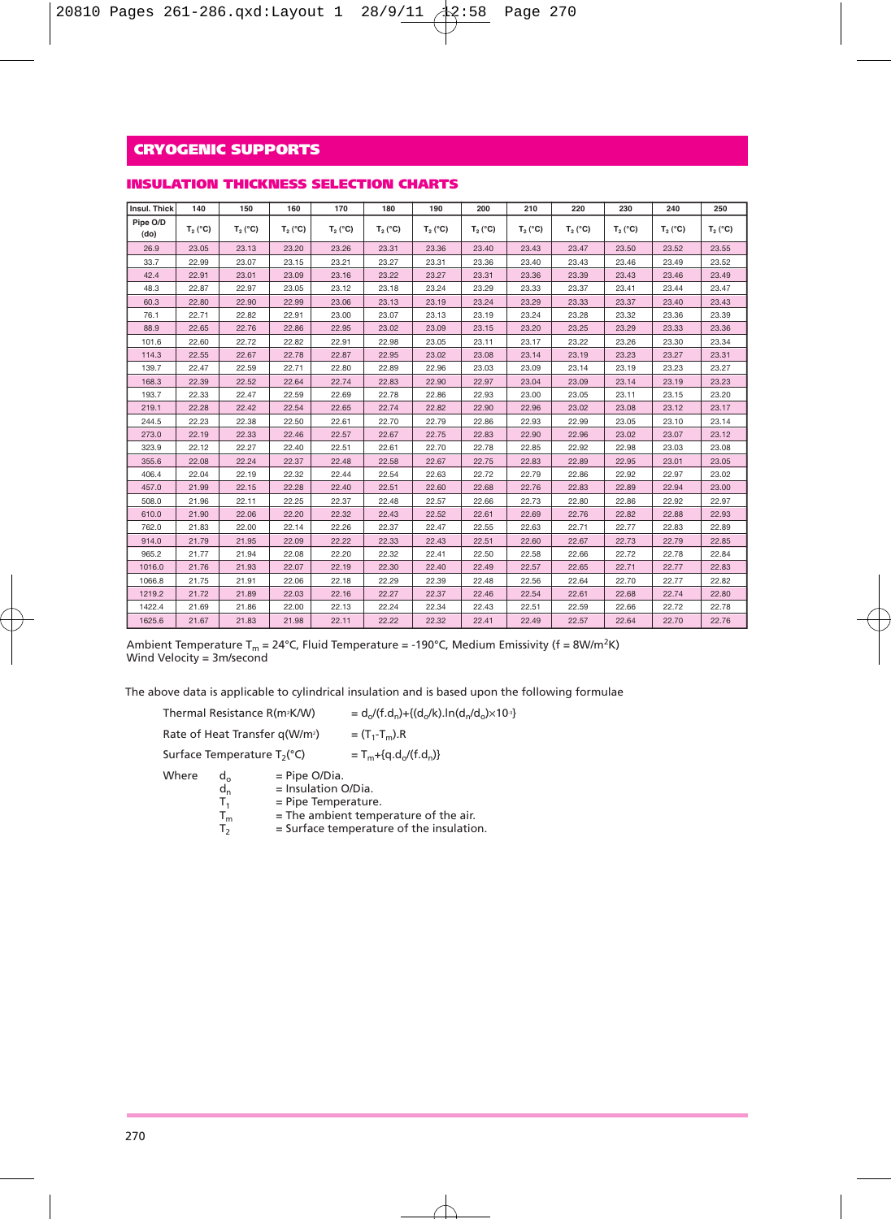# CRYOGENIC SUPPORTS

## INSULATION THICKNESS SELECTION CHARTS

| Insul. Thick | 140 | 150 | 160 | 170 | 180 | 190 | 200 | 210 | 220 | 230 | 240 | 250 |
|---|---|---|---|---|---|---|---|---|---|---|---|---|
| Pipe O/D (do) | $T_2$ (°C) | $T_2$ (°C) | $T_2$ (°C) | $T_2$ (°C) | $T_2$ (°C) | $T_2$ (°C) | $T_2$ (°C) | $T_2$ (°C) | $T_2$ (°C) | $T_2$ (°C) | $T_2$ (°C) | $T_2$ (°C) |
| 26.9 | 23.05 | 23.13 | 23.20 | 23.26 | 23.31 | 23.36 | 23.40 | 23.43 | 23.47 | 23.50 | 23.52 | 23.55 |
| 33.7 | 22.99 | 23.07 | 23.15 | 23.21 | 23.27 | 23.31 | 23.36 | 23.40 | 23.43 | 23.46 | 23.49 | 23.52 |
| 42.4 | 22.91 | 23.01 | 23.09 | 23.16 | 23.22 | 23.27 | 23.31 | 23.36 | 23.39 | 23.43 | 23.46 | 23.49 |
| 48.3 | 22.87 | 22.97 | 23.05 | 23.12 | 23.18 | 23.24 | 23.29 | 23.33 | 23.37 | 23.41 | 23.44 | 23.47 |
| 60.3 | 22.80 | 22.90 | 22.99 | 23.06 | 23.13 | 23.19 | 23.24 | 23.29 | 23.33 | 23.37 | 23.40 | 23.43 |
| 76.1 | 22.71 | 22.82 | 22.91 | 23.00 | 23.07 | 23.13 | 23.19 | 23.24 | 23.28 | 23.32 | 23.36 | 23.39 |
| 88.9 | 22.65 | 22.76 | 22.86 | 22.95 | 23.02 | 23.09 | 23.15 | 23.20 | 23.25 | 23.29 | 23.33 | 23.36 |
| 101.6 | 22.60 | 22.72 | 22.82 | 22.91 | 22.98 | 23.05 | 23.11 | 23.17 | 23.22 | 23.26 | 23.30 | 23.34 |
| 114.3 | 22.55 | 22.67 | 22.78 | 22.87 | 22.95 | 23.02 | 23.08 | 23.14 | 23.19 | 23.23 | 23.27 | 23.31 |
| 139.7 | 22.47 | 22.59 | 22.71 | 22.80 | 22.89 | 22.96 | 23.03 | 23.09 | 23.14 | 23.19 | 23.23 | 23.27 |
| 168.3 | 22.39 | 22.52 | 22.64 | 22.74 | 22.83 | 22.90 | 22.97 | 23.04 | 23.09 | 23.14 | 23.19 | 23.23 |
| 193.7 | 22.33 | 22.47 | 22.59 | 22.69 | 22.78 | 22.86 | 22.93 | 23.00 | 23.05 | 23.11 | 23.15 | 23.20 |
| 219.1 | 22.28 | 22.42 | 22.54 | 22.65 | 22.74 | 22.82 | 22.90 | 22.96 | 23.02 | 23.08 | 23.12 | 23.17 |
| 244.5 | 22.23 | 22.38 | 22.50 | 22.61 | 22.70 | 22.79 | 22.86 | 22.93 | 22.99 | 23.05 | 23.10 | 23.14 |
| 273.0 | 22.19 | 22.33 | 22.46 | 22.57 | 22.67 | 22.75 | 22.83 | 22.90 | 22.96 | 23.02 | 23.07 | 23.12 |
| 323.9 | 22.12 | 22.27 | 22.40 | 22.51 | 22.61 | 22.70 | 22.78 | 22.85 | 22.92 | 22.98 | 23.03 | 23.08 |
| 355.6 | 22.08 | 22.24 | 22.37 | 22.48 | 22.58 | 22.67 | 22.75 | 22.83 | 22.89 | 22.95 | 23.01 | 23.05 |
| 406.4 | 22.04 | 22.19 | 22.32 | 22.44 | 22.54 | 22.63 | 22.72 | 22.79 | 22.86 | 22.92 | 22.97 | 23.02 |
| 457.0 | 21.99 | 22.15 | 22.28 | 22.40 | 22.51 | 22.60 | 22.68 | 22.76 | 22.83 | 22.89 | 22.94 | 23.00 |
| 508.0 | 21.96 | 22.11 | 22.25 | 22.37 | 22.48 | 22.57 | 22.66 | 22.73 | 22.80 | 22.86 | 22.92 | 22.97 |
| 610.0 | 21.90 | 22.06 | 22.20 | 22.32 | 22.43 | 22.52 | 22.61 | 22.69 | 22.76 | 22.82 | 22.88 | 22.93 |
| 762.0 | 21.83 | 22.00 | 22.14 | 22.26 | 22.37 | 22.47 | 22.55 | 22.63 | 22.71 | 22.77 | 22.83 | 22.89 |
| 914.0 | 21.79 | 21.95 | 22.09 | 22.22 | 22.33 | 22.43 | 22.51 | 22.60 | 22.67 | 22.73 | 22.79 | 22.85 |
| 965.2 | 21.77 | 21.94 | 22.08 | 22.20 | 22.32 | 22.41 | 22.50 | 22.58 | 22.66 | 22.72 | 22.78 | 22.84 |
| 1016.0 | 21.76 | 21.93 | 22.07 | 22.19 | 22.30 | 22.40 | 22.49 | 22.57 | 22.65 | 22.71 | 22.77 | 22.83 |
| 1066.8 | 21.75 | 21.91 | 22.06 | 22.18 | 22.29 | 22.39 | 22.48 | 22.56 | 22.64 | 22.70 | 22.77 | 22.82 |
| 1219.2 | 21.72 | 21.89 | 22.03 | 22.16 | 22.27 | 22.37 | 22.46 | 22.54 | 22.61 | 22.68 | 22.74 | 22.80 |
| 1422.4 | 21.69 | 21.86 | 22.00 | 22.13 | 22.24 | 22.34 | 22.43 | 22.51 | 22.59 | 22.66 | 22.72 | 22.78 |
| 1625.6 | 21.67 | 21.83 | 21.98 | 22.11 | 22.22 | 22.32 | 22.41 | 22.49 | 22.57 | 22.64 | 22.70 | 22.76 |

Ambient Temperature $T_m$ = 24°C, Fluid Temperature = -190°C, Medium Emissivity (f = 8W/m$^2$K)
Wind Velocity = 3m/second

The above data is applicable to cylindrical insulation and is based upon the following formulae

Thermal Resistance R(m$^2$K/W) $= d_o/(f.d_n)+\{(d_o/k).\ln(d_n/d_o)\times10^{-3}\}$

Rate of Heat Transfer q(W/m$^2$) $= (T_1-T_m).R$

Surface Temperature $T_2$(°C) $= T_m+\{q.d_o/(f.d_n)\}$

Where
- $d_o$ = Pipe O/Dia.
- $d_n$ = Insulation O/Dia.
- $T_1$ = Pipe Temperature.
- $T_m$ = The ambient temperature of the air.
- $T_2$ = Surface temperature of the insulation.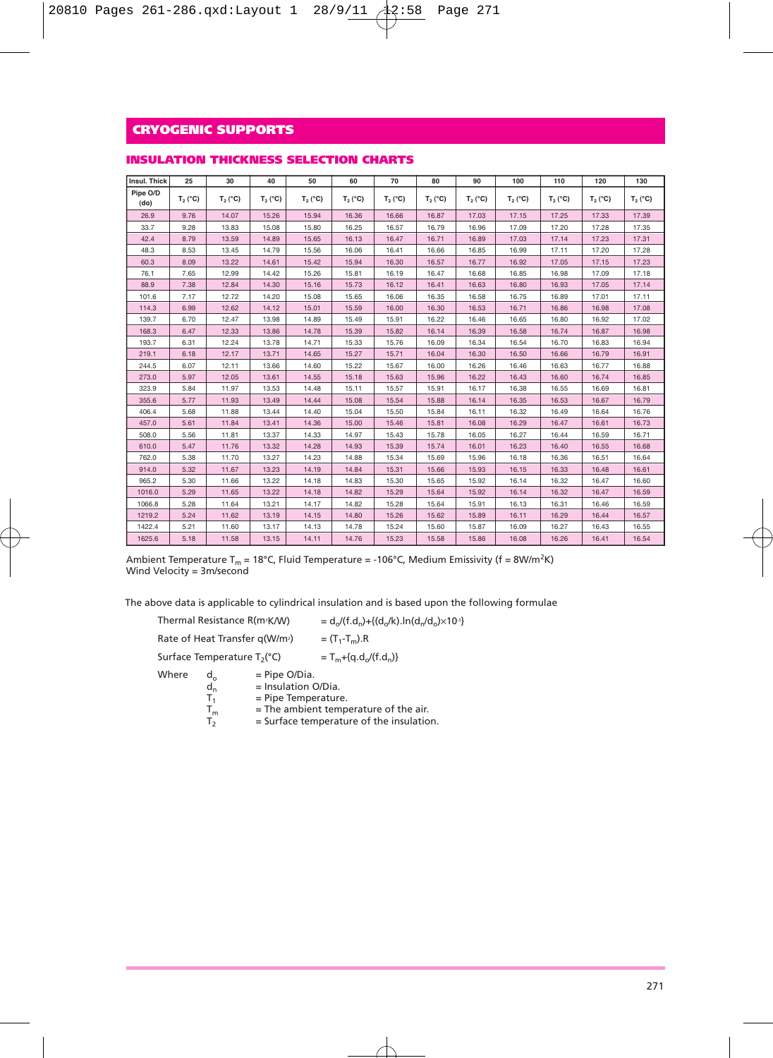# CRYOGENIC SUPPORTS

## INSULATION THICKNESS SELECTION CHARTS

| Insul. Thick | 25 | 30 | 40 | 50 | 60 | 70 | 80 | 90 | 100 | 110 | 120 | 130 |
|---|---|---|---|---|---|---|---|---|---|---|---|---|
| Pipe O/D (do) | $T_2$ (°C) | $T_2$ (°C) | $T_2$ (°C) | $T_2$ (°C) | $T_2$ (°C) | $T_2$ (°C) | $T_2$ (°C) | $T_2$ (°C) | $T_2$ (°C) | $T_2$ (°C) | $T_2$ (°C) | $T_2$ (°C) |
| 26.9 | 9.76 | 14.07 | 15.26 | 15.94 | 16.36 | 16.66 | 16.87 | 17.03 | 17.15 | 17.25 | 17.33 | 17.39 |
| 33.7 | 9.28 | 13.83 | 15.08 | 15.80 | 16.25 | 16.57 | 16.79 | 16.96 | 17.09 | 17.20 | 17.28 | 17.35 |
| 42.4 | 8.79 | 13.59 | 14.89 | 15.65 | 16.13 | 16.47 | 16.71 | 16.89 | 17.03 | 17.14 | 17.23 | 17.31 |
| 48.3 | 8.53 | 13.45 | 14.79 | 15.56 | 16.06 | 16.41 | 16.66 | 16.85 | 16.99 | 17.11 | 17.20 | 17.28 |
| 60.3 | 8.09 | 13.22 | 14.61 | 15.42 | 15.94 | 16.30 | 16.57 | 16.77 | 16.92 | 17.05 | 17.15 | 17.23 |
| 76.1 | 7.65 | 12.99 | 14.42 | 15.26 | 15.81 | 16.19 | 16.47 | 16.68 | 16.85 | 16.98 | 17.09 | 17.18 |
| 88.9 | 7.38 | 12.84 | 14.30 | 15.16 | 15.73 | 16.12 | 16.41 | 16.63 | 16.80 | 16.93 | 17.05 | 17.14 |
| 101.6 | 7.17 | 12.72 | 14.20 | 15.08 | 15.65 | 16.06 | 16.35 | 16.58 | 16.75 | 16.89 | 17.01 | 17.11 |
| 114.3 | 6.99 | 12.62 | 14.12 | 15.01 | 15.59 | 16.00 | 16.30 | 16.53 | 16.71 | 16.86 | 16.98 | 17.08 |
| 139.7 | 6.70 | 12.47 | 13.98 | 14.89 | 15.49 | 15.91 | 16.22 | 16.46 | 16.65 | 16.80 | 16.92 | 17.02 |
| 168.3 | 6.47 | 12.33 | 13.86 | 14.78 | 15.39 | 15.82 | 16.14 | 16.39 | 16.58 | 16.74 | 16.87 | 16.98 |
| 193.7 | 6.31 | 12.24 | 13.78 | 14.71 | 15.33 | 15.76 | 16.09 | 16.34 | 16.54 | 16.70 | 16.83 | 16.94 |
| 219.1 | 6.18 | 12.17 | 13.71 | 14.65 | 15.27 | 15.71 | 16.04 | 16.30 | 16.50 | 16.66 | 16.79 | 16.91 |
| 244.5 | 6.07 | 12.11 | 13.66 | 14.60 | 15.22 | 15.67 | 16.00 | 16.26 | 16.46 | 16.63 | 16.77 | 16.88 |
| 273.0 | 5.97 | 12.05 | 13.61 | 14.55 | 15.18 | 15.63 | 15.96 | 16.22 | 16.43 | 16.60 | 16.74 | 16.85 |
| 323.9 | 5.84 | 11.97 | 13.53 | 14.48 | 15.11 | 15.57 | 15.91 | 16.17 | 16.38 | 16.55 | 16.69 | 16.81 |
| 355.6 | 5.77 | 11.93 | 13.49 | 14.44 | 15.08 | 15.54 | 15.88 | 16.14 | 16.35 | 16.53 | 16.67 | 16.79 |
| 406.4 | 5.68 | 11.88 | 13.44 | 14.40 | 15.04 | 15.50 | 15.84 | 16.11 | 16.32 | 16.49 | 16.64 | 16.76 |
| 457.0 | 5.61 | 11.84 | 13.41 | 14.36 | 15.00 | 15.46 | 15.81 | 16.08 | 16.29 | 16.47 | 16.61 | 16.73 |
| 508.0 | 5.56 | 11.81 | 13.37 | 14.33 | 14.97 | 15.43 | 15.78 | 16.05 | 16.27 | 16.44 | 16.59 | 16.71 |
| 610.0 | 5.47 | 11.76 | 13.32 | 14.28 | 14.93 | 15.39 | 15.74 | 16.01 | 16.23 | 16.40 | 16.55 | 16.68 |
| 762.0 | 5.38 | 11.70 | 13.27 | 14.23 | 14.88 | 15.34 | 15.69 | 15.96 | 16.18 | 16.36 | 16.51 | 16.64 |
| 914.0 | 5.32 | 11.67 | 13.23 | 14.19 | 14.84 | 15.31 | 15.66 | 15.93 | 16.15 | 16.33 | 16.48 | 16.61 |
| 965.2 | 5.30 | 11.66 | 13.22 | 14.18 | 14.83 | 15.30 | 15.65 | 15.92 | 16.14 | 16.32 | 16.47 | 16.60 |
| 1016.0 | 5.29 | 11.65 | 13.22 | 14.18 | 14.82 | 15.29 | 15.64 | 15.92 | 16.14 | 16.32 | 16.47 | 16.59 |
| 1066.8 | 5.28 | 11.64 | 13.21 | 14.17 | 14.82 | 15.28 | 15.64 | 15.91 | 16.13 | 16.31 | 16.46 | 16.59 |
| 1219.2 | 5.24 | 11.62 | 13.19 | 14.15 | 14.80 | 15.26 | 15.62 | 15.89 | 16.11 | 16.29 | 16.44 | 16.57 |
| 1422.4 | 5.21 | 11.60 | 13.17 | 14.13 | 14.78 | 15.24 | 15.60 | 15.87 | 16.09 | 16.27 | 16.43 | 16.55 |
| 1625.6 | 5.18 | 11.58 | 13.15 | 14.11 | 14.76 | 15.23 | 15.58 | 15.86 | 16.08 | 16.26 | 16.41 | 16.54 |

Ambient Temperature $T_m$ = 18°C, Fluid Temperature = -106°C, Medium Emissivity (f = 8W/m²K)
Wind Velocity = 3m/second

The above data is applicable to cylindrical insulation and is based upon the following formulae

Thermal Resistance R(m²K/W) $= d_o/(f.d_n)+\{(d_o/k).\ln(d_n/d_o)\times 10^{-3}\}$

Rate of Heat Transfer q(W/m²) $= (T_1-T_m).R$

Surface Temperature $T_2$(°C) $= T_m+\{q.d_o/(f.d_n)\}$

Where
- $d_o$ = Pipe O/Dia.
- $d_n$ = Insulation O/Dia.
- $T_1$ = Pipe Temperature.
- $T_m$ = The ambient temperature of the air.
- $T_2$ = Surface temperature of the insulation.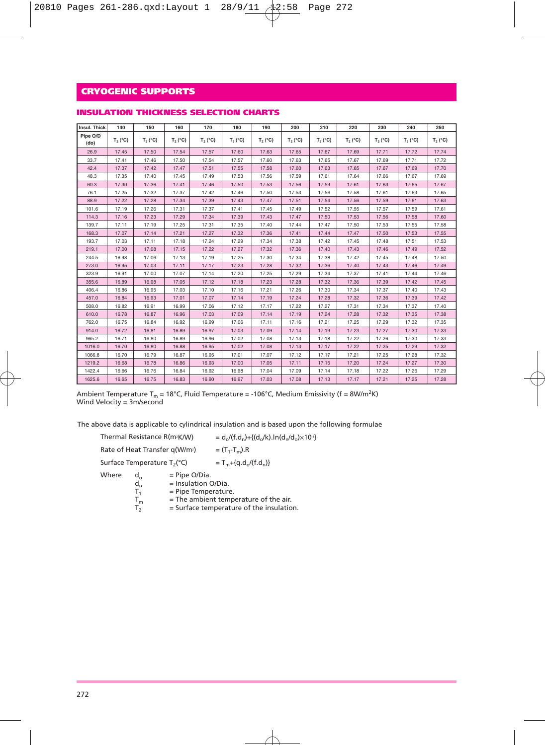## CRYOGENIC SUPPORTS

### INSULATION THICKNESS SELECTION CHARTS

| Insul. Thick | 140 | 150 | 160 | 170 | 180 | 190 | 200 | 210 | 220 | 230 | 240 | 250 |
|---|---|---|---|---|---|---|---|---|---|---|---|---|
| Pipe O/D (do) | $T_2$ (°C) | $T_2$ (°C) | $T_2$ (°C) | $T_2$ (°C) | $T_2$ (°C) | $T_2$ (°C) | $T_2$ (°C) | $T_2$ (°C) | $T_2$ (°C) | $T_2$ (°C) | $T_2$ (°C) | $T_2$ (°C) |
| 26.9 | 17.45 | 17.50 | 17.54 | 17.57 | 17.60 | 17.63 | 17.65 | 17.67 | 17.69 | 17.71 | 17.72 | 17.74 |
| 33.7 | 17.41 | 17.46 | 17.50 | 17.54 | 17.57 | 17.60 | 17.63 | 17.65 | 17.67 | 17.69 | 17.71 | 17.72 |
| 42.4 | 17.37 | 17.42 | 17.47 | 17.51 | 17.55 | 17.58 | 17.60 | 17.63 | 17.65 | 17.67 | 17.69 | 17.70 |
| 48.3 | 17.35 | 17.40 | 17.45 | 17.49 | 17.53 | 17.56 | 17.59 | 17.61 | 17.64 | 17.66 | 17.67 | 17.69 |
| 60.3 | 17.30 | 17.36 | 17.41 | 17.46 | 17.50 | 17.53 | 17.56 | 17.59 | 17.61 | 17.63 | 17.65 | 17.67 |
| 76.1 | 17.25 | 17.32 | 17.37 | 17.42 | 17.46 | 17.50 | 17.53 | 17.56 | 17.58 | 17.61 | 17.63 | 17.65 |
| 88.9 | 17.22 | 17.28 | 17.34 | 17.39 | 17.43 | 17.47 | 17.51 | 17.54 | 17.56 | 17.59 | 17.61 | 17.63 |
| 101.6 | 17.19 | 17.26 | 17.31 | 17.37 | 17.41 | 17.45 | 17.49 | 17.52 | 17.55 | 17.57 | 17.59 | 17.61 |
| 114.3 | 17.16 | 17.23 | 17.29 | 17.34 | 17.39 | 17.43 | 17.47 | 17.50 | 17.53 | 17.56 | 17.58 | 17.60 |
| 139.7 | 17.11 | 17.19 | 17.25 | 17.31 | 17.35 | 17.40 | 17.44 | 17.47 | 17.50 | 17.53 | 17.55 | 17.58 |
| 168.3 | 17.07 | 17.14 | 17.21 | 17.27 | 17.32 | 17.36 | 17.41 | 17.44 | 17.47 | 17.50 | 17.53 | 17.55 |
| 193.7 | 17.03 | 17.11 | 17.18 | 17.24 | 17.29 | 17.34 | 17.38 | 17.42 | 17.45 | 17.48 | 17.51 | 17.53 |
| 219.1 | 17.00 | 17.08 | 17.15 | 17.22 | 17.27 | 17.32 | 17.36 | 17.40 | 17.43 | 17.46 | 17.49 | 17.52 |
| 244.5 | 16.98 | 17.06 | 17.13 | 17.19 | 17.25 | 17.30 | 17.34 | 17.38 | 17.42 | 17.45 | 17.48 | 17.50 |
| 273.0 | 16.95 | 17.03 | 17.11 | 17.17 | 17.23 | 17.28 | 17.32 | 17.36 | 17.40 | 17.43 | 17.46 | 17.49 |
| 323.9 | 16.91 | 17.00 | 17.07 | 17.14 | 17.20 | 17.25 | 17.29 | 17.34 | 17.37 | 17.41 | 17.44 | 17.46 |
| 355.6 | 16.89 | 16.98 | 17.05 | 17.12 | 17.18 | 17.23 | 17.28 | 17.32 | 17.36 | 17.39 | 17.42 | 17.45 |
| 406.4 | 16.86 | 16.95 | 17.03 | 17.10 | 17.16 | 17.21 | 17.26 | 17.30 | 17.34 | 17.37 | 17.40 | 17.43 |
| 457.0 | 16.84 | 16.93 | 17.01 | 17.07 | 17.14 | 17.19 | 17.24 | 17.28 | 17.32 | 17.36 | 17.39 | 17.42 |
| 508.0 | 16.82 | 16.91 | 16.99 | 17.06 | 17.12 | 17.17 | 17.22 | 17.27 | 17.31 | 17.34 | 17.37 | 17.40 |
| 610.0 | 16.78 | 16.87 | 16.96 | 17.03 | 17.09 | 17.14 | 17.19 | 17.24 | 17.28 | 17.32 | 17.35 | 17.38 |
| 762.0 | 16.75 | 16.84 | 16.92 | 16.99 | 17.06 | 17.11 | 17.16 | 17.21 | 17.25 | 17.29 | 17.32 | 17.35 |
| 914.0 | 16.72 | 16.81 | 16.89 | 16.97 | 17.03 | 17.09 | 17.14 | 17.19 | 17.23 | 17.27 | 17.30 | 17.33 |
| 965.2 | 16.71 | 16.80 | 16.89 | 16.96 | 17.02 | 17.08 | 17.13 | 17.18 | 17.22 | 17.26 | 17.30 | 17.33 |
| 1016.0 | 16.70 | 16.80 | 16.88 | 16.95 | 17.02 | 17.08 | 17.13 | 17.17 | 17.22 | 17.25 | 17.29 | 17.32 |
| 1066.8 | 16.70 | 16.79 | 16.87 | 16.95 | 17.01 | 17.07 | 17.12 | 17.17 | 17.21 | 17.25 | 17.28 | 17.32 |
| 1219.2 | 16.68 | 16.78 | 16.86 | 16.93 | 17.00 | 17.05 | 17.11 | 17.15 | 17.20 | 17.24 | 17.27 | 17.30 |
| 1422.4 | 16.66 | 16.76 | 16.84 | 16.92 | 16.98 | 17.04 | 17.09 | 17.14 | 17.18 | 17.22 | 17.26 | 17.29 |
| 1625.6 | 16.65 | 16.75 | 16.83 | 16.90 | 16.97 | 17.03 | 17.08 | 17.13 | 17.17 | 17.21 | 17.25 | 17.28 |

Ambient Temperature $T_m$ = 18°C, Fluid Temperature = -106°C, Medium Emissivity (f = 8W/m$^2$K)
Wind Velocity = 3m/second

The above data is applicable to cylindrical insulation and is based upon the following formulae

Thermal Resistance R(m$^2$K/W) $= d_o/(f.d_n)+\{(d_o/k).\ln(d_n/d_o)\times10^{-3}\}$

Rate of Heat Transfer q(W/m$^2$) $= (T_1-T_m).R$

Surface Temperature $T_2$(°C) $= T_m+\{q.d_o/(f.d_n)\}$

Where
- $d_o$ = Pipe O/Dia.
- $d_n$ = Insulation O/Dia.
- $T_1$ = Pipe Temperature.
- $T_m$ = The ambient temperature of the air.
- $T_2$ = Surface temperature of the insulation.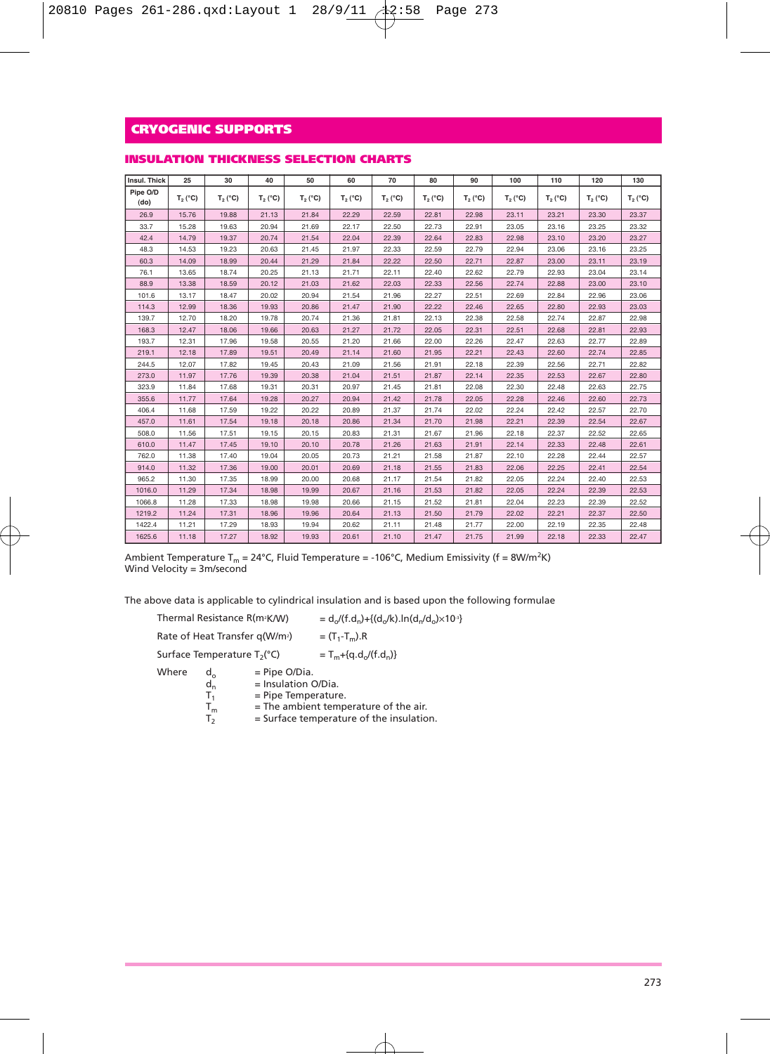# CRYOGENIC SUPPORTS

## INSULATION THICKNESS SELECTION CHARTS

| Insul. Thick | 25 | 30 | 40 | 50 | 60 | 70 | 80 | 90 | 100 | 110 | 120 | 130 |
|---|---|---|---|---|---|---|---|---|---|---|---|---|
| Pipe O/D (do) | $T_2$ (°C) | $T_2$ (°C) | $T_2$ (°C) | $T_2$ (°C) | $T_2$ (°C) | $T_2$ (°C) | $T_2$ (°C) | $T_2$ (°C) | $T_2$ (°C) | $T_2$ (°C) | $T_2$ (°C) | $T_2$ (°C) |
| 26.9 | 15.76 | 19.88 | 21.13 | 21.84 | 22.29 | 22.59 | 22.81 | 22.98 | 23.11 | 23.21 | 23.30 | 23.37 |
| 33.7 | 15.28 | 19.63 | 20.94 | 21.69 | 22.17 | 22.50 | 22.73 | 22.91 | 23.05 | 23.16 | 23.25 | 23.32 |
| 42.4 | 14.79 | 19.37 | 20.74 | 21.54 | 22.04 | 22.39 | 22.64 | 22.83 | 22.98 | 23.10 | 23.20 | 23.27 |
| 48.3 | 14.53 | 19.23 | 20.63 | 21.45 | 21.97 | 22.33 | 22.59 | 22.79 | 22.94 | 23.06 | 23.16 | 23.25 |
| 60.3 | 14.09 | 18.99 | 20.44 | 21.29 | 21.84 | 22.22 | 22.50 | 22.71 | 22.87 | 23.00 | 23.11 | 23.19 |
| 76.1 | 13.65 | 18.74 | 20.25 | 21.13 | 21.71 | 22.11 | 22.40 | 22.62 | 22.79 | 22.93 | 23.04 | 23.14 |
| 88.9 | 13.38 | 18.59 | 20.12 | 21.03 | 21.62 | 22.03 | 22.33 | 22.56 | 22.74 | 22.88 | 23.00 | 23.10 |
| 101.6 | 13.17 | 18.47 | 20.02 | 20.94 | 21.54 | 21.96 | 22.27 | 22.51 | 22.69 | 22.84 | 22.96 | 23.06 |
| 114.3 | 12.99 | 18.36 | 19.93 | 20.86 | 21.47 | 21.90 | 22.22 | 22.46 | 22.65 | 22.80 | 22.93 | 23.03 |
| 139.7 | 12.70 | 18.20 | 19.78 | 20.74 | 21.36 | 21.81 | 22.13 | 22.38 | 22.58 | 22.74 | 22.87 | 22.98 |
| 168.3 | 12.47 | 18.06 | 19.66 | 20.63 | 21.27 | 21.72 | 22.05 | 22.31 | 22.51 | 22.68 | 22.81 | 22.93 |
| 193.7 | 12.31 | 17.96 | 19.58 | 20.55 | 21.20 | 21.66 | 22.00 | 22.26 | 22.47 | 22.63 | 22.77 | 22.89 |
| 219.1 | 12.18 | 17.89 | 19.51 | 20.49 | 21.14 | 21.60 | 21.95 | 22.21 | 22.43 | 22.60 | 22.74 | 22.85 |
| 244.5 | 12.07 | 17.82 | 19.45 | 20.43 | 21.09 | 21.56 | 21.91 | 22.18 | 22.39 | 22.56 | 22.71 | 22.82 |
| 273.0 | 11.97 | 17.76 | 19.39 | 20.38 | 21.04 | 21.51 | 21.87 | 22.14 | 22.35 | 22.53 | 22.67 | 22.80 |
| 323.9 | 11.84 | 17.68 | 19.31 | 20.31 | 20.97 | 21.45 | 21.81 | 22.08 | 22.30 | 22.48 | 22.63 | 22.75 |
| 355.6 | 11.77 | 17.64 | 19.28 | 20.27 | 20.94 | 21.42 | 21.78 | 22.05 | 22.28 | 22.46 | 22.60 | 22.73 |
| 406.4 | 11.68 | 17.59 | 19.22 | 20.22 | 20.89 | 21.37 | 21.74 | 22.02 | 22.24 | 22.42 | 22.57 | 22.70 |
| 457.0 | 11.61 | 17.54 | 19.18 | 20.18 | 20.86 | 21.34 | 21.70 | 21.98 | 22.21 | 22.39 | 22.54 | 22.67 |
| 508.0 | 11.56 | 17.51 | 19.15 | 20.15 | 20.83 | 21.31 | 21.67 | 21.96 | 22.18 | 22.37 | 22.52 | 22.65 |
| 610.0 | 11.47 | 17.45 | 19.10 | 20.10 | 20.78 | 21.26 | 21.63 | 21.91 | 22.14 | 22.33 | 22.48 | 22.61 |
| 762.0 | 11.38 | 17.40 | 19.04 | 20.05 | 20.73 | 21.21 | 21.58 | 21.87 | 22.10 | 22.28 | 22.44 | 22.57 |
| 914.0 | 11.32 | 17.36 | 19.00 | 20.01 | 20.69 | 21.18 | 21.55 | 21.83 | 22.06 | 22.25 | 22.41 | 22.54 |
| 965.2 | 11.30 | 17.35 | 18.99 | 20.00 | 20.68 | 21.17 | 21.54 | 21.82 | 22.05 | 22.24 | 22.40 | 22.53 |
| 1016.0 | 11.29 | 17.34 | 18.98 | 19.99 | 20.67 | 21.16 | 21.53 | 21.82 | 22.05 | 22.24 | 22.39 | 22.53 |
| 1066.8 | 11.28 | 17.33 | 18.98 | 19.98 | 20.66 | 21.15 | 21.52 | 21.81 | 22.04 | 22.23 | 22.39 | 22.52 |
| 1219.2 | 11.24 | 17.31 | 18.96 | 19.96 | 20.64 | 21.13 | 21.50 | 21.79 | 22.02 | 22.21 | 22.37 | 22.50 |
| 1422.4 | 11.21 | 17.29 | 18.93 | 19.94 | 20.62 | 21.11 | 21.48 | 21.77 | 22.00 | 22.19 | 22.35 | 22.48 |
| 1625.6 | 11.18 | 17.27 | 18.92 | 19.93 | 20.61 | 21.10 | 21.47 | 21.75 | 21.99 | 22.18 | 22.33 | 22.47 |

Ambient Temperature $T_m$ = 24°C, Fluid Temperature = -106°C, Medium Emissivity (f = 8W/m$^2$K)
Wind Velocity = 3m/second

The above data is applicable to cylindrical insulation and is based upon the following formulae

Thermal Resistance R(m²K/W) $= d_o/(f.d_n)+\{(d_o/k).\ln(d_n/d_o)\times10^{-3}\}$

Rate of Heat Transfer q(W/m²) $= (T_1-T_m).R$

Surface Temperature $T_2$(°C) $= T_m+\{q.d_o/(f.d_n)\}$

Where
- $d_o$ = Pipe O/Dia.
- $d_n$ = Insulation O/Dia.
- $T_1$ = Pipe Temperature.
- $T_m$ = The ambient temperature of the air.
- $T_2$ = Surface temperature of the insulation.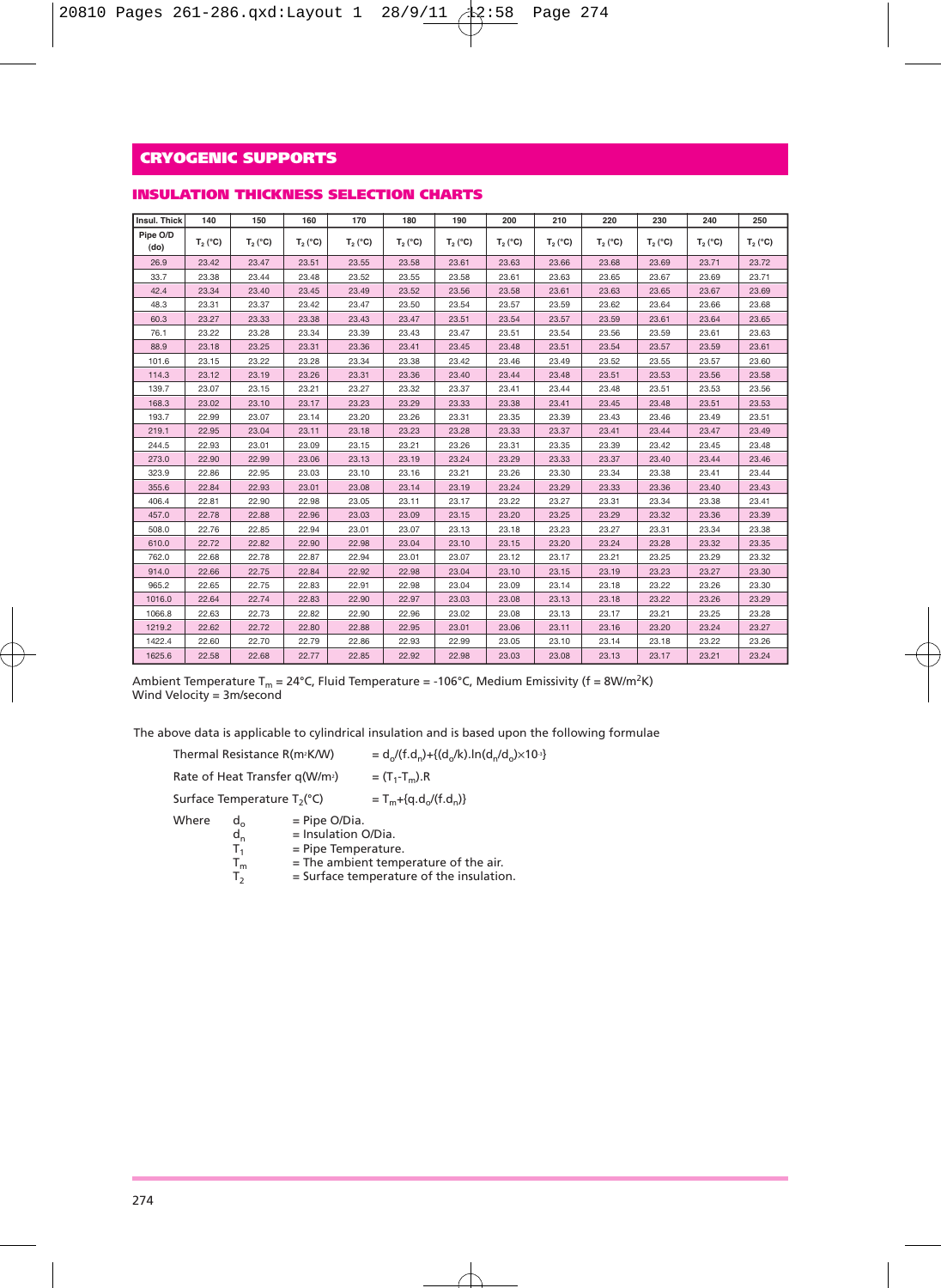## CRYOGENIC SUPPORTS

### INSULATION THICKNESS SELECTION CHARTS

| Insul. Thick | 140 | 150 | 160 | 170 | 180 | 190 | 200 | 210 | 220 | 230 | 240 | 250 |
|---|---|---|---|---|---|---|---|---|---|---|---|---|
| Pipe O/D (do) | $T_2$ (°C) | $T_2$ (°C) | $T_2$ (°C) | $T_2$ (°C) | $T_2$ (°C) | $T_2$ (°C) | $T_2$ (°C) | $T_2$ (°C) | $T_2$ (°C) | $T_2$ (°C) | $T_2$ (°C) | $T_2$ (°C) |
| 26.9 | 23.42 | 23.47 | 23.51 | 23.55 | 23.58 | 23.61 | 23.63 | 23.66 | 23.68 | 23.69 | 23.71 | 23.72 |
| 33.7 | 23.38 | 23.44 | 23.48 | 23.52 | 23.55 | 23.58 | 23.61 | 23.63 | 23.65 | 23.67 | 23.69 | 23.71 |
| 42.4 | 23.34 | 23.40 | 23.45 | 23.49 | 23.52 | 23.56 | 23.58 | 23.61 | 23.63 | 23.65 | 23.67 | 23.69 |
| 48.3 | 23.31 | 23.37 | 23.42 | 23.47 | 23.50 | 23.54 | 23.57 | 23.59 | 23.62 | 23.64 | 23.66 | 23.68 |
| 60.3 | 23.27 | 23.33 | 23.38 | 23.43 | 23.47 | 23.51 | 23.54 | 23.57 | 23.59 | 23.61 | 23.64 | 23.65 |
| 76.1 | 23.22 | 23.28 | 23.34 | 23.39 | 23.43 | 23.47 | 23.51 | 23.54 | 23.56 | 23.59 | 23.61 | 23.63 |
| 88.9 | 23.18 | 23.25 | 23.31 | 23.36 | 23.41 | 23.45 | 23.48 | 23.51 | 23.54 | 23.57 | 23.59 | 23.61 |
| 101.6 | 23.15 | 23.22 | 23.28 | 23.34 | 23.38 | 23.42 | 23.46 | 23.49 | 23.52 | 23.55 | 23.57 | 23.60 |
| 114.3 | 23.12 | 23.19 | 23.26 | 23.31 | 23.36 | 23.40 | 23.44 | 23.48 | 23.51 | 23.53 | 23.56 | 23.58 |
| 139.7 | 23.07 | 23.15 | 23.21 | 23.27 | 23.32 | 23.37 | 23.41 | 23.44 | 23.48 | 23.51 | 23.53 | 23.56 |
| 168.3 | 23.02 | 23.10 | 23.17 | 23.23 | 23.29 | 23.33 | 23.38 | 23.41 | 23.45 | 23.48 | 23.51 | 23.53 |
| 193.7 | 22.99 | 23.07 | 23.14 | 23.20 | 23.26 | 23.31 | 23.35 | 23.39 | 23.43 | 23.46 | 23.49 | 23.51 |
| 219.1 | 22.95 | 23.04 | 23.11 | 23.18 | 23.23 | 23.28 | 23.33 | 23.37 | 23.41 | 23.44 | 23.47 | 23.49 |
| 244.5 | 22.93 | 23.01 | 23.09 | 23.15 | 23.21 | 23.26 | 23.31 | 23.35 | 23.39 | 23.42 | 23.45 | 23.48 |
| 273.0 | 22.90 | 22.99 | 23.06 | 23.13 | 23.19 | 23.24 | 23.29 | 23.33 | 23.37 | 23.40 | 23.44 | 23.46 |
| 323.9 | 22.86 | 22.95 | 23.03 | 23.10 | 23.16 | 23.21 | 23.26 | 23.30 | 23.34 | 23.38 | 23.41 | 23.44 |
| 355.6 | 22.84 | 22.93 | 23.01 | 23.08 | 23.14 | 23.19 | 23.24 | 23.29 | 23.33 | 23.36 | 23.40 | 23.43 |
| 406.4 | 22.81 | 22.90 | 22.98 | 23.05 | 23.11 | 23.17 | 23.22 | 23.27 | 23.31 | 23.34 | 23.38 | 23.41 |
| 457.0 | 22.78 | 22.88 | 22.96 | 23.03 | 23.09 | 23.15 | 23.20 | 23.25 | 23.29 | 23.32 | 23.36 | 23.39 |
| 508.0 | 22.76 | 22.85 | 22.94 | 23.01 | 23.07 | 23.13 | 23.18 | 23.23 | 23.27 | 23.31 | 23.34 | 23.38 |
| 610.0 | 22.72 | 22.82 | 22.90 | 22.98 | 23.04 | 23.10 | 23.15 | 23.20 | 23.24 | 23.28 | 23.32 | 23.35 |
| 762.0 | 22.68 | 22.78 | 22.87 | 22.94 | 23.01 | 23.07 | 23.12 | 23.17 | 23.21 | 23.25 | 23.29 | 23.32 |
| 914.0 | 22.66 | 22.75 | 22.84 | 22.92 | 22.98 | 23.04 | 23.10 | 23.15 | 23.19 | 23.23 | 23.27 | 23.30 |
| 965.2 | 22.65 | 22.75 | 22.83 | 22.91 | 22.98 | 23.04 | 23.09 | 23.14 | 23.18 | 23.22 | 23.26 | 23.30 |
| 1016.0 | 22.64 | 22.74 | 22.83 | 22.90 | 22.97 | 23.03 | 23.08 | 23.13 | 23.18 | 23.22 | 23.26 | 23.29 |
| 1066.8 | 22.63 | 22.73 | 22.82 | 22.90 | 22.96 | 23.02 | 23.08 | 23.13 | 23.17 | 23.21 | 23.25 | 23.28 |
| 1219.2 | 22.62 | 22.72 | 22.80 | 22.88 | 22.95 | 23.01 | 23.06 | 23.11 | 23.16 | 23.20 | 23.24 | 23.27 |
| 1422.4 | 22.60 | 22.70 | 22.79 | 22.86 | 22.93 | 22.99 | 23.05 | 23.10 | 23.14 | 23.18 | 23.22 | 23.26 |
| 1625.6 | 22.58 | 22.68 | 22.77 | 22.85 | 22.92 | 22.98 | 23.03 | 23.08 | 23.13 | 23.17 | 23.21 | 23.24 |

Ambient Temperature $T_m$ = 24°C, Fluid Temperature = -106°C, Medium Emissivity (f = 8W/m$^2$K)
Wind Velocity = 3m/second

The above data is applicable to cylindrical insulation and is based upon the following formulae

Thermal Resistance R(m²K/W) $= d_o/(f.d_n)+\{(d_o/k).\ln(d_n/d_o)\times10^{-3}\}$

Rate of Heat Transfer q(W/m²) $= (T_1-T_m).R$

Surface Temperature $T_2$(°C) $= T_m+\{q.d_o/(f.d_n)\}$

Where
- $d_o$ = Pipe O/Dia.
- $d_n$ = Insulation O/Dia.
- $T_1$ = Pipe Temperature.
- $T_m$ = The ambient temperature of the air.
- $T_2$ = Surface temperature of the insulation.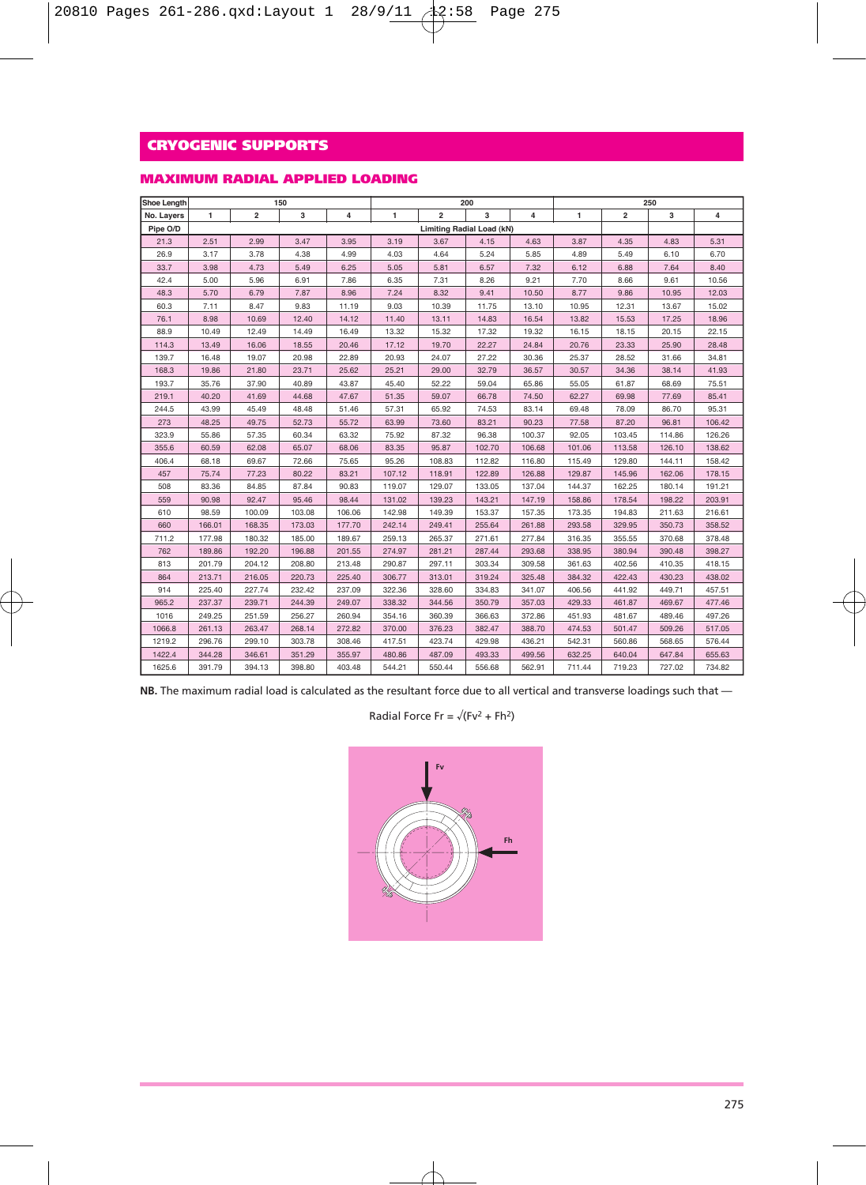# CRYOGENIC SUPPORTS

## MAXIMUM RADIAL APPLIED LOADING

| Shoe Length | 150 | | | | 200 | | | | 250 | | | |
|---|---|---|---|---|---|---|---|---|---|---|---|---|
| No. Layers | 1 | 2 | 3 | 4 | 1 | 2 | 3 | 4 | 1 | 2 | 3 | 4 |
| Pipe O/D | Limiting Radial Load (kN) | | | | | | | | | | | |
| 21.3 | 2.51 | 2.99 | 3.47 | 3.95 | 3.19 | 3.67 | 4.15 | 4.63 | 3.87 | 4.35 | 4.83 | 5.31 |
| 26.9 | 3.17 | 3.78 | 4.38 | 4.99 | 4.03 | 4.64 | 5.24 | 5.85 | 4.89 | 5.49 | 6.10 | 6.70 |
| 33.7 | 3.98 | 4.73 | 5.49 | 6.25 | 5.05 | 5.81 | 6.57 | 7.32 | 6.12 | 6.88 | 7.64 | 8.40 |
| 42.4 | 5.00 | 5.96 | 6.91 | 7.86 | 6.35 | 7.31 | 8.26 | 9.21 | 7.70 | 8.66 | 9.61 | 10.56 |
| 48.3 | 5.70 | 6.79 | 7.87 | 8.96 | 7.24 | 8.32 | 9.41 | 10.50 | 8.77 | 9.86 | 10.95 | 12.03 |
| 60.3 | 7.11 | 8.47 | 9.83 | 11.19 | 9.03 | 10.39 | 11.75 | 13.10 | 10.95 | 12.31 | 13.67 | 15.02 |
| 76.1 | 8.98 | 10.69 | 12.40 | 14.12 | 11.40 | 13.11 | 14.83 | 16.54 | 13.82 | 15.53 | 17.25 | 18.96 |
| 88.9 | 10.49 | 12.49 | 14.49 | 16.49 | 13.32 | 15.32 | 17.32 | 19.32 | 16.15 | 18.15 | 20.15 | 22.15 |
| 114.3 | 13.49 | 16.06 | 18.55 | 20.46 | 17.12 | 19.70 | 22.27 | 24.84 | 20.76 | 23.33 | 25.90 | 28.48 |
| 139.7 | 16.48 | 19.07 | 20.98 | 22.89 | 20.93 | 24.07 | 27.22 | 30.36 | 25.37 | 28.52 | 31.66 | 34.81 |
| 168.3 | 19.86 | 21.80 | 23.71 | 25.62 | 25.21 | 29.00 | 32.79 | 36.57 | 30.57 | 34.36 | 38.14 | 41.93 |
| 193.7 | 35.76 | 37.90 | 40.89 | 43.87 | 45.40 | 52.22 | 59.04 | 65.86 | 55.05 | 61.87 | 68.69 | 75.51 |
| 219.1 | 40.20 | 41.69 | 44.68 | 47.67 | 51.35 | 59.07 | 66.78 | 74.50 | 62.27 | 69.98 | 77.69 | 85.41 |
| 244.5 | 43.99 | 45.49 | 48.48 | 51.46 | 57.31 | 65.92 | 74.53 | 83.14 | 69.48 | 78.09 | 86.70 | 95.31 |
| 273 | 48.25 | 49.75 | 52.73 | 55.72 | 63.99 | 73.60 | 83.21 | 90.23 | 77.58 | 87.20 | 96.81 | 106.42 |
| 323.9 | 55.86 | 57.35 | 60.34 | 63.32 | 75.92 | 87.32 | 96.38 | 100.37 | 92.05 | 103.45 | 114.86 | 126.26 |
| 355.6 | 60.59 | 62.08 | 65.07 | 68.06 | 83.35 | 95.87 | 102.70 | 106.68 | 101.06 | 113.58 | 126.10 | 138.62 |
| 406.4 | 68.18 | 69.67 | 72.66 | 75.65 | 95.26 | 108.83 | 112.82 | 116.80 | 115.49 | 129.80 | 144.11 | 158.42 |
| 457 | 75.74 | 77.23 | 80.22 | 83.21 | 107.12 | 118.91 | 122.89 | 126.88 | 129.87 | 145.96 | 162.06 | 178.15 |
| 508 | 83.36 | 84.85 | 87.84 | 90.83 | 119.07 | 129.07 | 133.05 | 137.04 | 144.37 | 162.25 | 180.14 | 191.21 |
| 559 | 90.98 | 92.47 | 95.46 | 98.44 | 131.02 | 139.23 | 143.21 | 147.19 | 158.86 | 178.54 | 198.22 | 203.91 |
| 610 | 98.59 | 100.09 | 103.08 | 106.06 | 142.98 | 149.39 | 153.37 | 157.35 | 173.35 | 194.83 | 211.63 | 216.61 |
| 660 | 166.01 | 168.35 | 173.03 | 177.70 | 242.14 | 249.41 | 255.64 | 261.88 | 293.58 | 329.95 | 350.73 | 358.52 |
| 711.2 | 177.98 | 180.32 | 185.00 | 189.67 | 259.13 | 265.37 | 271.61 | 277.84 | 316.35 | 355.55 | 370.68 | 378.48 |
| 762 | 189.86 | 192.20 | 196.88 | 201.55 | 274.97 | 281.21 | 287.44 | 293.68 | 338.95 | 380.94 | 390.48 | 398.27 |
| 813 | 201.79 | 204.12 | 208.80 | 213.48 | 290.87 | 297.11 | 303.34 | 309.58 | 361.63 | 402.56 | 410.35 | 418.15 |
| 864 | 213.71 | 216.05 | 220.73 | 225.40 | 306.77 | 313.01 | 319.24 | 325.48 | 384.32 | 422.43 | 430.23 | 438.02 |
| 914 | 225.40 | 227.74 | 232.42 | 237.09 | 322.36 | 328.60 | 334.83 | 341.07 | 406.56 | 441.92 | 449.71 | 457.51 |
| 965.2 | 237.37 | 239.71 | 244.39 | 249.07 | 338.32 | 344.56 | 350.79 | 357.03 | 429.33 | 461.87 | 469.67 | 477.46 |
| 1016 | 249.25 | 251.59 | 256.27 | 260.94 | 354.16 | 360.39 | 366.63 | 372.86 | 451.93 | 481.67 | 489.46 | 497.26 |
| 1066.8 | 261.13 | 263.47 | 268.14 | 272.82 | 370.00 | 376.23 | 382.47 | 388.70 | 474.53 | 501.47 | 509.26 | 517.05 |
| 1219.2 | 296.76 | 299.10 | 303.78 | 308.46 | 417.51 | 423.74 | 429.98 | 436.21 | 542.31 | 560.86 | 568.65 | 576.44 |
| 1422.4 | 344.28 | 346.61 | 351.29 | 355.97 | 480.86 | 487.09 | 493.33 | 499.56 | 632.25 | 640.04 | 647.84 | 655.63 |
| 1625.6 | 391.79 | 394.13 | 398.80 | 403.48 | 544.21 | 550.44 | 556.68 | 562.91 | 711.44 | 719.23 | 727.02 | 734.82 |

**NB.** The maximum radial load is calculated as the resultant force due to all vertical and transverse loadings such that —

$$\text{Radial Force } F_r = \sqrt{(F_v^2 + F_h^2)}$$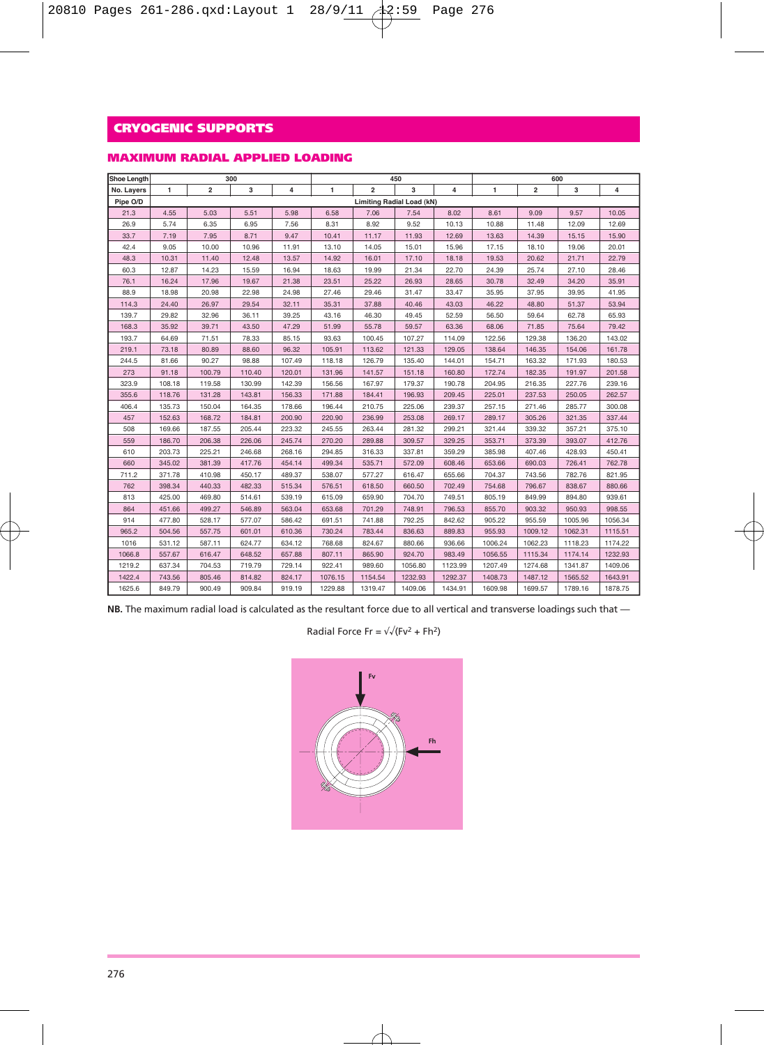# CRYOGENIC SUPPORTS

## MAXIMUM RADIAL APPLIED LOADING

| Shoe Length | 300 | | | | 450 | | | | 600 | | | |
|---|---|---|---|---|---|---|---|---|---|---|---|---|
| No. Layers | 1 | 2 | 3 | 4 | 1 | 2 | 3 | 4 | 1 | 2 | 3 | 4 |
| Pipe O/D | Limiting Radial Load (kN) | | | | | | | | | | | |
| 21.3 | 4.55 | 5.03 | 5.51 | 5.98 | 6.58 | 7.06 | 7.54 | 8.02 | 8.61 | 9.09 | 9.57 | 10.05 |
| 26.9 | 5.74 | 6.35 | 6.95 | 7.56 | 8.31 | 8.92 | 9.52 | 10.13 | 10.88 | 11.48 | 12.09 | 12.69 |
| 33.7 | 7.19 | 7.95 | 8.71 | 9.47 | 10.41 | 11.17 | 11.93 | 12.69 | 13.63 | 14.39 | 15.15 | 15.90 |
| 42.4 | 9.05 | 10.00 | 10.96 | 11.91 | 13.10 | 14.05 | 15.01 | 15.96 | 17.15 | 18.10 | 19.06 | 20.01 |
| 48.3 | 10.31 | 11.40 | 12.48 | 13.57 | 14.92 | 16.01 | 17.10 | 18.18 | 19.53 | 20.62 | 21.71 | 22.79 |
| 60.3 | 12.87 | 14.23 | 15.59 | 16.94 | 18.63 | 19.99 | 21.34 | 22.70 | 24.39 | 25.74 | 27.10 | 28.46 |
| 76.1 | 16.24 | 17.96 | 19.67 | 21.38 | 23.51 | 25.22 | 26.93 | 28.65 | 30.78 | 32.49 | 34.20 | 35.91 |
| 88.9 | 18.98 | 20.98 | 22.98 | 24.98 | 27.46 | 29.46 | 31.47 | 33.47 | 35.95 | 37.95 | 39.95 | 41.95 |
| 114.3 | 24.40 | 26.97 | 29.54 | 32.11 | 35.31 | 37.88 | 40.46 | 43.03 | 46.22 | 48.80 | 51.37 | 53.94 |
| 139.7 | 29.82 | 32.96 | 36.11 | 39.25 | 43.16 | 46.30 | 49.45 | 52.59 | 56.50 | 59.64 | 62.78 | 65.93 |
| 168.3 | 35.92 | 39.71 | 43.50 | 47.29 | 51.99 | 55.78 | 59.57 | 63.36 | 68.06 | 71.85 | 75.64 | 79.42 |
| 193.7 | 64.69 | 71.51 | 78.33 | 85.15 | 93.63 | 100.45 | 107.27 | 114.09 | 122.56 | 129.38 | 136.20 | 143.02 |
| 219.1 | 73.18 | 80.89 | 88.60 | 96.32 | 105.91 | 113.62 | 121.33 | 129.05 | 138.64 | 146.35 | 154.06 | 161.78 |
| 244.5 | 81.66 | 90.27 | 98.88 | 107.49 | 118.18 | 126.79 | 135.40 | 144.01 | 154.71 | 163.32 | 171.93 | 180.53 |
| 273 | 91.18 | 100.79 | 110.40 | 120.01 | 131.96 | 141.57 | 151.18 | 160.80 | 172.74 | 182.35 | 191.97 | 201.58 |
| 323.9 | 108.18 | 119.58 | 130.99 | 142.39 | 156.56 | 167.97 | 179.37 | 190.78 | 204.95 | 216.35 | 227.76 | 239.16 |
| 355.6 | 118.76 | 131.28 | 143.81 | 156.33 | 171.88 | 184.41 | 196.93 | 209.45 | 225.01 | 237.53 | 250.05 | 262.57 |
| 406.4 | 135.73 | 150.04 | 164.35 | 178.66 | 196.44 | 210.75 | 225.06 | 239.37 | 257.15 | 271.46 | 285.77 | 300.08 |
| 457 | 152.63 | 168.72 | 184.81 | 200.90 | 220.90 | 236.99 | 253.08 | 269.17 | 289.17 | 305.26 | 321.35 | 337.44 |
| 508 | 169.66 | 187.55 | 205.44 | 223.32 | 245.55 | 263.44 | 281.32 | 299.21 | 321.44 | 339.32 | 357.21 | 375.10 |
| 559 | 186.70 | 206.38 | 226.06 | 245.74 | 270.20 | 289.88 | 309.57 | 329.25 | 353.71 | 373.39 | 393.07 | 412.76 |
| 610 | 203.73 | 225.21 | 246.68 | 268.16 | 294.85 | 316.33 | 337.81 | 359.29 | 385.98 | 407.46 | 428.93 | 450.41 |
| 660 | 345.02 | 381.39 | 417.76 | 454.14 | 499.34 | 535.71 | 572.09 | 608.46 | 653.66 | 690.03 | 726.41 | 762.78 |
| 711.2 | 371.78 | 410.98 | 450.17 | 489.37 | 538.07 | 577.27 | 616.47 | 655.66 | 704.37 | 743.56 | 782.76 | 821.95 |
| 762 | 398.34 | 440.33 | 482.33 | 515.34 | 576.51 | 618.50 | 660.50 | 702.49 | 754.68 | 796.67 | 838.67 | 880.66 |
| 813 | 425.00 | 469.80 | 514.61 | 539.19 | 615.09 | 659.90 | 704.70 | 749.51 | 805.19 | 849.99 | 894.80 | 939.61 |
| 864 | 451.66 | 499.27 | 546.89 | 563.04 | 653.68 | 701.29 | 748.91 | 796.53 | 855.70 | 903.32 | 950.93 | 998.55 |
| 914 | 477.80 | 528.17 | 577.07 | 586.42 | 691.51 | 741.88 | 792.25 | 842.62 | 905.22 | 955.59 | 1005.96 | 1056.34 |
| 965.2 | 504.56 | 557.75 | 601.01 | 610.36 | 730.24 | 783.44 | 836.63 | 889.83 | 955.93 | 1009.12 | 1062.31 | 1115.51 |
| 1016 | 531.12 | 587.11 | 624.77 | 634.12 | 768.68 | 824.67 | 880.66 | 936.66 | 1006.24 | 1062.23 | 1118.23 | 1174.22 |
| 1066.8 | 557.67 | 616.47 | 648.52 | 657.88 | 807.11 | 865.90 | 924.70 | 983.49 | 1056.55 | 1115.34 | 1174.14 | 1232.93 |
| 1219.2 | 637.34 | 704.53 | 719.79 | 729.14 | 922.41 | 989.60 | 1056.80 | 1123.99 | 1207.49 | 1274.68 | 1341.87 | 1409.06 |
| 1422.4 | 743.56 | 805.46 | 814.82 | 824.17 | 1076.15 | 1154.54 | 1232.93 | 1292.37 | 1408.73 | 1487.12 | 1565.52 | 1643.91 |
| 1625.6 | 849.79 | 900.49 | 909.84 | 919.19 | 1229.88 | 1319.47 | 1409.06 | 1434.91 | 1609.98 | 1699.57 | 1789.16 | 1878.75 |

**NB.** The maximum radial load is calculated as the resultant force due to all vertical and transverse loadings such that —

$$\text{Radial Force } F_r = \sqrt{\sqrt{(F_v^2 + F_h^2)}}$$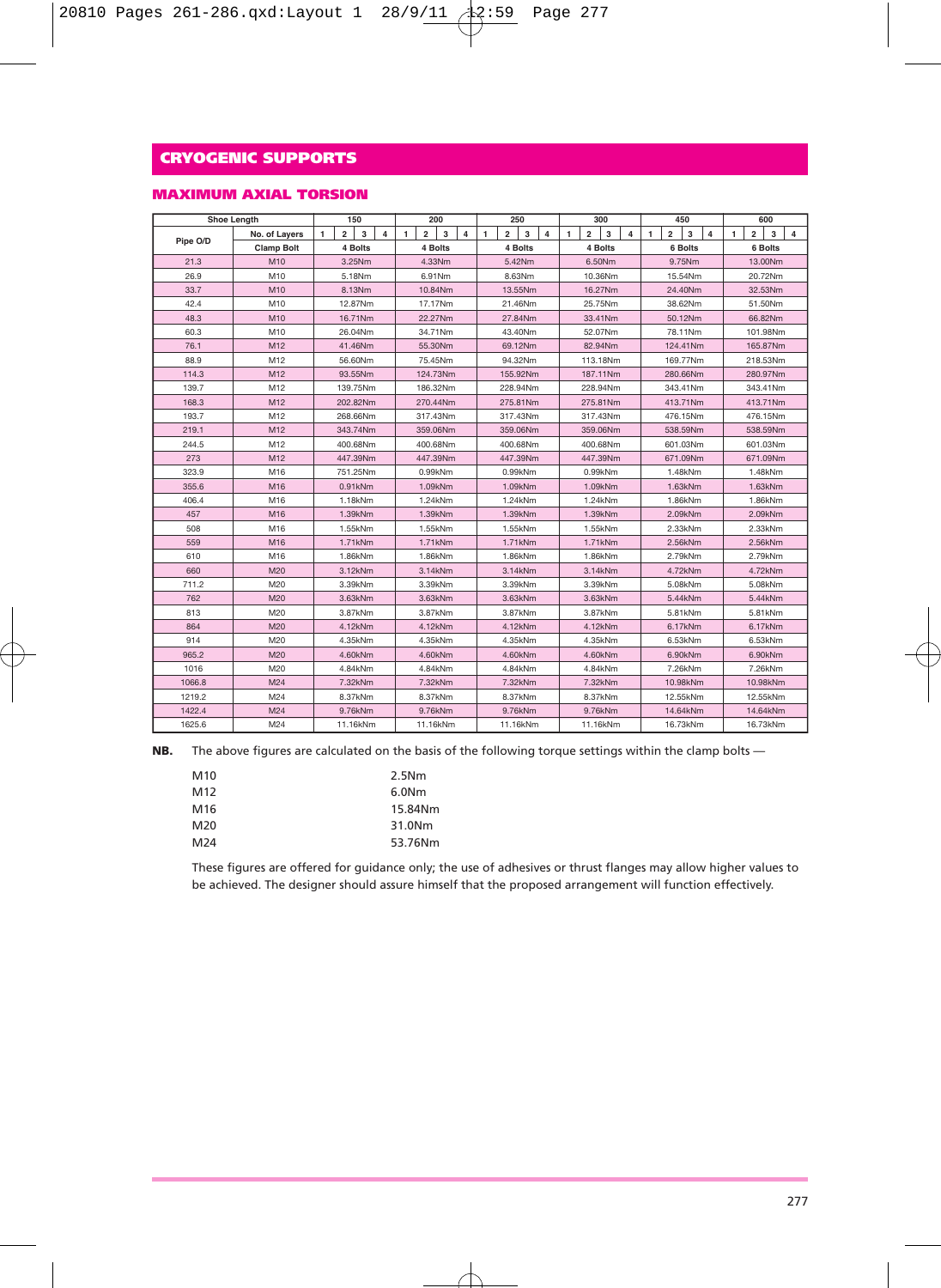# CRYOGENIC SUPPORTS

## MAXIMUM AXIAL TORSION

| Shoe Length | | 150 | 200 | 250 | 300 | 450 | 600 |
|---|---|---|---|---|---|---|---|
| Pipe O/D | No. of Layers | 1 2 3 4 | 1 2 3 4 | 1 2 3 4 | 1 2 3 4 | 1 2 3 4 | 1 2 3 4 |
| | Clamp Bolt | 4 Bolts | 4 Bolts | 4 Bolts | 4 Bolts | 6 Bolts | 6 Bolts |
| 21.3 | M10 | 3.25Nm | 4.33Nm | 5.42Nm | 6.50Nm | 9.75Nm | 13.00Nm |
| 26.9 | M10 | 5.18Nm | 6.91Nm | 8.63Nm | 10.36Nm | 15.54Nm | 20.72Nm |
| 33.7 | M10 | 8.13Nm | 10.84Nm | 13.55Nm | 16.27Nm | 24.40Nm | 32.53Nm |
| 42.4 | M10 | 12.87Nm | 17.17Nm | 21.46Nm | 25.75Nm | 38.62Nm | 51.50Nm |
| 48.3 | M10 | 16.71Nm | 22.27Nm | 27.84Nm | 33.41Nm | 50.12Nm | 66.82Nm |
| 60.3 | M10 | 26.04Nm | 34.71Nm | 43.40Nm | 52.07Nm | 78.11Nm | 101.98Nm |
| 76.1 | M12 | 41.46Nm | 55.30Nm | 69.12Nm | 82.94Nm | 124.41Nm | 165.87Nm |
| 88.9 | M12 | 56.60Nm | 75.45Nm | 94.32Nm | 113.18Nm | 169.77Nm | 218.53Nm |
| 114.3 | M12 | 93.55Nm | 124.73Nm | 155.92Nm | 187.11Nm | 280.66Nm | 280.97Nm |
| 139.7 | M12 | 139.75Nm | 186.32Nm | 228.94Nm | 228.94Nm | 343.41Nm | 343.41Nm |
| 168.3 | M12 | 202.82Nm | 270.44Nm | 275.81Nm | 275.81Nm | 413.71Nm | 413.71Nm |
| 193.7 | M12 | 268.66Nm | 317.43Nm | 317.43Nm | 317.43Nm | 476.15Nm | 476.15Nm |
| 219.1 | M12 | 343.74Nm | 359.06Nm | 359.06Nm | 359.06Nm | 538.59Nm | 538.59Nm |
| 244.5 | M12 | 400.68Nm | 400.68Nm | 400.68Nm | 400.68Nm | 601.03Nm | 601.03Nm |
| 273 | M12 | 447.39Nm | 447.39Nm | 447.39Nm | 447.39Nm | 671.09Nm | 671.09Nm |
| 323.9 | M16 | 751.25Nm | 0.99kNm | 0.99kNm | 0.99kNm | 1.48kNm | 1.48kNm |
| 355.6 | M16 | 0.91kNm | 1.09kNm | 1.09kNm | 1.09kNm | 1.63kNm | 1.63kNm |
| 406.4 | M16 | 1.18kNm | 1.24kNm | 1.24kNm | 1.24kNm | 1.86kNm | 1.86kNm |
| 457 | M16 | 1.39kNm | 1.39kNm | 1.39kNm | 1.39kNm | 2.09kNm | 2.09kNm |
| 508 | M16 | 1.55kNm | 1.55kNm | 1.55kNm | 1.55kNm | 2.33kNm | 2.33kNm |
| 559 | M16 | 1.71kNm | 1.71kNm | 1.71kNm | 1.71kNm | 2.56kNm | 2.56kNm |
| 610 | M16 | 1.86kNm | 1.86kNm | 1.86kNm | 1.86kNm | 2.79kNm | 2.79kNm |
| 660 | M20 | 3.12kNm | 3.14kNm | 3.14kNm | 3.14kNm | 4.72kNm | 4.72kNm |
| 711.2 | M20 | 3.39kNm | 3.39kNm | 3.39kNm | 3.39kNm | 5.08kNm | 5.08kNm |
| 762 | M20 | 3.63kNm | 3.63kNm | 3.63kNm | 3.63kNm | 5.44kNm | 5.44kNm |
| 813 | M20 | 3.87kNm | 3.87kNm | 3.87kNm | 3.87kNm | 5.81kNm | 5.81kNm |
| 864 | M20 | 4.12kNm | 4.12kNm | 4.12kNm | 4.12kNm | 6.17kNm | 6.17kNm |
| 914 | M20 | 4.35kNm | 4.35kNm | 4.35kNm | 4.35kNm | 6.53kNm | 6.53kNm |
| 965.2 | M20 | 4.60kNm | 4.60kNm | 4.60kNm | 4.60kNm | 6.90kNm | 6.90kNm |
| 1016 | M20 | 4.84kNm | 4.84kNm | 4.84kNm | 4.84kNm | 7.26kNm | 7.26kNm |
| 1066.8 | M24 | 7.32kNm | 7.32kNm | 7.32kNm | 7.32kNm | 10.98kNm | 10.98kNm |
| 1219.2 | M24 | 8.37kNm | 8.37kNm | 8.37kNm | 8.37kNm | 12.55kNm | 12.55kNm |
| 1422.4 | M24 | 9.76kNm | 9.76kNm | 9.76kNm | 9.76kNm | 14.64kNm | 14.64kNm |
| 1625.6 | M24 | 11.16kNm | 11.16kNm | 11.16kNm | 11.16kNm | 16.73kNm | 16.73kNm |

**NB.** The above figures are calculated on the basis of the following torque settings within the clamp bolts —

| | |
|---|---|
| M10 | 2.5Nm |
| M12 | 6.0Nm |
| M16 | 15.84Nm |
| M20 | 31.0Nm |
| M24 | 53.76Nm |

These figures are offered for guidance only; the use of adhesives or thrust flanges may allow higher values to be achieved. The designer should assure himself that the proposed arrangement will function effectively.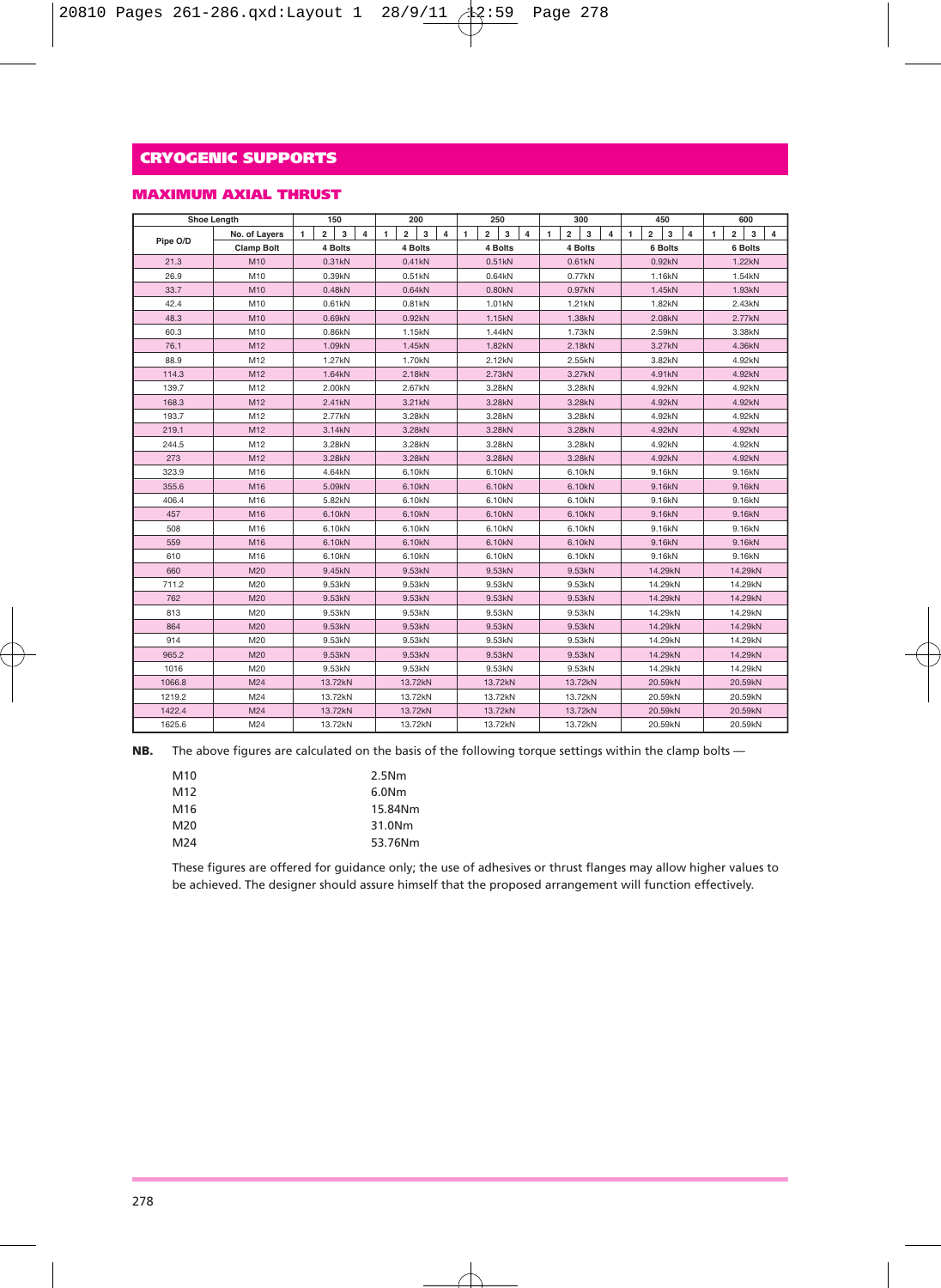# CRYOGENIC SUPPORTS

## MAXIMUM AXIAL THRUST

| Shoe Length | | 150 | 200 | 250 | 300 | 450 | 600 |
|---|---|---|---|---|---|---|---|
| Pipe O/D | No. of Layers | 1 2 3 4 | 1 2 3 4 | 1 2 3 4 | 1 2 3 4 | 1 2 3 4 | 1 2 3 4 |
| | Clamp Bolt | 4 Bolts | 4 Bolts | 4 Bolts | 4 Bolts | 6 Bolts | 6 Bolts |
| 21.3 | M10 | 0.31kN | 0.41kN | 0.51kN | 0.61kN | 0.92kN | 1.22kN |
| 26.9 | M10 | 0.39kN | 0.51kN | 0.64kN | 0.77kN | 1.16kN | 1.54kN |
| 33.7 | M10 | 0.48kN | 0.64kN | 0.80kN | 0.97kN | 1.45kN | 1.93kN |
| 42.4 | M10 | 0.61kN | 0.81kN | 1.01kN | 1.21kN | 1.82kN | 2.43kN |
| 48.3 | M10 | 0.69kN | 0.92kN | 1.15kN | 1.38kN | 2.08kN | 2.77kN |
| 60.3 | M10 | 0.86kN | 1.15kN | 1.44kN | 1.73kN | 2.59kN | 3.38kN |
| 76.1 | M12 | 1.09kN | 1.45kN | 1.82kN | 2.18kN | 3.27kN | 4.36kN |
| 88.9 | M12 | 1.27kN | 1.70kN | 2.12kN | 2.55kN | 3.82kN | 4.92kN |
| 114.3 | M12 | 1.64kN | 2.18kN | 2.73kN | 3.27kN | 4.91kN | 4.92kN |
| 139.7 | M12 | 2.00kN | 2.67kN | 3.28kN | 3.28kN | 4.92kN | 4.92kN |
| 168.3 | M12 | 2.41kN | 3.21kN | 3.28kN | 3.28kN | 4.92kN | 4.92kN |
| 193.7 | M12 | 2.77kN | 3.28kN | 3.28kN | 3.28kN | 4.92kN | 4.92kN |
| 219.1 | M12 | 3.14kN | 3.28kN | 3.28kN | 3.28kN | 4.92kN | 4.92kN |
| 244.5 | M12 | 3.28kN | 3.28kN | 3.28kN | 3.28kN | 4.92kN | 4.92kN |
| 273 | M12 | 3.28kN | 3.28kN | 3.28kN | 3.28kN | 4.92kN | 4.92kN |
| 323.9 | M16 | 4.64kN | 6.10kN | 6.10kN | 6.10kN | 9.16kN | 9.16kN |
| 355.6 | M16 | 5.09kN | 6.10kN | 6.10kN | 6.10kN | 9.16kN | 9.16kN |
| 406.4 | M16 | 5.82kN | 6.10kN | 6.10kN | 6.10kN | 9.16kN | 9.16kN |
| 457 | M16 | 6.10kN | 6.10kN | 6.10kN | 6.10kN | 9.16kN | 9.16kN |
| 508 | M16 | 6.10kN | 6.10kN | 6.10kN | 6.10kN | 9.16kN | 9.16kN |
| 559 | M16 | 6.10kN | 6.10kN | 6.10kN | 6.10kN | 9.16kN | 9.16kN |
| 610 | M16 | 6.10kN | 6.10kN | 6.10kN | 6.10kN | 9.16kN | 9.16kN |
| 660 | M20 | 9.45kN | 9.53kN | 9.53kN | 9.53kN | 14.29kN | 14.29kN |
| 711.2 | M20 | 9.53kN | 9.53kN | 9.53kN | 9.53kN | 14.29kN | 14.29kN |
| 762 | M20 | 9.53kN | 9.53kN | 9.53kN | 9.53kN | 14.29kN | 14.29kN |
| 813 | M20 | 9.53kN | 9.53kN | 9.53kN | 9.53kN | 14.29kN | 14.29kN |
| 864 | M20 | 9.53kN | 9.53kN | 9.53kN | 9.53kN | 14.29kN | 14.29kN |
| 914 | M20 | 9.53kN | 9.53kN | 9.53kN | 9.53kN | 14.29kN | 14.29kN |
| 965.2 | M20 | 9.53kN | 9.53kN | 9.53kN | 9.53kN | 14.29kN | 14.29kN |
| 1016 | M20 | 9.53kN | 9.53kN | 9.53kN | 9.53kN | 14.29kN | 14.29kN |
| 1066.8 | M24 | 13.72kN | 13.72kN | 13.72kN | 13.72kN | 20.59kN | 20.59kN |
| 1219.2 | M24 | 13.72kN | 13.72kN | 13.72kN | 13.72kN | 20.59kN | 20.59kN |
| 1422.4 | M24 | 13.72kN | 13.72kN | 13.72kN | 13.72kN | 20.59kN | 20.59kN |
| 1625.6 | M24 | 13.72kN | 13.72kN | 13.72kN | 13.72kN | 20.59kN | 20.59kN |

**NB.** The above figures are calculated on the basis of the following torque settings within the clamp bolts —

| | |
|---|---|
| M10 | 2.5Nm |
| M12 | 6.0Nm |
| M16 | 15.84Nm |
| M20 | 31.0Nm |
| M24 | 53.76Nm |

These figures are offered for guidance only; the use of adhesives or thrust flanges may allow higher values to be achieved. The designer should assure himself that the proposed arrangement will function effectively.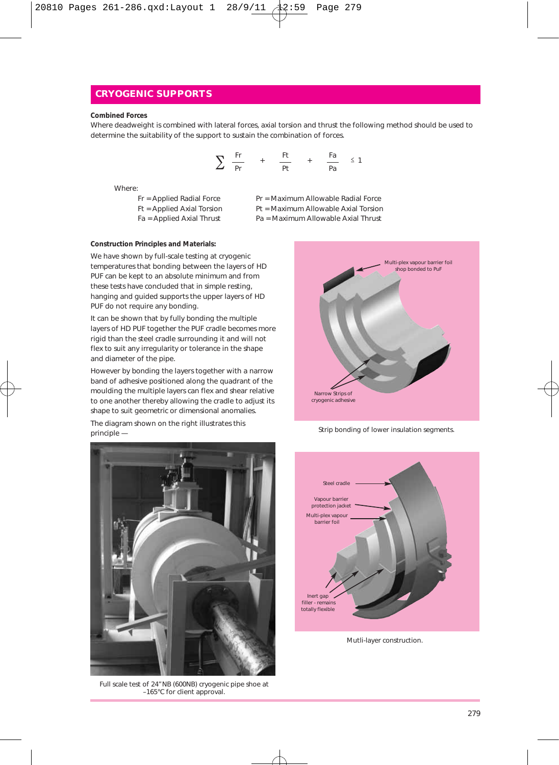## CRYOGENIC SUPPORTS

**Combined Forces**

Where deadweight is combined with lateral forces, axial torsion and thrust the following method should be used to determine the suitability of the support to sustain the combination of forces.

$$\sum \frac{Fr}{Pr} + \frac{Ft}{Pt} + \frac{Fa}{Pa} \leq 1$$

Where:

| | |
|---|---|
| Fr = Applied Radial Force | Pr = Maximum Allowable Radial Force |
| Ft = Applied Axial Torsion | Pt = Maximum Allowable Axial Torsion |
| Fa = Applied Axial Thrust | Pa = Maximum Allowable Axial Thrust |

**Construction Principles and Materials:**

We have shown by full-scale testing at cryogenic temperatures that bonding between the layers of HD PUF can be kept to an absolute minimum and from these tests have concluded that in simple resting, hanging and guided supports the upper layers of HD PUF do not require any bonding.

It can be shown that by fully bonding the multiple layers of HD PUF together the PUF cradle becomes more rigid than the steel cradle surrounding it and will not flex to suit any irregularity or tolerance in the shape and diameter of the pipe.

However by bonding the layers together with a narrow band of adhesive positioned along the quadrant of the moulding the multiple layers can flex and shear relative to one another thereby allowing the cradle to adjust its shape to suit geometric or dimensional anomalies.

The diagram shown on the right illustrates this principle —

Multi-plex vapour barrier foil shop bonded to PuF

Narrow Strips of cryogenic adhesive

Strip bonding of lower insulation segments.

Full scale test of 24"NB (600NB) cryogenic pipe shoe at –165°C for client approval.

Steel cradle

Vapour barrier protection jacket

Multi-plex vapour barrier foil

Inert gap filler - remains totally flexible

Mutli-layer construction.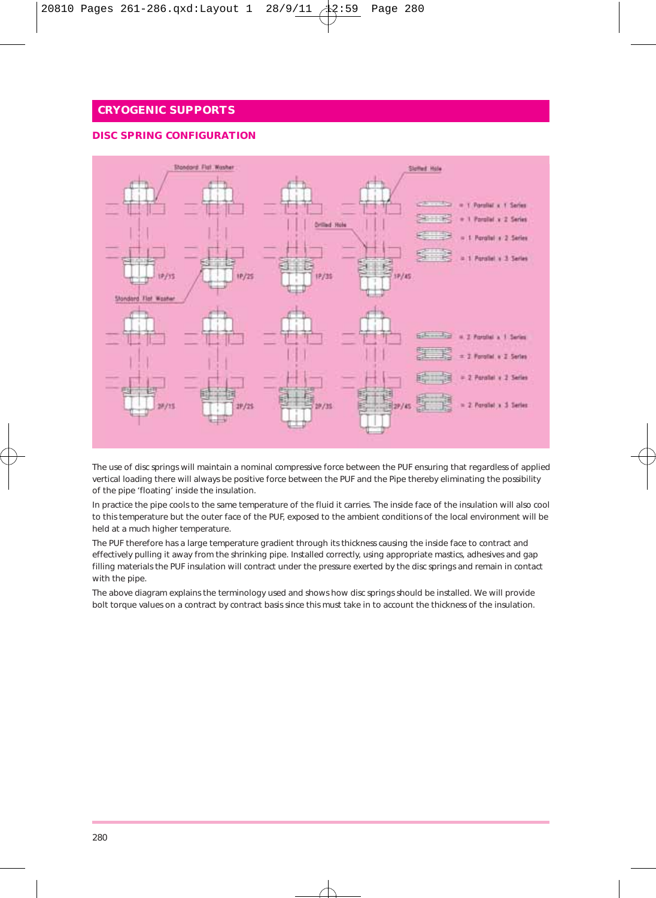## CRYOGENIC SUPPORTS

### DISC SPRING CONFIGURATION

The use of disc springs will maintain a nominal compressive force between the PUF ensuring that regardless of applied vertical loading there will always be positive force between the PUF and the Pipe thereby eliminating the possibility of the pipe 'floating' inside the insulation.

In practice the pipe cools to the same temperature of the fluid it carries. The inside face of the insulation will also cool to this temperature but the outer face of the PUF, exposed to the ambient conditions of the local environment will be held at a much higher temperature.

The PUF therefore has a large temperature gradient through its thickness causing the inside face to contract and effectively pulling it away from the shrinking pipe. Installed correctly, using appropriate mastics, adhesives and gap filling materials the PUF insulation will contract under the pressure exerted by the disc springs and remain in contact with the pipe.

The above diagram explains the terminology used and shows how disc springs should be installed. We will provide bolt torque values on a contract by contract basis since this must take in to account the thickness of the insulation.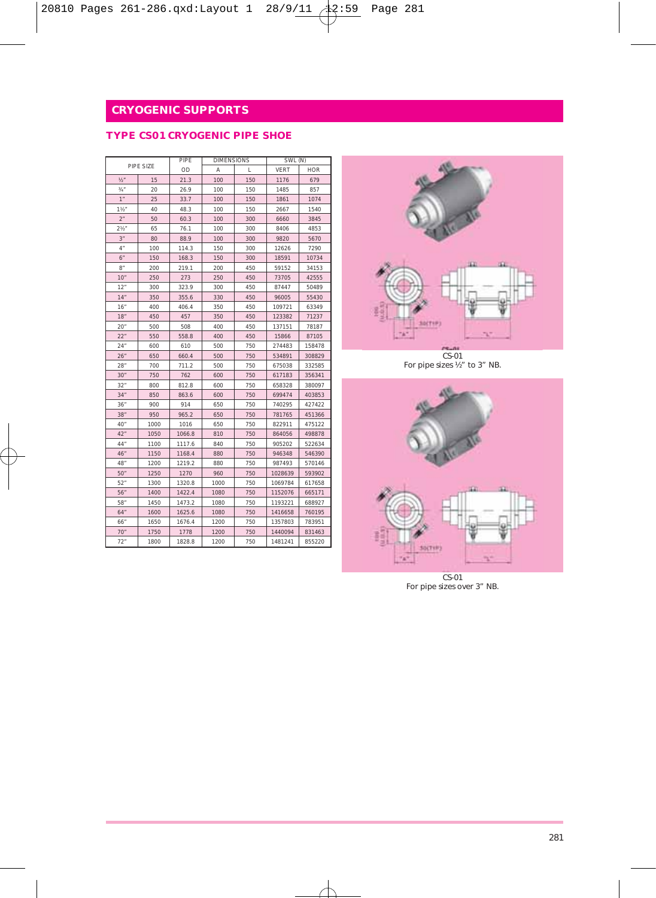# CRYOGENIC SUPPORTS

## TYPE CS01 CRYOGENIC PIPE SHOE

| PIPE SIZE | | PIPE OD | DIMENSIONS | | SWL (N) | |
|---|---|---|---|---|---|---|
| | | | A | L | VERT | HOR |
| ½" | 15 | 21.3 | 100 | 150 | 1176 | 679 |
| ¾" | 20 | 26.9 | 100 | 150 | 1485 | 857 |
| 1" | 25 | 33.7 | 100 | 150 | 1861 | 1074 |
| 1½" | 40 | 48.3 | 100 | 150 | 2667 | 1540 |
| 2" | 50 | 60.3 | 100 | 300 | 6660 | 3845 |
| 2½" | 65 | 76.1 | 100 | 300 | 8406 | 4853 |
| 3" | 80 | 88.9 | 100 | 300 | 9820 | 5670 |
| 4" | 100 | 114.3 | 150 | 300 | 12626 | 7290 |
| 6" | 150 | 168.3 | 150 | 300 | 18591 | 10734 |
| 8" | 200 | 219.1 | 200 | 450 | 59152 | 34153 |
| 10" | 250 | 273 | 250 | 450 | 73705 | 42555 |
| 12" | 300 | 323.9 | 300 | 450 | 87447 | 50489 |
| 14" | 350 | 355.6 | 330 | 450 | 96005 | 55430 |
| 16" | 400 | 406.4 | 350 | 450 | 109721 | 63349 |
| 18" | 450 | 457 | 350 | 450 | 123382 | 71237 |
| 20" | 500 | 508 | 400 | 450 | 137151 | 78187 |
| 22" | 550 | 558.8 | 400 | 450 | 15866 | 87105 |
| 24" | 600 | 610 | 500 | 750 | 274483 | 158478 |
| 26" | 650 | 660.4 | 500 | 750 | 534891 | 308829 |
| 28" | 700 | 711.2 | 500 | 750 | 675038 | 332585 |
| 30" | 750 | 762 | 600 | 750 | 617183 | 356341 |
| 32" | 800 | 812.8 | 600 | 750 | 658328 | 380097 |
| 34" | 850 | 863.6 | 600 | 750 | 699474 | 403853 |
| 36" | 900 | 914 | 650 | 750 | 740295 | 427422 |
| 38" | 950 | 965.2 | 650 | 750 | 781765 | 451366 |
| 40" | 1000 | 1016 | 650 | 750 | 822911 | 475122 |
| 42" | 1050 | 1066.8 | 810 | 750 | 864056 | 498878 |
| 44" | 1100 | 1117.6 | 840 | 750 | 905202 | 522634 |
| 46" | 1150 | 1168.4 | 880 | 750 | 946348 | 546390 |
| 48" | 1200 | 1219.2 | 880 | 750 | 987493 | 570146 |
| 50" | 1250 | 1270 | 960 | 750 | 1028639 | 593902 |
| 52" | 1300 | 1320.8 | 1000 | 750 | 1069784 | 617658 |
| 56" | 1400 | 1422.4 | 1080 | 750 | 1152076 | 665171 |
| 58" | 1450 | 1473.2 | 1080 | 750 | 1193221 | 688927 |
| 64" | 1600 | 1625.6 | 1080 | 750 | 1416658 | 760195 |
| 66" | 1650 | 1676.4 | 1200 | 750 | 1357803 | 783951 |
| 70" | 1750 | 1778 | 1200 | 750 | 1440094 | 831463 |
| 72" | 1800 | 1828.8 | 1200 | 750 | 1481241 | 855220 |

CS-01
For pipe sizes ½" to 3" NB.

CS-01
For pipe sizes over 3" NB.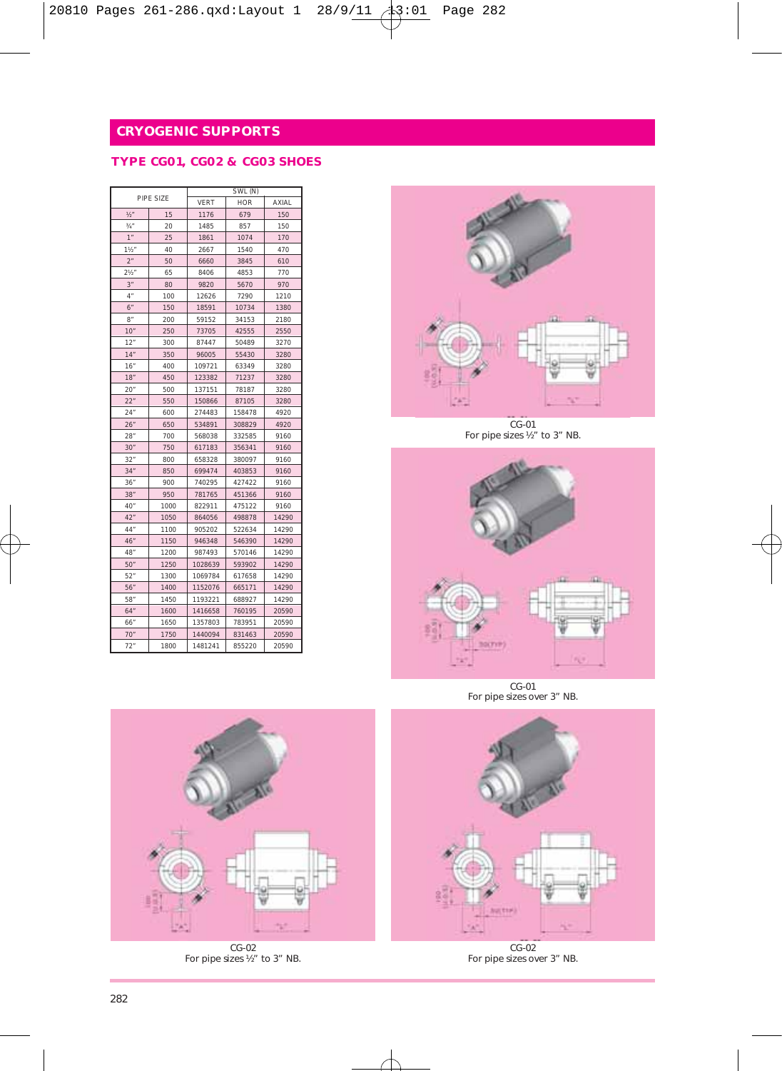## CRYOGENIC SUPPORTS

### TYPE CG01, CG02 & CG03 SHOES

| PIPE SIZE | | SWL (N) | | |
|---|---|---|---|---|
| | | VERT | HOR | AXIAL |
| ½" | 15 | 1176 | 679 | 150 |
| ¾" | 20 | 1485 | 857 | 150 |
| 1" | 25 | 1861 | 1074 | 170 |
| 1½" | 40 | 2667 | 1540 | 470 |
| 2" | 50 | 6660 | 3845 | 610 |
| 2½" | 65 | 8406 | 4853 | 770 |
| 3" | 80 | 9820 | 5670 | 970 |
| 4" | 100 | 12626 | 7290 | 1210 |
| 6" | 150 | 18591 | 10734 | 1380 |
| 8" | 200 | 59152 | 34153 | 2180 |
| 10" | 250 | 73705 | 42555 | 2550 |
| 12" | 300 | 87447 | 50489 | 3270 |
| 14" | 350 | 96005 | 55430 | 3280 |
| 16" | 400 | 109721 | 63349 | 3280 |
| 18" | 450 | 123382 | 71237 | 3280 |
| 20" | 500 | 137151 | 78187 | 3280 |
| 22" | 550 | 150866 | 87105 | 3280 |
| 24" | 600 | 274483 | 158478 | 4920 |
| 26" | 650 | 534891 | 308829 | 4920 |
| 28" | 700 | 568038 | 332585 | 9160 |
| 30" | 750 | 617183 | 356341 | 9160 |
| 32" | 800 | 658328 | 380097 | 9160 |
| 34" | 850 | 699474 | 403853 | 9160 |
| 36" | 900 | 740295 | 427422 | 9160 |
| 38" | 950 | 781765 | 451366 | 9160 |
| 40" | 1000 | 822911 | 475122 | 9160 |
| 42" | 1050 | 864056 | 498878 | 14290 |
| 44" | 1100 | 905202 | 522634 | 14290 |
| 46" | 1150 | 946348 | 546390 | 14290 |
| 48" | 1200 | 987493 | 570146 | 14290 |
| 50" | 1250 | 1028639 | 593902 | 14290 |
| 52" | 1300 | 1069784 | 617658 | 14290 |
| 56" | 1400 | 1152076 | 665171 | 14290 |
| 58" | 1450 | 1193221 | 688927 | 14290 |
| 64" | 1600 | 1416658 | 760195 | 20590 |
| 66" | 1650 | 1357803 | 783951 | 20590 |
| 70" | 1750 | 1440094 | 831463 | 20590 |
| 72" | 1800 | 1481241 | 855220 | 20590 |

CG-01
For pipe sizes ½" to 3" NB.

CG-01
For pipe sizes over 3" NB.

CG-02
For pipe sizes ½" to 3" NB.

CG-02
For pipe sizes over 3" NB.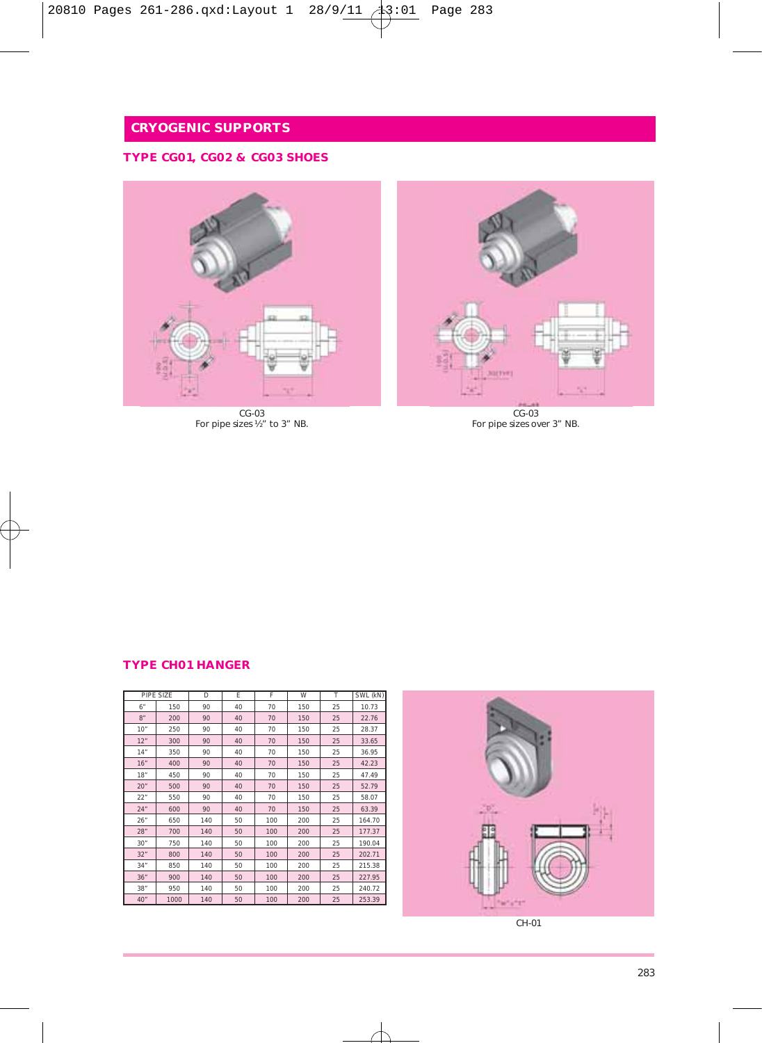## CRYOGENIC SUPPORTS

### TYPE CG01, CG02 & CG03 SHOES

CG-03
For pipe sizes ½" to 3" NB.

CG-03
For pipe sizes over 3" NB.

### TYPE CH01 HANGER

| PIPE SIZE | | D | E | F | W | T | SWL (kN) |
|---|---|---|---|---|---|---|---|
| 6" | 150 | 90 | 40 | 70 | 150 | 25 | 10.73 |
| 8" | 200 | 90 | 40 | 70 | 150 | 25 | 22.76 |
| 10" | 250 | 90 | 40 | 70 | 150 | 25 | 28.37 |
| 12" | 300 | 90 | 40 | 70 | 150 | 25 | 33.65 |
| 14" | 350 | 90 | 40 | 70 | 150 | 25 | 36.95 |
| 16" | 400 | 90 | 40 | 70 | 150 | 25 | 42.23 |
| 18" | 450 | 90 | 40 | 70 | 150 | 25 | 47.49 |
| 20" | 500 | 90 | 40 | 70 | 150 | 25 | 52.79 |
| 22" | 550 | 90 | 40 | 70 | 150 | 25 | 58.07 |
| 24" | 600 | 90 | 40 | 70 | 150 | 25 | 63.39 |
| 26" | 650 | 140 | 50 | 100 | 200 | 25 | 164.70 |
| 28" | 700 | 140 | 50 | 100 | 200 | 25 | 177.37 |
| 30" | 750 | 140 | 50 | 100 | 200 | 25 | 190.04 |
| 32" | 800 | 140 | 50 | 100 | 200 | 25 | 202.71 |
| 34" | 850 | 140 | 50 | 100 | 200 | 25 | 215.38 |
| 36" | 900 | 140 | 50 | 100 | 200 | 25 | 227.95 |
| 38" | 950 | 140 | 50 | 100 | 200 | 25 | 240.72 |
| 40" | 1000 | 140 | 50 | 100 | 200 | 25 | 253.39 |

CH-01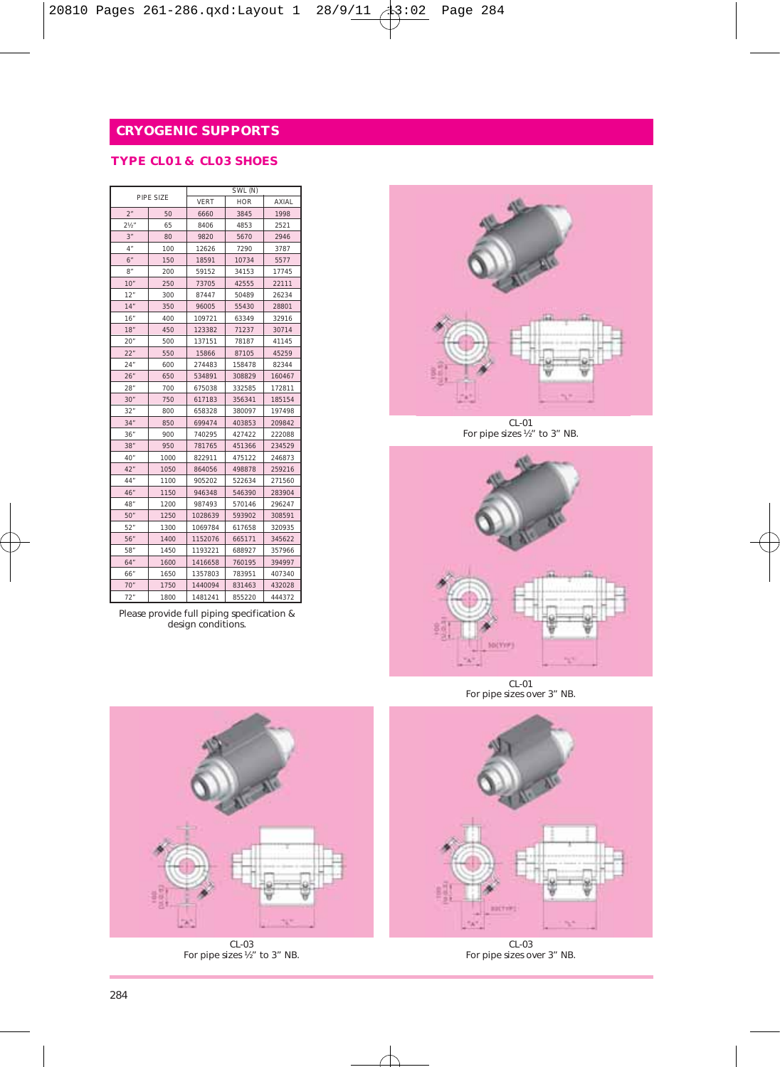# CRYOGENIC SUPPORTS

## TYPE CL01 & CL03 SHOES

| PIPE SIZE | | SWL (N) | | |
|---|---|---|---|---|
| | | VERT | HOR | AXIAL |
| 2" | 50 | 6660 | 3845 | 1998 |
| 2½" | 65 | 8406 | 4853 | 2521 |
| 3" | 80 | 9820 | 5670 | 2946 |
| 4" | 100 | 12626 | 7290 | 3787 |
| 6" | 150 | 18591 | 10734 | 5577 |
| 8" | 200 | 59152 | 34153 | 17745 |
| 10" | 250 | 73705 | 42555 | 22111 |
| 12" | 300 | 87447 | 50489 | 26234 |
| 14" | 350 | 96005 | 55430 | 28801 |
| 16" | 400 | 109721 | 63349 | 32916 |
| 18" | 450 | 123382 | 71237 | 30714 |
| 20" | 500 | 137151 | 78187 | 41145 |
| 22" | 550 | 15866 | 87105 | 45259 |
| 24" | 600 | 274483 | 158478 | 82344 |
| 26" | 650 | 534891 | 308829 | 160467 |
| 28" | 700 | 675038 | 332585 | 172811 |
| 30" | 750 | 617183 | 356341 | 185154 |
| 32" | 800 | 658328 | 380097 | 197498 |
| 34" | 850 | 699474 | 403853 | 209842 |
| 36" | 900 | 740295 | 427422 | 222088 |
| 38" | 950 | 781765 | 451366 | 234529 |
| 40" | 1000 | 822911 | 475122 | 246873 |
| 42" | 1050 | 864056 | 498878 | 259216 |
| 44" | 1100 | 905202 | 522634 | 271560 |
| 46" | 1150 | 946348 | 546390 | 283904 |
| 48" | 1200 | 987493 | 570146 | 296247 |
| 50" | 1250 | 1028639 | 593902 | 308591 |
| 52" | 1300 | 1069784 | 617658 | 320935 |
| 56" | 1400 | 1152076 | 665171 | 345622 |
| 58" | 1450 | 1193221 | 688927 | 357966 |
| 64" | 1600 | 1416658 | 760195 | 394997 |
| 66" | 1650 | 1357803 | 783951 | 407340 |
| 70" | 1750 | 1440094 | 831463 | 432028 |
| 72" | 1800 | 1481241 | 855220 | 444372 |

Please provide full piping specification & design conditions.

CL-01
For pipe sizes ½" to 3" NB.

CL-01
For pipe sizes over 3" NB.

CL-03
For pipe sizes ½" to 3" NB.

CL-03
For pipe sizes over 3" NB.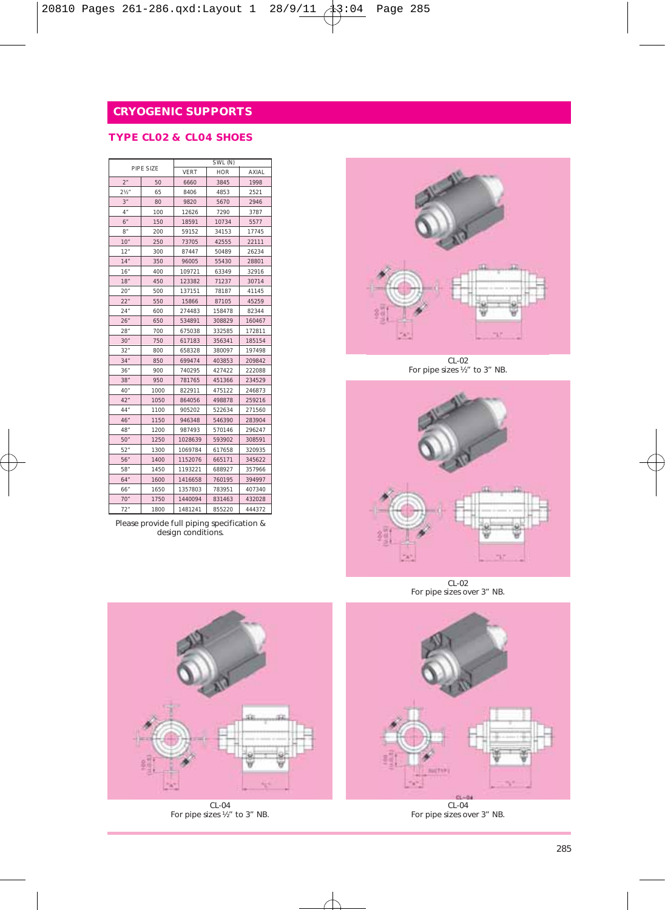# CRYOGENIC SUPPORTS

## TYPE CL02 & CL04 SHOES

| PIPE SIZE | | SWL (N) | | |
|---|---|---|---|---|
| | | VERT | HOR | AXIAL |
| 2" | 50 | 6660 | 3845 | 1998 |
| 2½" | 65 | 8406 | 4853 | 2521 |
| 3" | 80 | 9820 | 5670 | 2946 |
| 4" | 100 | 12626 | 7290 | 3787 |
| 6" | 150 | 18591 | 10734 | 5577 |
| 8" | 200 | 59152 | 34153 | 17745 |
| 10" | 250 | 73705 | 42555 | 22111 |
| 12" | 300 | 87447 | 50489 | 26234 |
| 14" | 350 | 96005 | 55430 | 28801 |
| 16" | 400 | 109721 | 63349 | 32916 |
| 18" | 450 | 123382 | 71237 | 30714 |
| 20" | 500 | 137151 | 78187 | 41145 |
| 22" | 550 | 15866 | 87105 | 45259 |
| 24" | 600 | 274483 | 158478 | 82344 |
| 26" | 650 | 534891 | 308829 | 160467 |
| 28" | 700 | 675038 | 332585 | 172811 |
| 30" | 750 | 617183 | 356341 | 185154 |
| 32" | 800 | 658328 | 380097 | 197498 |
| 34" | 850 | 699474 | 403853 | 209842 |
| 36" | 900 | 740295 | 427422 | 222088 |
| 38" | 950 | 781765 | 451366 | 234529 |
| 40" | 1000 | 822911 | 475122 | 246873 |
| 42" | 1050 | 864056 | 498878 | 259216 |
| 44" | 1100 | 905202 | 522634 | 271560 |
| 46" | 1150 | 946348 | 546390 | 283904 |
| 48" | 1200 | 987493 | 570146 | 296247 |
| 50" | 1250 | 1028639 | 593902 | 308591 |
| 52" | 1300 | 1069784 | 617658 | 320935 |
| 56" | 1400 | 1152076 | 665171 | 345622 |
| 58" | 1450 | 1193221 | 688927 | 357966 |
| 64" | 1600 | 1416658 | 760195 | 394997 |
| 66" | 1650 | 1357803 | 783951 | 407340 |
| 70" | 1750 | 1440094 | 831463 | 432028 |
| 72" | 1800 | 1481241 | 855220 | 444372 |

Please provide full piping specification & design conditions.

CL-02
For pipe sizes ½" to 3" NB.

CL-02
For pipe sizes over 3" NB.

CL-04
For pipe sizes ½" to 3" NB.

CL-04
For pipe sizes over 3" NB.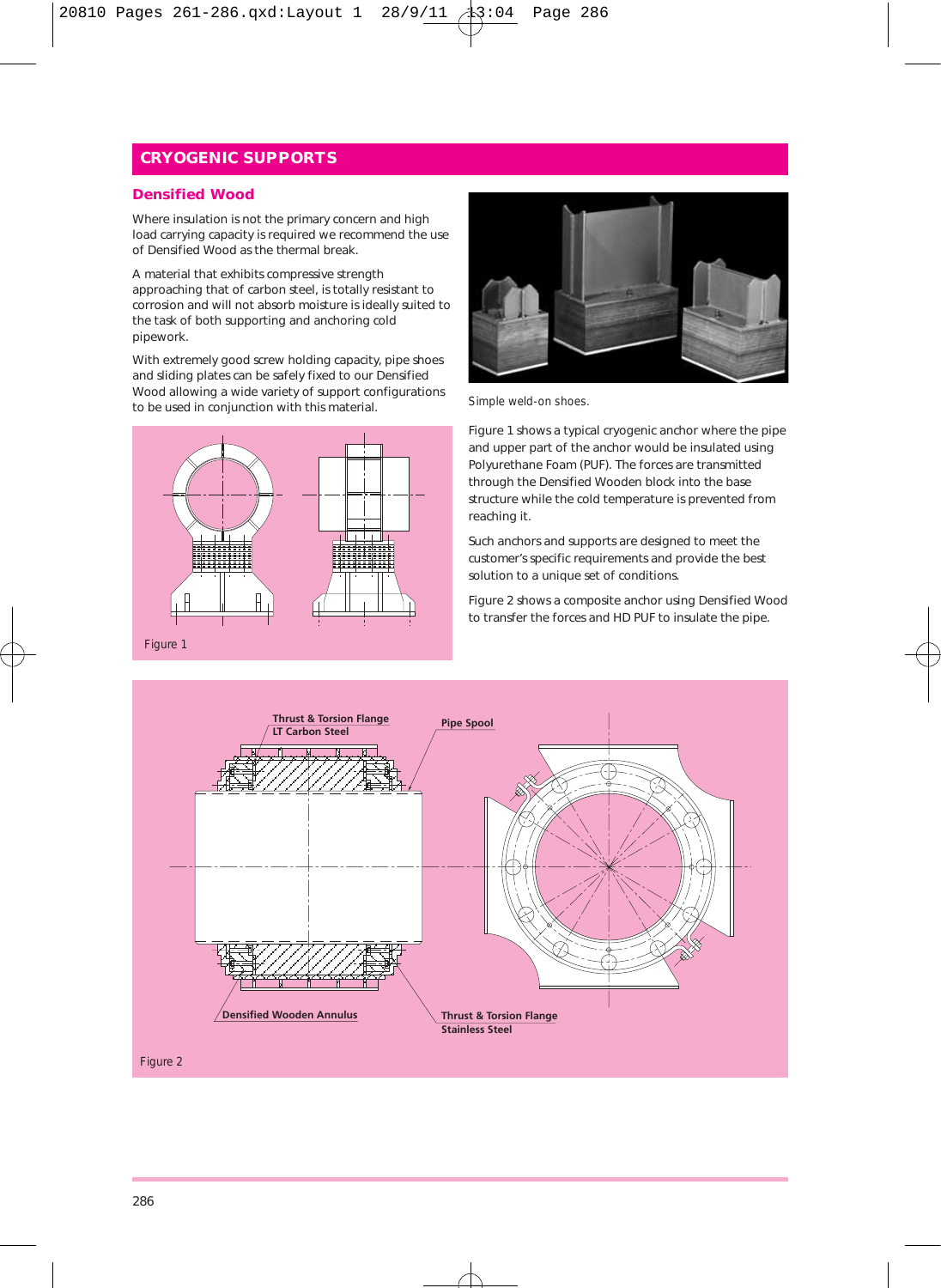## CRYOGENIC SUPPORTS

### Densified Wood

Where insulation is not the primary concern and high load carrying capacity is required we recommend the use of Densified Wood as the thermal break.

A material that exhibits compressive strength approaching that of carbon steel, is totally resistant to corrosion and will not absorb moisture is ideally suited to the task of both supporting and anchoring cold pipework.

With extremely good screw holding capacity, pipe shoes and sliding plates can be safely fixed to our Densified Wood allowing a wide variety of support configurations to be used in conjunction with this material.

Figure 1

Simple weld-on shoes.

Figure 1 shows a typical cryogenic anchor where the pipe and upper part of the anchor would be insulated using Polyurethane Foam (PUF). The forces are transmitted through the Densified Wooden block into the base structure while the cold temperature is prevented from reaching it.

Such anchors and supports are designed to meet the customer's specific requirements and provide the best solution to a unique set of conditions.

Figure 2 shows a composite anchor using Densified Wood to transfer the forces and HD PUF to insulate the pipe.

Thrust & Torsion Flange LT Carbon Steel

Pipe Spool

Densified Wooden Annulus

Thrust & Torsion Flange Stainless Steel

Figure 2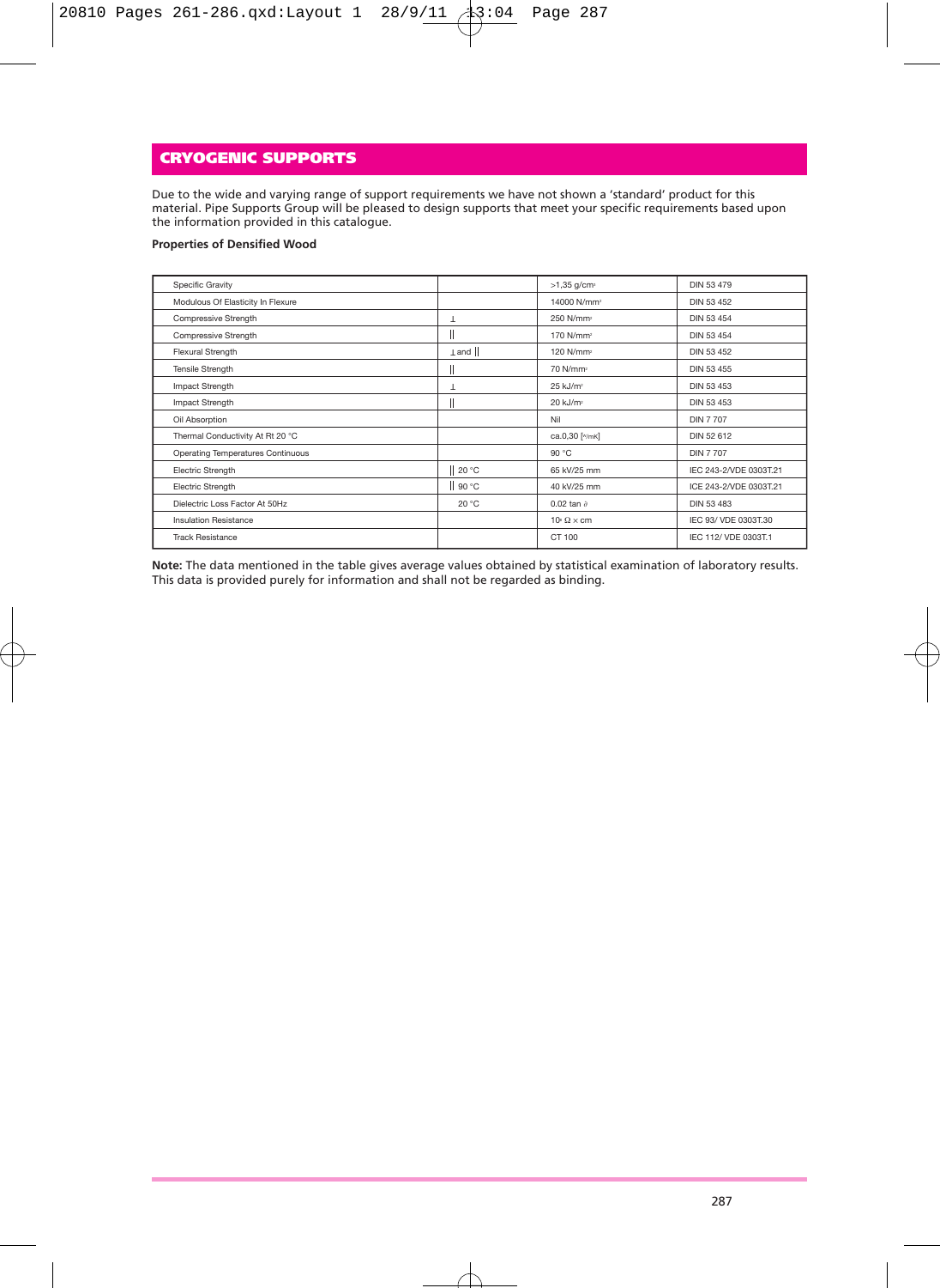## CRYOGENIC SUPPORTS

Due to the wide and varying range of support requirements we have not shown a 'standard' product for this material. Pipe Supports Group will be pleased to design supports that meet your specific requirements based upon the information provided in this catalogue.

**Properties of Densified Wood**

| Property | Direction | Value | Standard |
|---|---|---|---|
| Specific Gravity | | >1,35 g/cm³ | DIN 53 479 |
| Modulous Of Elasticity In Flexure | | 14000 N/mm² | DIN 53 452 |
| Compressive Strength | ⊥ | 250 N/mm² | DIN 53 454 |
| Compressive Strength | ‖ | 170 N/mm² | DIN 53 454 |
| Flexural Strength | ⊥ and ‖ | 120 N/mm² | DIN 53 452 |
| Tensile Strength | ‖ | 70 N/mm² | DIN 53 455 |
| Impact Strength | ⊥ | 25 kJ/m² | DIN 53 453 |
| Impact Strength | ‖ | 20 kJ/m² | DIN 53 453 |
| Oil Absorption | | Nil | DIN 7 707 |
| Thermal Conductivity At Rt 20 °C | | ca.0,30 [W/mK] | DIN 52 612 |
| Operating Temperatures Continuous | | 90 °C | DIN 7 707 |
| Electric Strength | ‖ 20 °C | 65 kV/25 mm | IEC 243-2/VDE 0303T.21 |
| Electric Strength | ‖ 90 °C | 40 kV/25 mm | ICE 243-2/VDE 0303T.21 |
| Dielectric Loss Factor At 50Hz | 20 °C | 0.02 tan ∂ | DIN 53 483 |
| Insulation Resistance | | $10^{8}$ Ω × cm | IEC 93/ VDE 0303T.30 |
| Track Resistance | | CT 100 | IEC 112/ VDE 0303T.1 |

**Note:** The data mentioned in the table gives average values obtained by statistical examination of laboratory results. This data is provided purely for information and shall not be regarded as binding.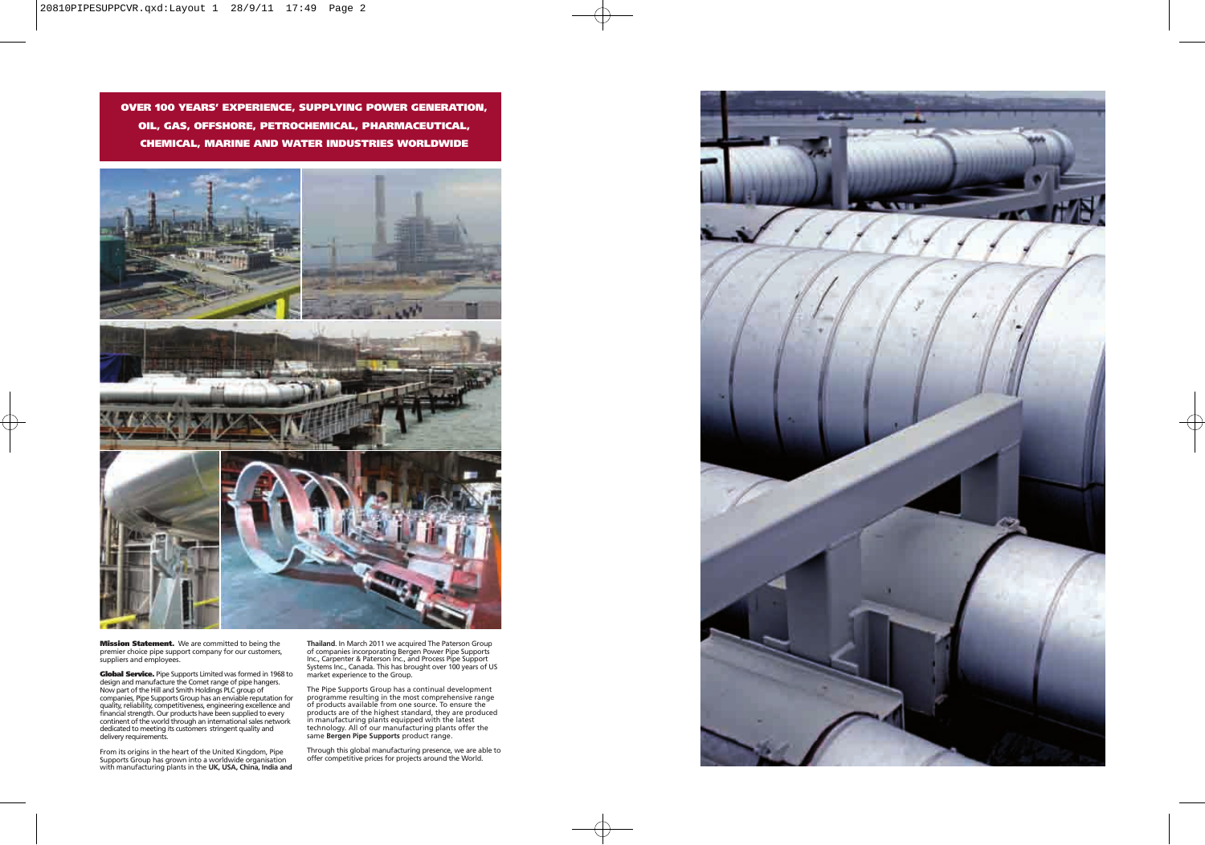**OVER 100 YEARS' EXPERIENCE, SUPPLYING POWER GENERATION, OIL, GAS, OFFSHORE, PETROCHEMICAL, PHARMACEUTICAL, CHEMICAL, MARINE AND WATER INDUSTRIES WORLDWIDE**

**Mission Statement.** We are committed to being the premier choice pipe support company for our customers, suppliers and employees.

**Global Service.** Pipe Supports Limited was formed in 1968 to design and manufacture the Comet range of pipe hangers. Now part of the Hill and Smith Holdings PLC group of companies, Pipe Supports Group has an enviable reputation for quality, reliability, competitiveness, engineering excellence and financial strength. Our products have been supplied to every continent of the world through an international sales network dedicated to meeting its customers stringent quality and delivery requirements.

From its origins in the heart of the United Kingdom, Pipe Supports Group has grown into a worldwide organisation with manufacturing plants in the **UK, USA, China, India and Thailand**. In March 2011 we acquired The Paterson Group of companies incorporating Bergen Power Pipe Supports Inc., Carpenter & Paterson Inc., and Process Pipe Support Systems Inc., Canada. This has brought over 100 years of US market experience to the Group.

The Pipe Supports Group has a continual development programme resulting in the most comprehensive range of products available from one source. To ensure the products are of the highest standard, they are produced in manufacturing plants equipped with the latest technology. All of our manufacturing plants offer the same **Bergen Pipe Supports** product range.

Through this global manufacturing presence, we are able to offer competitive prices for projects around the World.